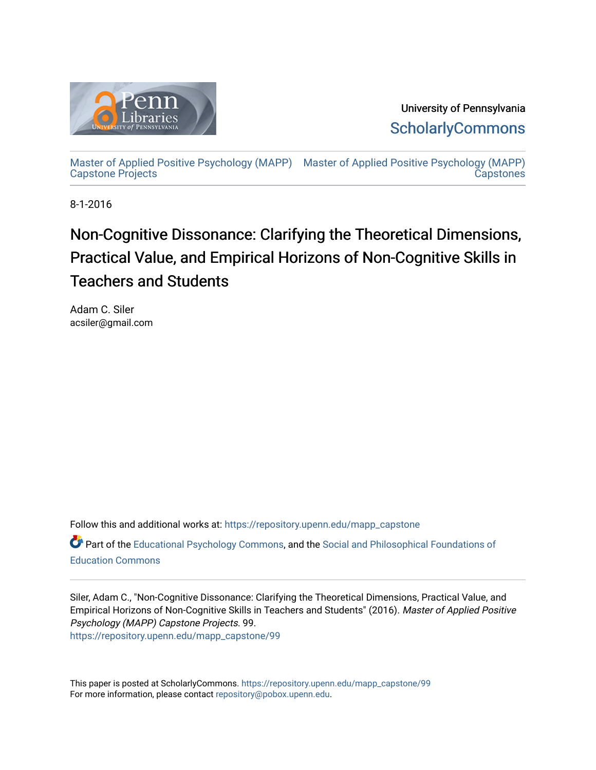University of Pennsylvania
ScholarlyCommons

Master of Applied Positive Psychology (MAPP) Capstone Projects

Master of Applied Positive Psychology (MAPP) Capstones

8-1-2016

# Non-Cognitive Dissonance: Clarifying the Theoretical Dimensions, Practical Value, and Empirical Horizons of Non-Cognitive Skills in Teachers and Students

Adam C. Siler
acsiler@gmail.com

Follow this and additional works at: https://repository.upenn.edu/mapp_capstone

Part of the Educational Psychology Commons, and the Social and Philosophical Foundations of Education Commons

Siler, Adam C., "Non-Cognitive Dissonance: Clarifying the Theoretical Dimensions, Practical Value, and Empirical Horizons of Non-Cognitive Skills in Teachers and Students" (2016). *Master of Applied Positive Psychology (MAPP) Capstone Projects*. 99.
https://repository.upenn.edu/mapp_capstone/99

This paper is posted at ScholarlyCommons. https://repository.upenn.edu/mapp_capstone/99
For more information, please contact repository@pobox.upenn.edu.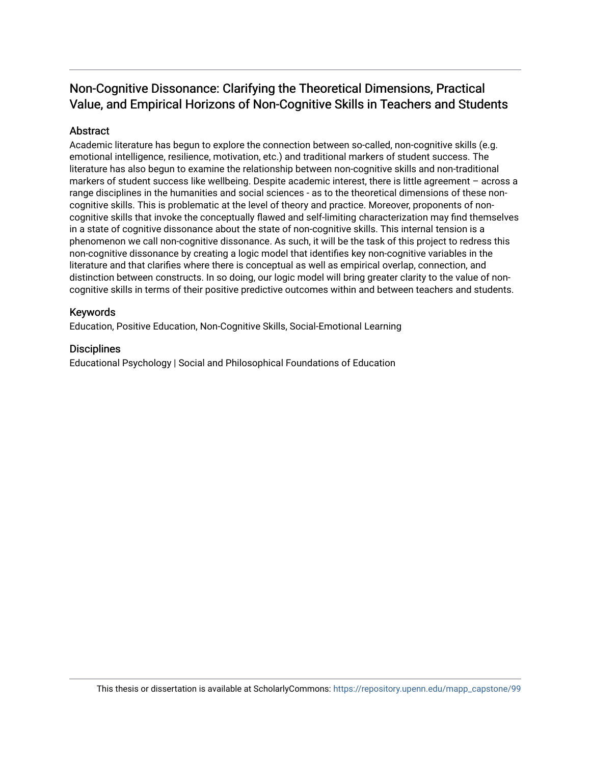# Non-Cognitive Dissonance: Clarifying the Theoretical Dimensions, Practical Value, and Empirical Horizons of Non-Cognitive Skills in Teachers and Students

## Abstract

Academic literature has begun to explore the connection between so-called, non-cognitive skills (e.g. emotional intelligence, resilience, motivation, etc.) and traditional markers of student success. The literature has also begun to examine the relationship between non-cognitive skills and non-traditional markers of student success like wellbeing. Despite academic interest, there is little agreement – across a range disciplines in the humanities and social sciences - as to the theoretical dimensions of these non-cognitive skills. This is problematic at the level of theory and practice. Moreover, proponents of non-cognitive skills that invoke the conceptually flawed and self-limiting characterization may find themselves in a state of cognitive dissonance about the state of non-cognitive skills. This internal tension is a phenomenon we call non-cognitive dissonance. As such, it will be the task of this project to redress this non-cognitive dissonance by creating a logic model that identifies key non-cognitive variables in the literature and that clarifies where there is conceptual as well as empirical overlap, connection, and distinction between constructs. In so doing, our logic model will bring greater clarity to the value of non-cognitive skills in terms of their positive predictive outcomes within and between teachers and students.

## Keywords

Education, Positive Education, Non-Cognitive Skills, Social-Emotional Learning

## Disciplines

Educational Psychology | Social and Philosophical Foundations of Education

This thesis or dissertation is available at ScholarlyCommons: https://repository.upenn.edu/mapp_capstone/99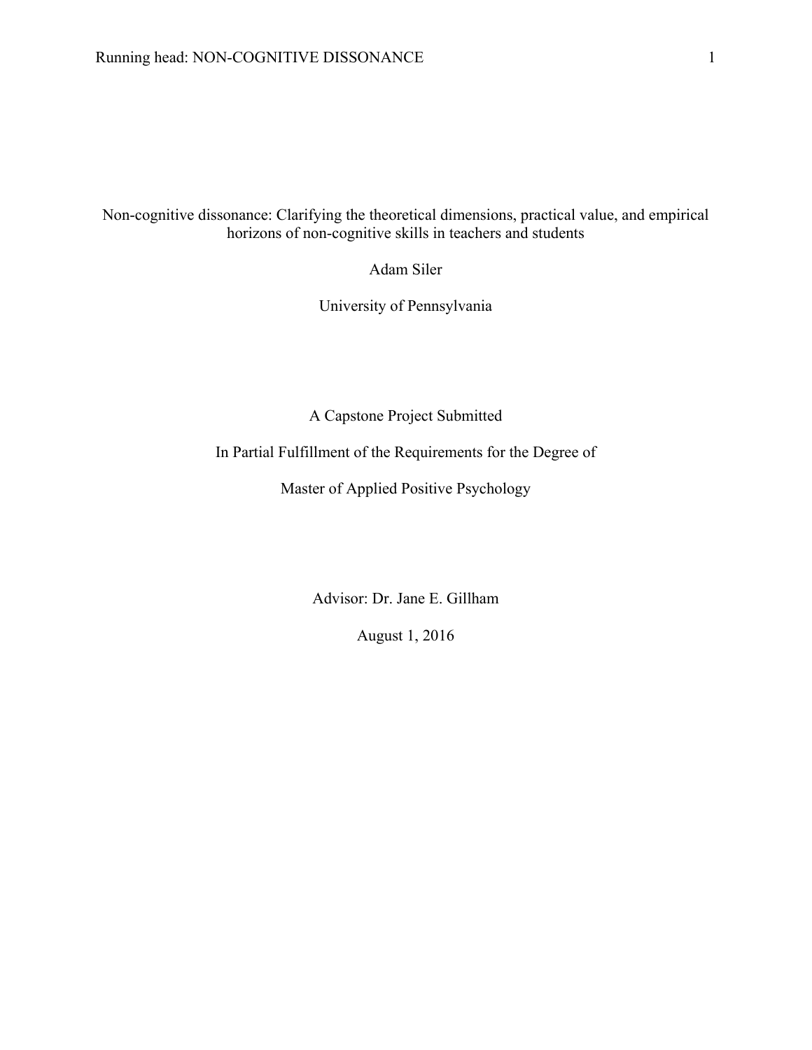# Non-cognitive dissonance: Clarifying the theoretical dimensions, practical value, and empirical horizons of non-cognitive skills in teachers and students

Adam Siler

University of Pennsylvania

A Capstone Project Submitted

In Partial Fulfillment of the Requirements for the Degree of

Master of Applied Positive Psychology

Advisor: Dr. Jane E. Gillham

August 1, 2016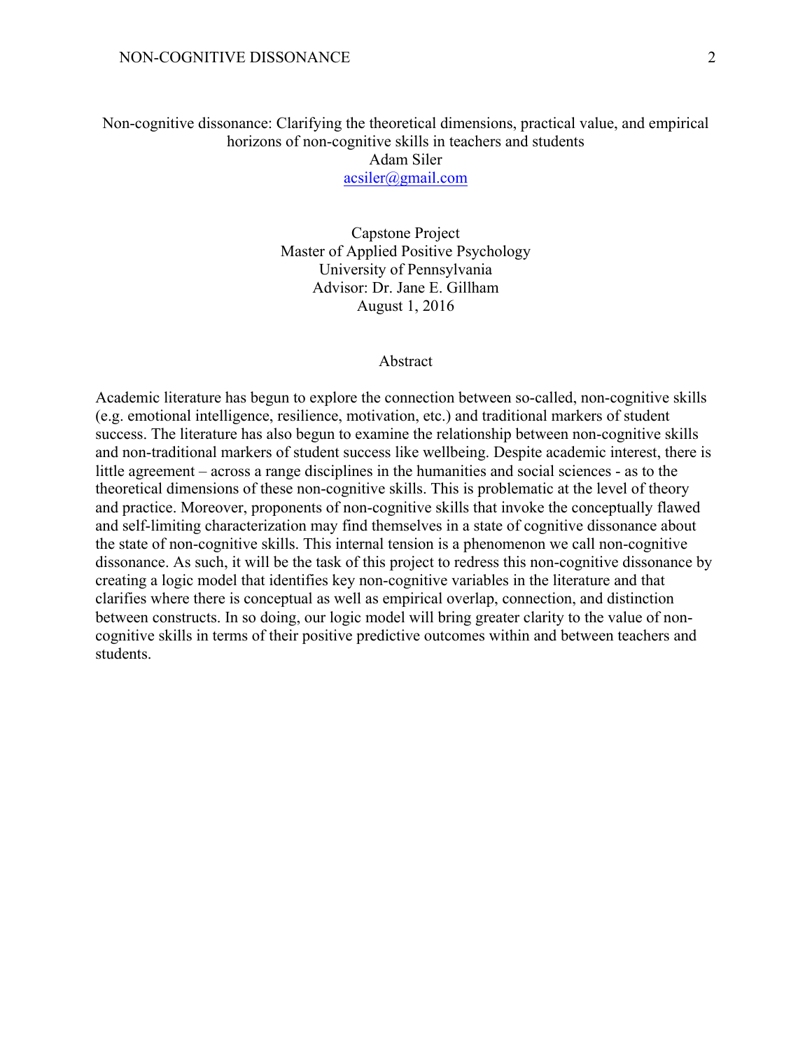Non-cognitive dissonance: Clarifying the theoretical dimensions, practical value, and empirical horizons of non-cognitive skills in teachers and students

Adam Siler

acsiler@gmail.com

Capstone Project

Master of Applied Positive Psychology

University of Pennsylvania

Advisor: Dr. Jane E. Gillham

August 1, 2016

## Abstract

Academic literature has begun to explore the connection between so-called, non-cognitive skills (e.g. emotional intelligence, resilience, motivation, etc.) and traditional markers of student success. The literature has also begun to examine the relationship between non-cognitive skills and non-traditional markers of student success like wellbeing. Despite academic interest, there is little agreement – across a range disciplines in the humanities and social sciences - as to the theoretical dimensions of these non-cognitive skills. This is problematic at the level of theory and practice. Moreover, proponents of non-cognitive skills that invoke the conceptually flawed and self-limiting characterization may find themselves in a state of cognitive dissonance about the state of non-cognitive skills. This internal tension is a phenomenon we call non-cognitive dissonance. As such, it will be the task of this project to redress this non-cognitive dissonance by creating a logic model that identifies key non-cognitive variables in the literature and that clarifies where there is conceptual as well as empirical overlap, connection, and distinction between constructs. In so doing, our logic model will bring greater clarity to the value of non-cognitive skills in terms of their positive predictive outcomes within and between teachers and students.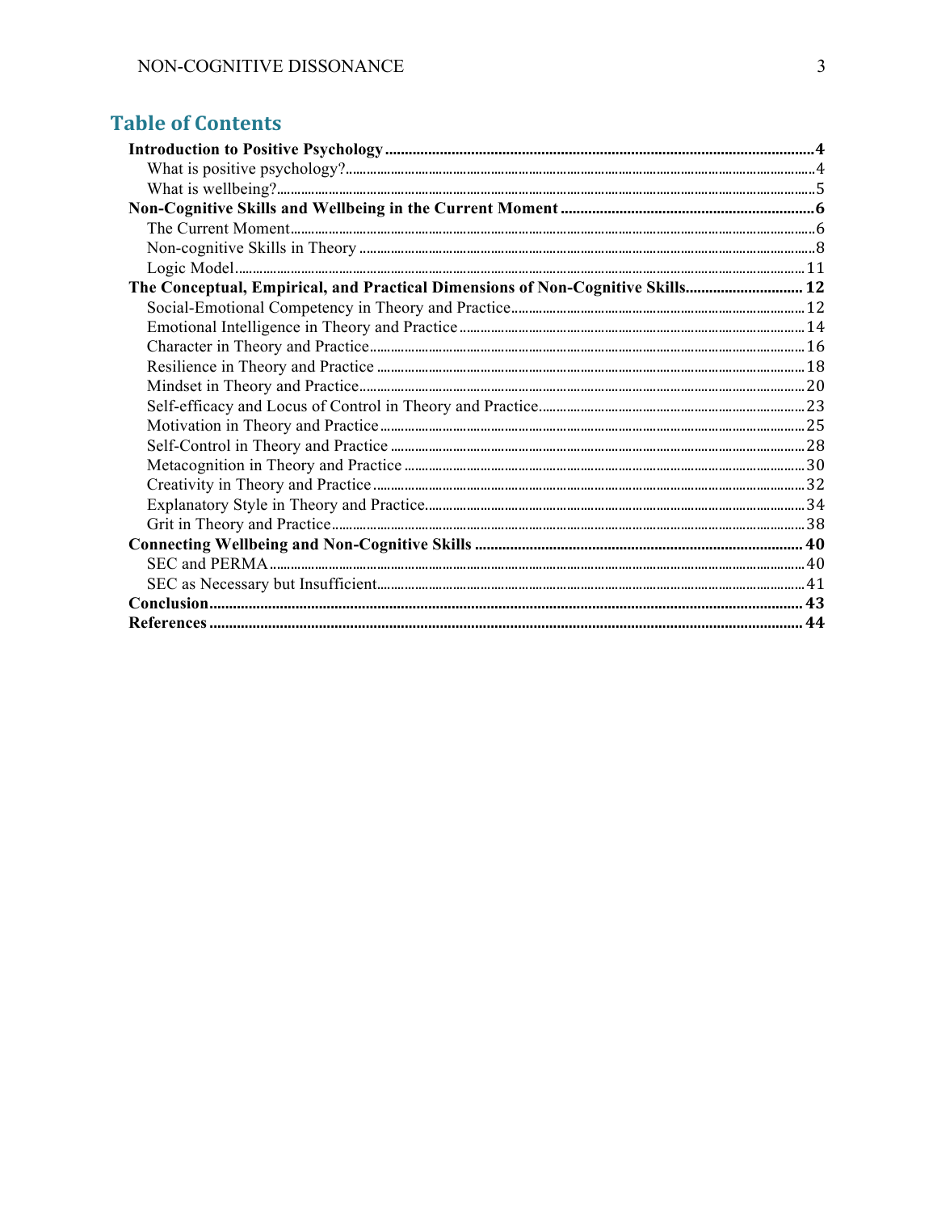## Table of Contents

**Introduction to Positive Psychology** ........ **4**
- What is positive psychology? ........ 4
- What is wellbeing? ........ 5

**Non-Cognitive Skills and Wellbeing in the Current Moment** ........ **6**
- The Current Moment ........ 6
- Non-cognitive Skills in Theory ........ 8
- Logic Model ........ 11

**The Conceptual, Empirical, and Practical Dimensions of Non-Cognitive Skills** ........ **12**
- Social-Emotional Competency in Theory and Practice ........ 12
- Emotional Intelligence in Theory and Practice ........ 14
- Character in Theory and Practice ........ 16
- Resilience in Theory and Practice ........ 18
- Mindset in Theory and Practice ........ 20
- Self-efficacy and Locus of Control in Theory and Practice ........ 23
- Motivation in Theory and Practice ........ 25
- Self-Control in Theory and Practice ........ 28
- Metacognition in Theory and Practice ........ 30
- Creativity in Theory and Practice ........ 32
- Explanatory Style in Theory and Practice ........ 34
- Grit in Theory and Practice ........ 38

**Connecting Wellbeing and Non-Cognitive Skills** ........ **40**
- SEC and PERMA ........ 40
- SEC as Necessary but Insufficient ........ 41

**Conclusion** ........ **43**

**References** ........ **44**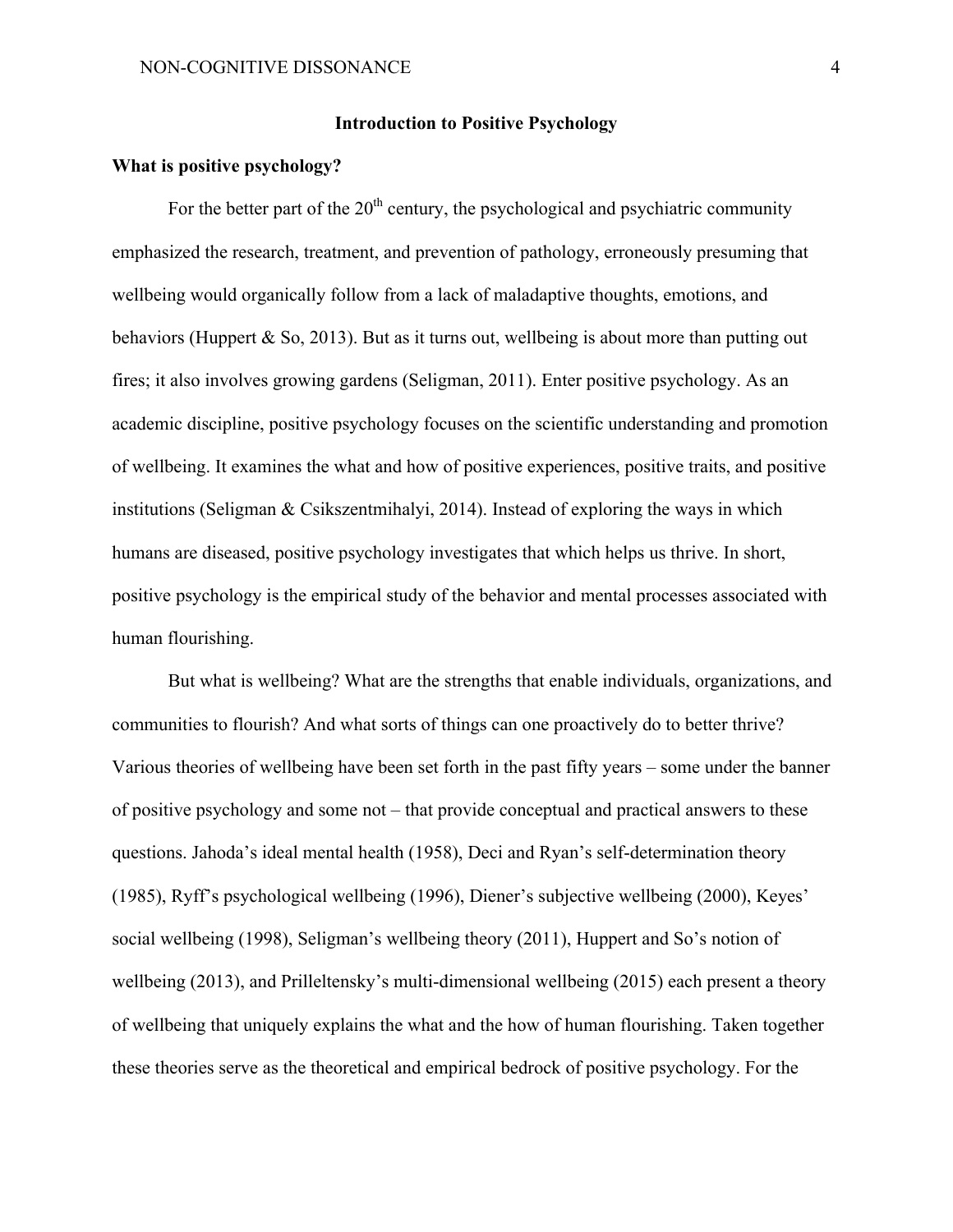## Introduction to Positive Psychology

### What is positive psychology?

For the better part of the 20th century, the psychological and psychiatric community emphasized the research, treatment, and prevention of pathology, erroneously presuming that wellbeing would organically follow from a lack of maladaptive thoughts, emotions, and behaviors (Huppert & So, 2013). But as it turns out, wellbeing is about more than putting out fires; it also involves growing gardens (Seligman, 2011). Enter positive psychology. As an academic discipline, positive psychology focuses on the scientific understanding and promotion of wellbeing. It examines the what and how of positive experiences, positive traits, and positive institutions (Seligman & Csikszentmihalyi, 2014). Instead of exploring the ways in which humans are diseased, positive psychology investigates that which helps us thrive. In short, positive psychology is the empirical study of the behavior and mental processes associated with human flourishing.

But what is wellbeing? What are the strengths that enable individuals, organizations, and communities to flourish? And what sorts of things can one proactively do to better thrive? Various theories of wellbeing have been set forth in the past fifty years – some under the banner of positive psychology and some not – that provide conceptual and practical answers to these questions. Jahoda's ideal mental health (1958), Deci and Ryan's self-determination theory (1985), Ryff's psychological wellbeing (1996), Diener's subjective wellbeing (2000), Keyes' social wellbeing (1998), Seligman's wellbeing theory (2011), Huppert and So's notion of wellbeing (2013), and Prilleltensky's multi-dimensional wellbeing (2015) each present a theory of wellbeing that uniquely explains the what and the how of human flourishing. Taken together these theories serve as the theoretical and empirical bedrock of positive psychology. For the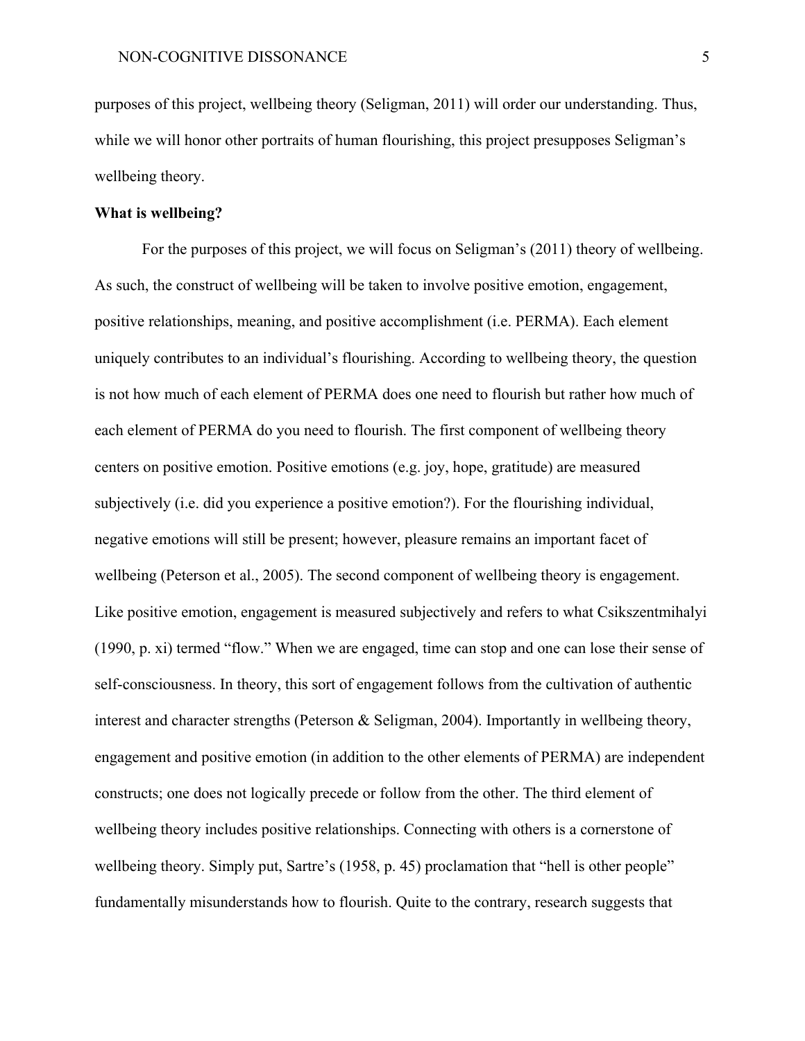purposes of this project, wellbeing theory (Seligman, 2011) will order our understanding. Thus, while we will honor other portraits of human flourishing, this project presupposes Seligman's wellbeing theory.

**What is wellbeing?**

For the purposes of this project, we will focus on Seligman's (2011) theory of wellbeing. As such, the construct of wellbeing will be taken to involve positive emotion, engagement, positive relationships, meaning, and positive accomplishment (i.e. PERMA). Each element uniquely contributes to an individual's flourishing. According to wellbeing theory, the question is not how much of each element of PERMA does one need to flourish but rather how much of each element of PERMA do you need to flourish. The first component of wellbeing theory centers on positive emotion. Positive emotions (e.g. joy, hope, gratitude) are measured subjectively (i.e. did you experience a positive emotion?). For the flourishing individual, negative emotions will still be present; however, pleasure remains an important facet of wellbeing (Peterson et al., 2005). The second component of wellbeing theory is engagement. Like positive emotion, engagement is measured subjectively and refers to what Csikszentmihalyi (1990, p. xi) termed "flow." When we are engaged, time can stop and one can lose their sense of self-consciousness. In theory, this sort of engagement follows from the cultivation of authentic interest and character strengths (Peterson & Seligman, 2004). Importantly in wellbeing theory, engagement and positive emotion (in addition to the other elements of PERMA) are independent constructs; one does not logically precede or follow from the other. The third element of wellbeing theory includes positive relationships. Connecting with others is a cornerstone of wellbeing theory. Simply put, Sartre's (1958, p. 45) proclamation that "hell is other people" fundamentally misunderstands how to flourish. Quite to the contrary, research suggests that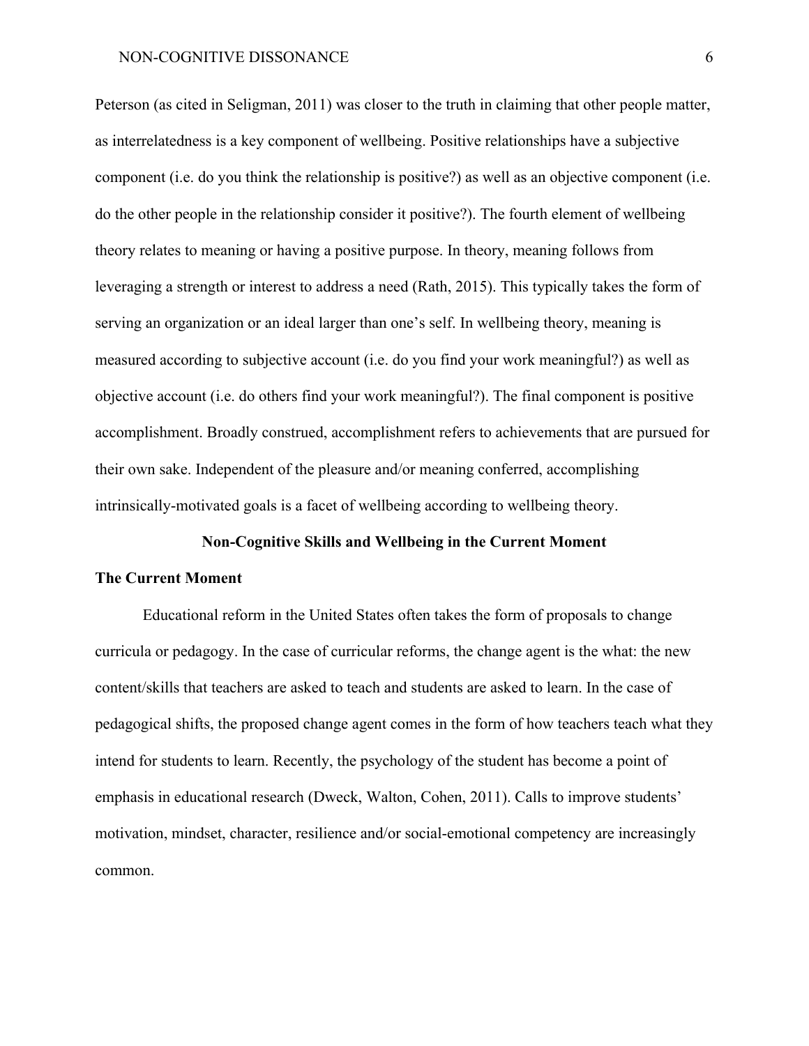Peterson (as cited in Seligman, 2011) was closer to the truth in claiming that other people matter, as interrelatedness is a key component of wellbeing. Positive relationships have a subjective component (i.e. do you think the relationship is positive?) as well as an objective component (i.e. do the other people in the relationship consider it positive?). The fourth element of wellbeing theory relates to meaning or having a positive purpose. In theory, meaning follows from leveraging a strength or interest to address a need (Rath, 2015). This typically takes the form of serving an organization or an ideal larger than one's self. In wellbeing theory, meaning is measured according to subjective account (i.e. do you find your work meaningful?) as well as objective account (i.e. do others find your work meaningful?). The final component is positive accomplishment. Broadly construed, accomplishment refers to achievements that are pursued for their own sake. Independent of the pleasure and/or meaning conferred, accomplishing intrinsically-motivated goals is a facet of wellbeing according to wellbeing theory.

## Non-Cognitive Skills and Wellbeing in the Current Moment

### The Current Moment

Educational reform in the United States often takes the form of proposals to change curricula or pedagogy. In the case of curricular reforms, the change agent is the what: the new content/skills that teachers are asked to teach and students are asked to learn. In the case of pedagogical shifts, the proposed change agent comes in the form of how teachers teach what they intend for students to learn. Recently, the psychology of the student has become a point of emphasis in educational research (Dweck, Walton, Cohen, 2011). Calls to improve students' motivation, mindset, character, resilience and/or social-emotional competency are increasingly common.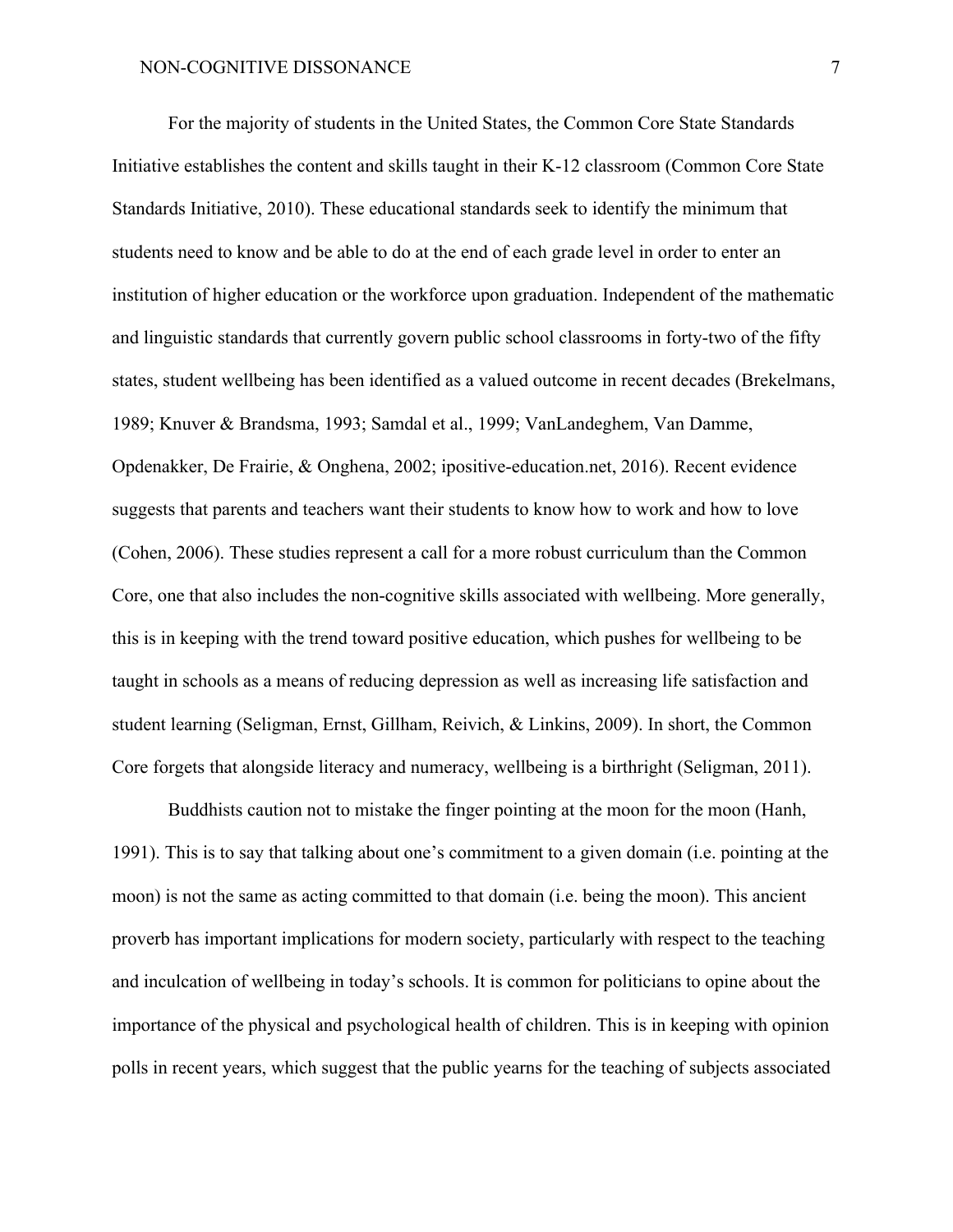For the majority of students in the United States, the Common Core State Standards Initiative establishes the content and skills taught in their K-12 classroom (Common Core State Standards Initiative, 2010). These educational standards seek to identify the minimum that students need to know and be able to do at the end of each grade level in order to enter an institution of higher education or the workforce upon graduation. Independent of the mathematic and linguistic standards that currently govern public school classrooms in forty-two of the fifty states, student wellbeing has been identified as a valued outcome in recent decades (Brekelmans, 1989; Knuver & Brandsma, 1993; Samdal et al., 1999; VanLandeghem, Van Damme, Opdenakker, De Frairie, & Onghena, 2002; ipositive-education.net, 2016). Recent evidence suggests that parents and teachers want their students to know how to work and how to love (Cohen, 2006). These studies represent a call for a more robust curriculum than the Common Core, one that also includes the non-cognitive skills associated with wellbeing. More generally, this is in keeping with the trend toward positive education, which pushes for wellbeing to be taught in schools as a means of reducing depression as well as increasing life satisfaction and student learning (Seligman, Ernst, Gillham, Reivich, & Linkins, 2009). In short, the Common Core forgets that alongside literacy and numeracy, wellbeing is a birthright (Seligman, 2011).

Buddhists caution not to mistake the finger pointing at the moon for the moon (Hanh, 1991). This is to say that talking about one's commitment to a given domain (i.e. pointing at the moon) is not the same as acting committed to that domain (i.e. being the moon). This ancient proverb has important implications for modern society, particularly with respect to the teaching and inculcation of wellbeing in today's schools. It is common for politicians to opine about the importance of the physical and psychological health of children. This is in keeping with opinion polls in recent years, which suggest that the public yearns for the teaching of subjects associated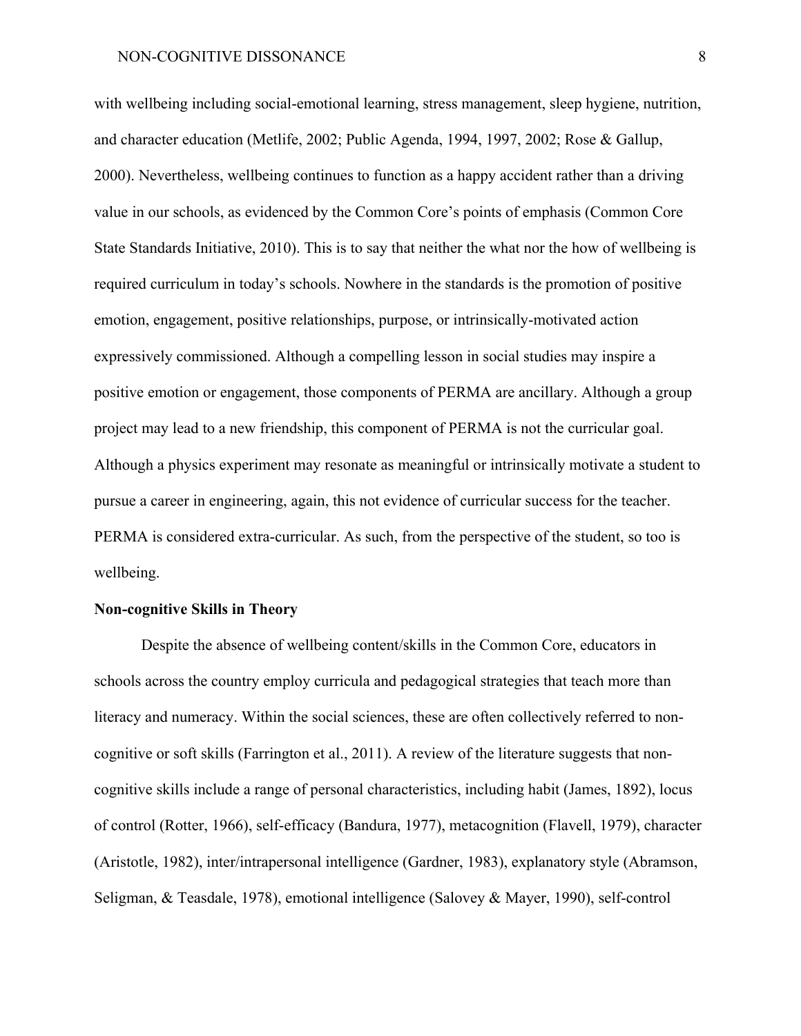with wellbeing including social-emotional learning, stress management, sleep hygiene, nutrition, and character education (Metlife, 2002; Public Agenda, 1994, 1997, 2002; Rose & Gallup, 2000). Nevertheless, wellbeing continues to function as a happy accident rather than a driving value in our schools, as evidenced by the Common Core's points of emphasis (Common Core State Standards Initiative, 2010). This is to say that neither the what nor the how of wellbeing is required curriculum in today's schools. Nowhere in the standards is the promotion of positive emotion, engagement, positive relationships, purpose, or intrinsically-motivated action expressively commissioned. Although a compelling lesson in social studies may inspire a positive emotion or engagement, those components of PERMA are ancillary. Although a group project may lead to a new friendship, this component of PERMA is not the curricular goal. Although a physics experiment may resonate as meaningful or intrinsically motivate a student to pursue a career in engineering, again, this not evidence of curricular success for the teacher. PERMA is considered extra-curricular. As such, from the perspective of the student, so too is wellbeing.

**Non-cognitive Skills in Theory**

Despite the absence of wellbeing content/skills in the Common Core, educators in schools across the country employ curricula and pedagogical strategies that teach more than literacy and numeracy. Within the social sciences, these are often collectively referred to non-cognitive or soft skills (Farrington et al., 2011). A review of the literature suggests that non-cognitive skills include a range of personal characteristics, including habit (James, 1892), locus of control (Rotter, 1966), self-efficacy (Bandura, 1977), metacognition (Flavell, 1979), character (Aristotle, 1982), inter/intrapersonal intelligence (Gardner, 1983), explanatory style (Abramson, Seligman, & Teasdale, 1978), emotional intelligence (Salovey & Mayer, 1990), self-control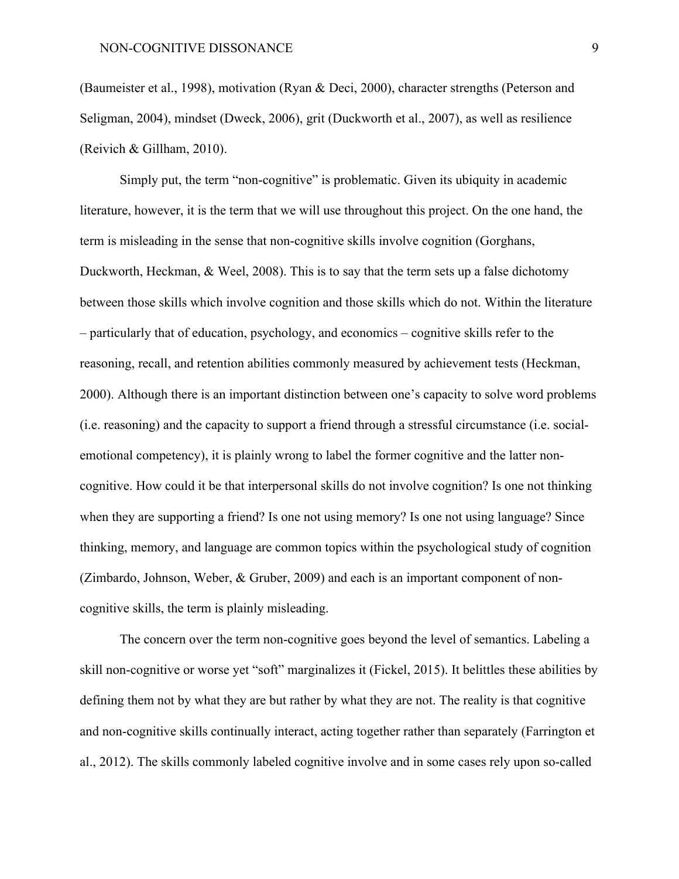(Baumeister et al., 1998), motivation (Ryan & Deci, 2000), character strengths (Peterson and Seligman, 2004), mindset (Dweck, 2006), grit (Duckworth et al., 2007), as well as resilience (Reivich & Gillham, 2010).

Simply put, the term "non-cognitive" is problematic. Given its ubiquity in academic literature, however, it is the term that we will use throughout this project. On the one hand, the term is misleading in the sense that non-cognitive skills involve cognition (Gorghans, Duckworth, Heckman, & Weel, 2008). This is to say that the term sets up a false dichotomy between those skills which involve cognition and those skills which do not. Within the literature – particularly that of education, psychology, and economics – cognitive skills refer to the reasoning, recall, and retention abilities commonly measured by achievement tests (Heckman, 2000). Although there is an important distinction between one's capacity to solve word problems (i.e. reasoning) and the capacity to support a friend through a stressful circumstance (i.e. social-emotional competency), it is plainly wrong to label the former cognitive and the latter non-cognitive. How could it be that interpersonal skills do not involve cognition? Is one not thinking when they are supporting a friend? Is one not using memory? Is one not using language? Since thinking, memory, and language are common topics within the psychological study of cognition (Zimbardo, Johnson, Weber, & Gruber, 2009) and each is an important component of non-cognitive skills, the term is plainly misleading.

The concern over the term non-cognitive goes beyond the level of semantics. Labeling a skill non-cognitive or worse yet "soft" marginalizes it (Fickel, 2015). It belittles these abilities by defining them not by what they are but rather by what they are not. The reality is that cognitive and non-cognitive skills continually interact, acting together rather than separately (Farrington et al., 2012). The skills commonly labeled cognitive involve and in some cases rely upon so-called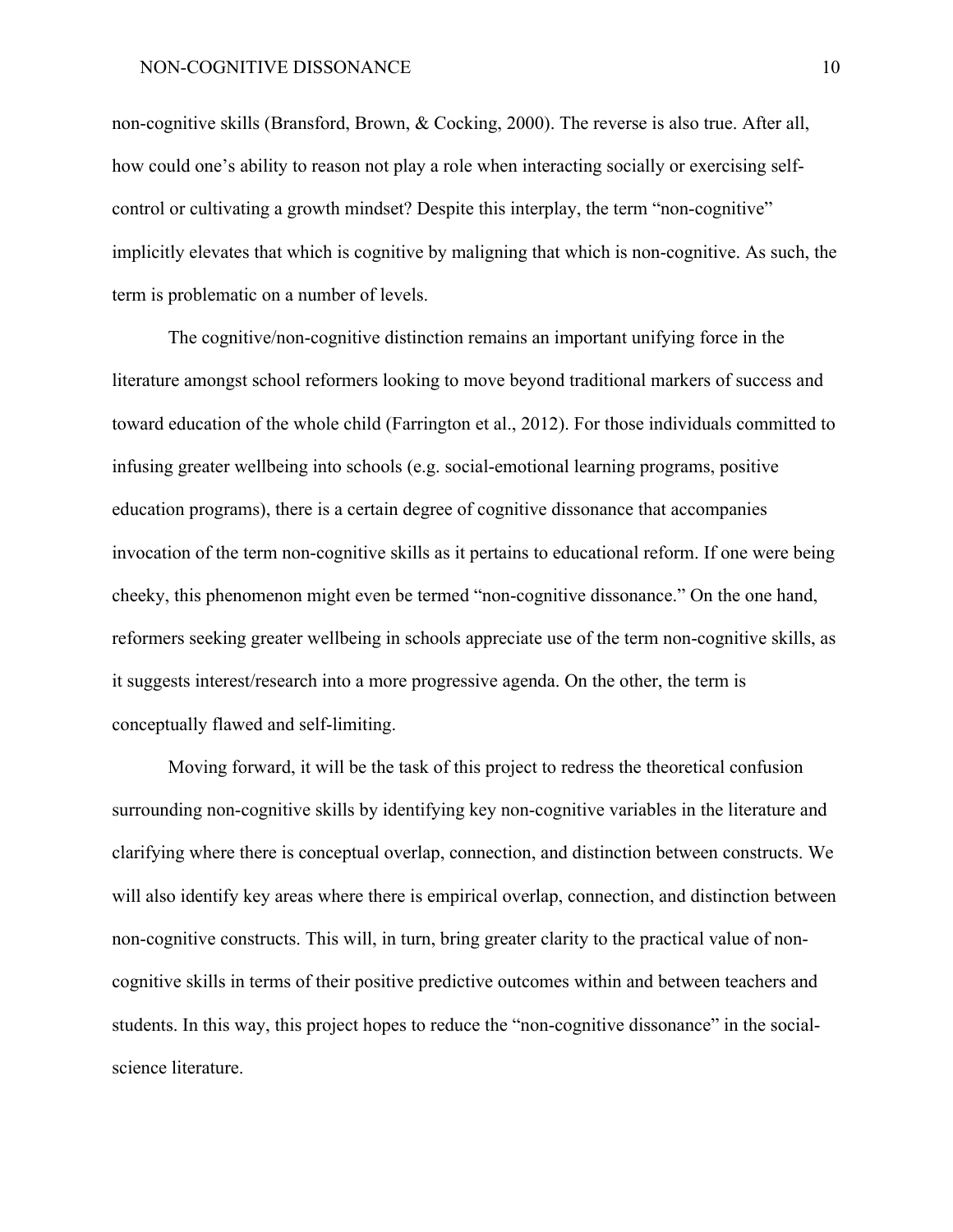non-cognitive skills (Bransford, Brown, & Cocking, 2000). The reverse is also true. After all, how could one's ability to reason not play a role when interacting socially or exercising self-control or cultivating a growth mindset? Despite this interplay, the term "non-cognitive" implicitly elevates that which is cognitive by maligning that which is non-cognitive. As such, the term is problematic on a number of levels.

The cognitive/non-cognitive distinction remains an important unifying force in the literature amongst school reformers looking to move beyond traditional markers of success and toward education of the whole child (Farrington et al., 2012). For those individuals committed to infusing greater wellbeing into schools (e.g. social-emotional learning programs, positive education programs), there is a certain degree of cognitive dissonance that accompanies invocation of the term non-cognitive skills as it pertains to educational reform. If one were being cheeky, this phenomenon might even be termed "non-cognitive dissonance." On the one hand, reformers seeking greater wellbeing in schools appreciate use of the term non-cognitive skills, as it suggests interest/research into a more progressive agenda. On the other, the term is conceptually flawed and self-limiting.

Moving forward, it will be the task of this project to redress the theoretical confusion surrounding non-cognitive skills by identifying key non-cognitive variables in the literature and clarifying where there is conceptual overlap, connection, and distinction between constructs. We will also identify key areas where there is empirical overlap, connection, and distinction between non-cognitive constructs. This will, in turn, bring greater clarity to the practical value of non-cognitive skills in terms of their positive predictive outcomes within and between teachers and students. In this way, this project hopes to reduce the "non-cognitive dissonance" in the social-science literature.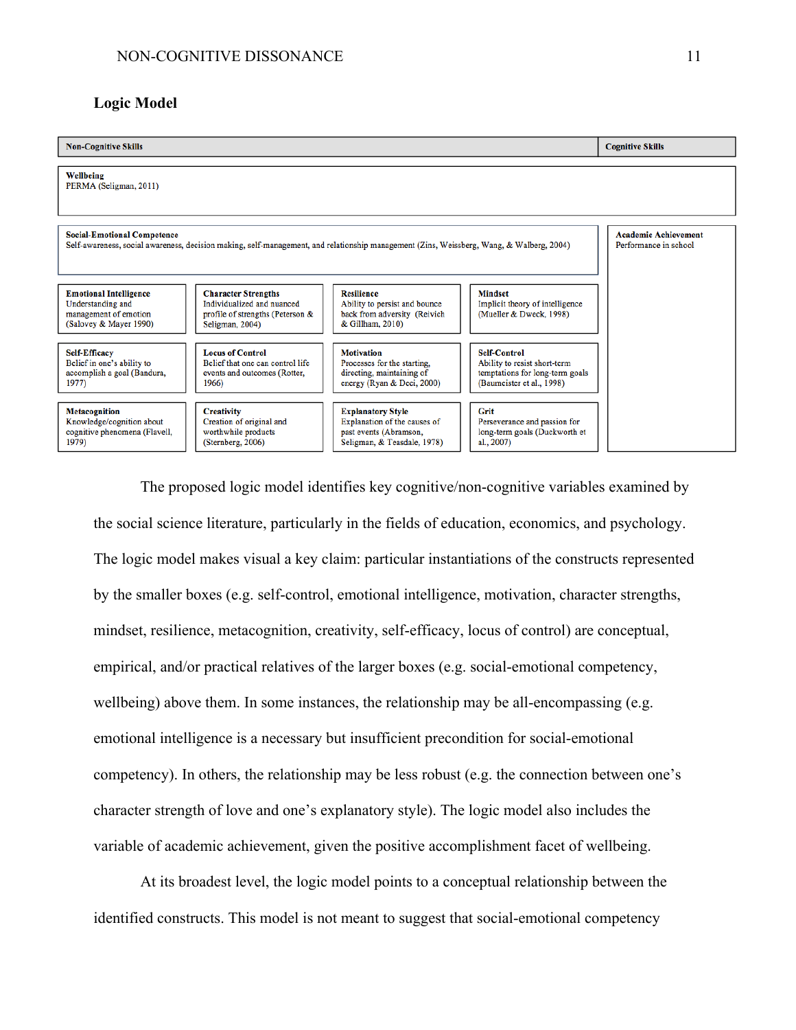## Logic Model

| Non-Cognitive Skills | | | | Cognitive Skills |
|---|---|---|---|---|
| **Wellbeing** PERMA (Seligman, 2011) | | | | |
| **Social-Emotional Competence** Self-awareness, social awareness, decision making, self-management, and relationship management (Zins, Weissberg, Wang, & Walberg, 2004) | | | | **Academic Achievement** Performance in school |
| **Emotional Intelligence** Understanding and management of emotion (Salovey & Mayer 1990) | **Character Strengths** Individualized and nuanced profile of strengths (Peterson & Seligman, 2004) | **Resilience** Ability to persist and bounce back from adversity (Reivich & Gillham, 2010) | **Mindset** Implicit theory of intelligence (Mueller & Dweck, 1998) | |
| **Self-Efficacy** Belief in one's ability to accomplish a goal (Bandura, 1977) | **Locus of Control** Belief that one can control life events and outcomes (Rotter, 1966) | **Motivation** Processes for the starting, directing, maintaining of energy (Ryan & Deci, 2000) | **Self-Control** Ability to resist short-term temptations for long-term goals (Baumeister et al., 1998) | |
| **Metacognition** Knowledge/cognition about cognitive phenomena (Flavell, 1979) | **Creativity** Creation of original and worthwhile products (Sternberg, 2006) | **Explanatory Style** Explanation of the causes of past events (Abramson, Seligman, & Teasdale, 1978) | **Grit** Perseverance and passion for long-term goals (Duckworth et al., 2007) | |

The proposed logic model identifies key cognitive/non-cognitive variables examined by the social science literature, particularly in the fields of education, economics, and psychology. The logic model makes visual a key claim: particular instantiations of the constructs represented by the smaller boxes (e.g. self-control, emotional intelligence, motivation, character strengths, mindset, resilience, metacognition, creativity, self-efficacy, locus of control) are conceptual, empirical, and/or practical relatives of the larger boxes (e.g. social-emotional competency, wellbeing) above them. In some instances, the relationship may be all-encompassing (e.g. emotional intelligence is a necessary but insufficient precondition for social-emotional competency). In others, the relationship may be less robust (e.g. the connection between one's character strength of love and one's explanatory style). The logic model also includes the variable of academic achievement, given the positive accomplishment facet of wellbeing.

At its broadest level, the logic model points to a conceptual relationship between the identified constructs. This model is not meant to suggest that social-emotional competency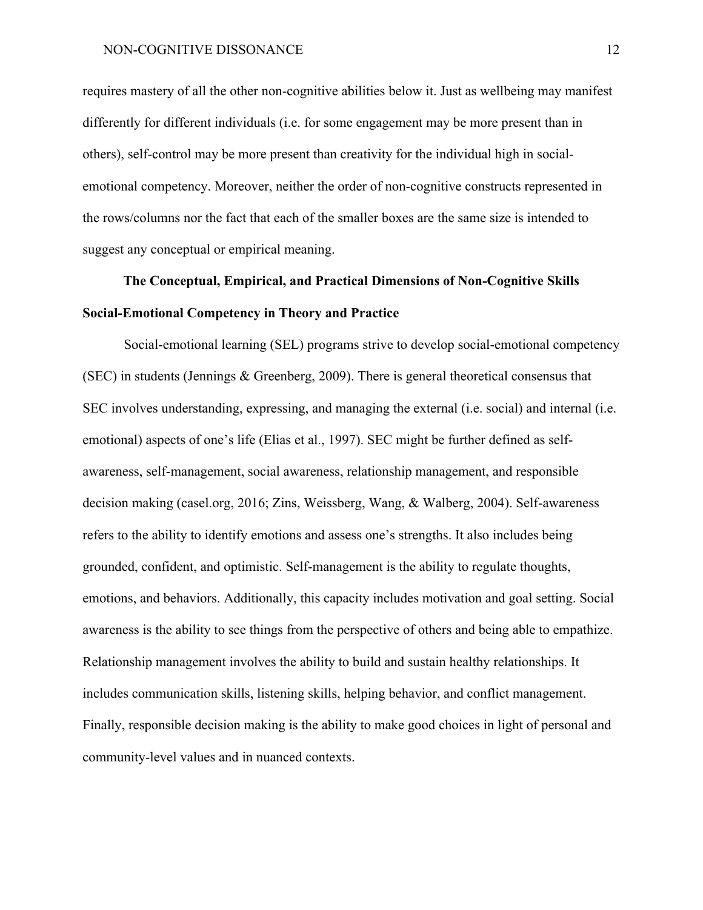requires mastery of all the other non-cognitive abilities below it. Just as wellbeing may manifest differently for different individuals (i.e. for some engagement may be more present than in others), self-control may be more present than creativity for the individual high in social-emotional competency. Moreover, neither the order of non-cognitive constructs represented in the rows/columns nor the fact that each of the smaller boxes are the same size is intended to suggest any conceptual or empirical meaning.

## The Conceptual, Empirical, and Practical Dimensions of Non-Cognitive Skills

### Social-Emotional Competency in Theory and Practice

Social-emotional learning (SEL) programs strive to develop social-emotional competency (SEC) in students (Jennings & Greenberg, 2009). There is general theoretical consensus that SEC involves understanding, expressing, and managing the external (i.e. social) and internal (i.e. emotional) aspects of one's life (Elias et al., 1997). SEC might be further defined as self-awareness, self-management, social awareness, relationship management, and responsible decision making (casel.org, 2016; Zins, Weissberg, Wang, & Walberg, 2004). Self-awareness refers to the ability to identify emotions and assess one's strengths. It also includes being grounded, confident, and optimistic. Self-management is the ability to regulate thoughts, emotions, and behaviors. Additionally, this capacity includes motivation and goal setting. Social awareness is the ability to see things from the perspective of others and being able to empathize. Relationship management involves the ability to build and sustain healthy relationships. It includes communication skills, listening skills, helping behavior, and conflict management. Finally, responsible decision making is the ability to make good choices in light of personal and community-level values and in nuanced contexts.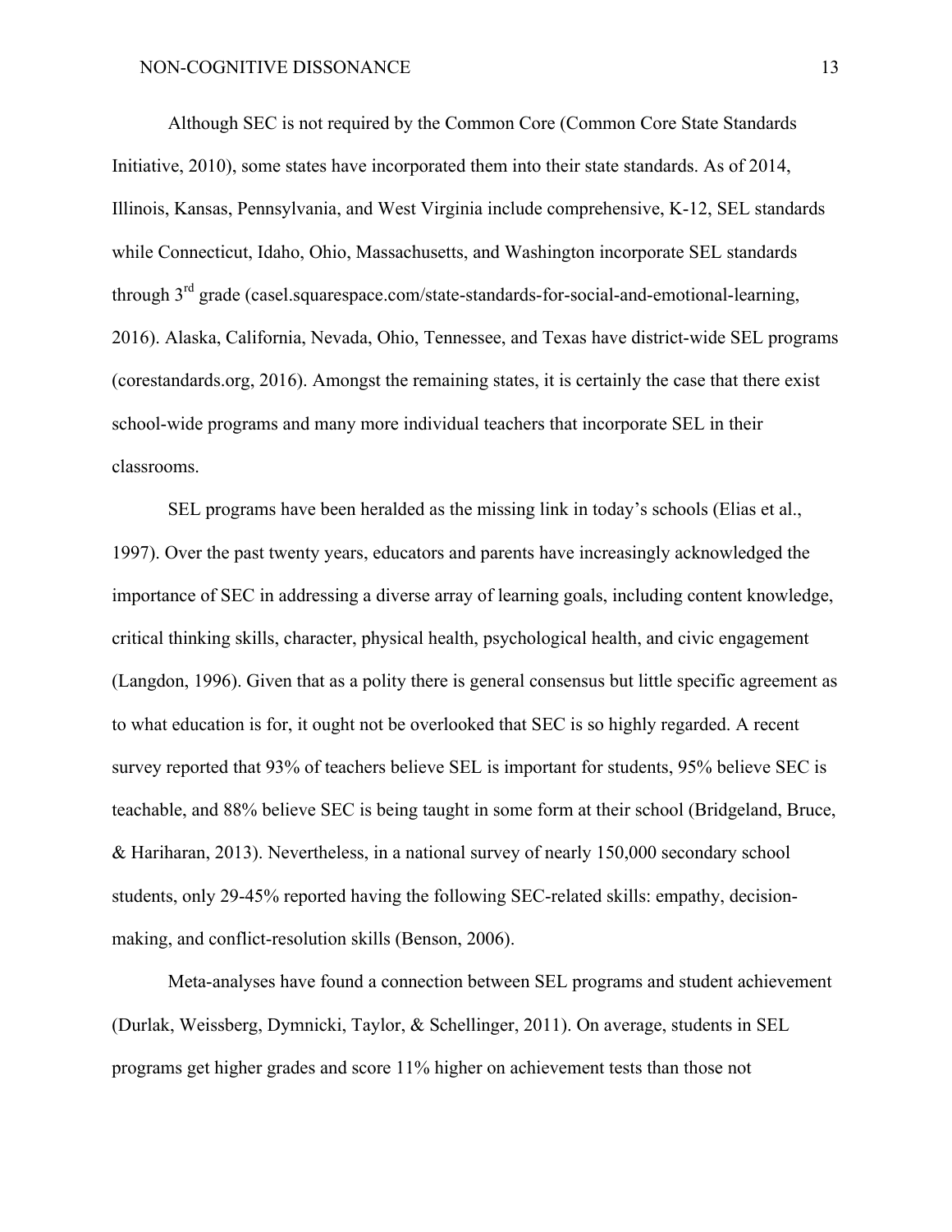Although SEC is not required by the Common Core (Common Core State Standards Initiative, 2010), some states have incorporated them into their state standards. As of 2014, Illinois, Kansas, Pennsylvania, and West Virginia include comprehensive, K-12, SEL standards while Connecticut, Idaho, Ohio, Massachusetts, and Washington incorporate SEL standards through 3rd grade (casel.squarespace.com/state-standards-for-social-and-emotional-learning, 2016). Alaska, California, Nevada, Ohio, Tennessee, and Texas have district-wide SEL programs (corestandards.org, 2016). Amongst the remaining states, it is certainly the case that there exist school-wide programs and many more individual teachers that incorporate SEL in their classrooms.

SEL programs have been heralded as the missing link in today's schools (Elias et al., 1997). Over the past twenty years, educators and parents have increasingly acknowledged the importance of SEC in addressing a diverse array of learning goals, including content knowledge, critical thinking skills, character, physical health, psychological health, and civic engagement (Langdon, 1996). Given that as a polity there is general consensus but little specific agreement as to what education is for, it ought not be overlooked that SEC is so highly regarded. A recent survey reported that 93% of teachers believe SEL is important for students, 95% believe SEC is teachable, and 88% believe SEC is being taught in some form at their school (Bridgeland, Bruce, & Hariharan, 2013). Nevertheless, in a national survey of nearly 150,000 secondary school students, only 29-45% reported having the following SEC-related skills: empathy, decision-making, and conflict-resolution skills (Benson, 2006).

Meta-analyses have found a connection between SEL programs and student achievement (Durlak, Weissberg, Dymnicki, Taylor, & Schellinger, 2011). On average, students in SEL programs get higher grades and score 11% higher on achievement tests than those not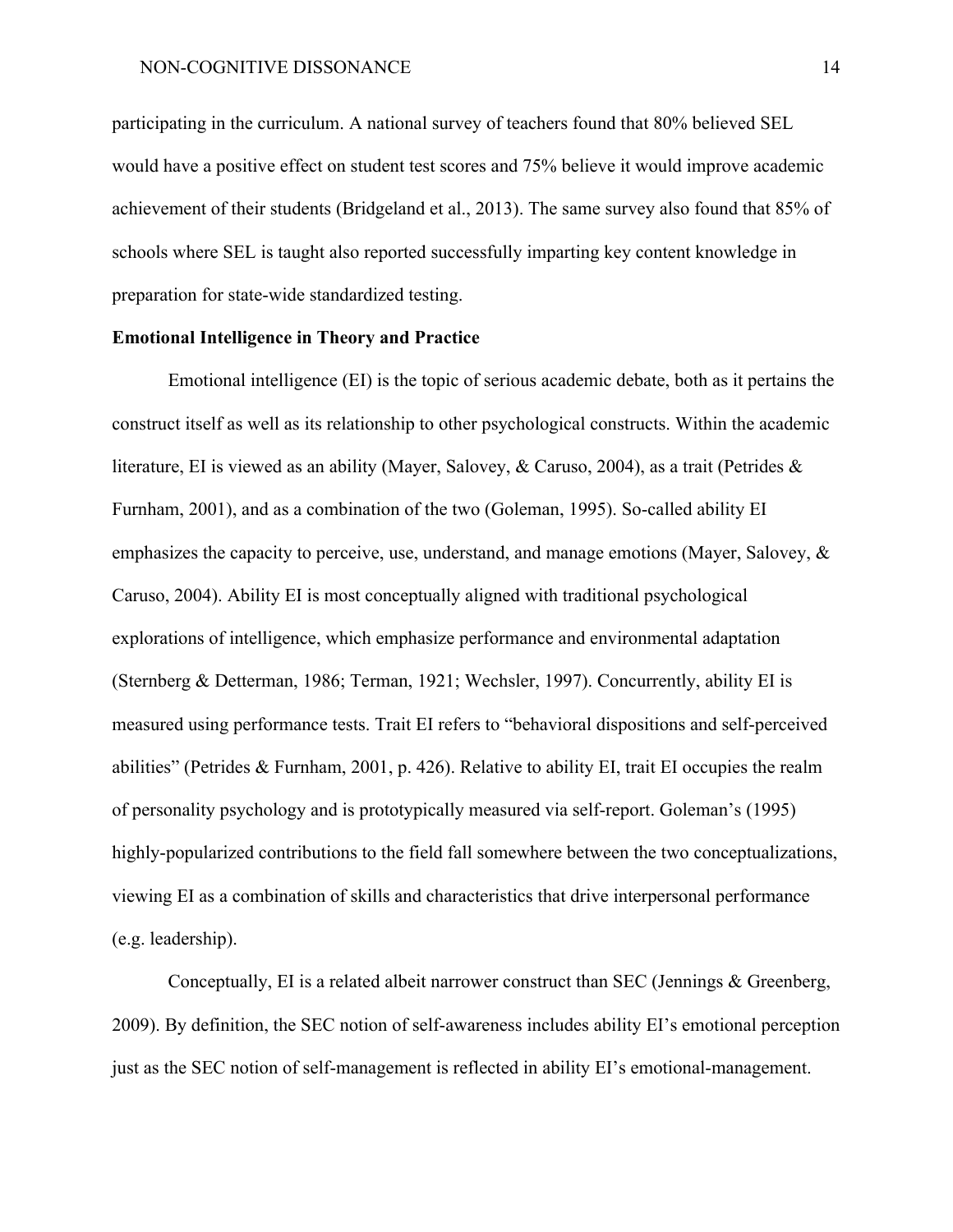participating in the curriculum. A national survey of teachers found that 80% believed SEL would have a positive effect on student test scores and 75% believe it would improve academic achievement of their students (Bridgeland et al., 2013). The same survey also found that 85% of schools where SEL is taught also reported successfully imparting key content knowledge in preparation for state-wide standardized testing.

**Emotional Intelligence in Theory and Practice**

Emotional intelligence (EI) is the topic of serious academic debate, both as it pertains the construct itself as well as its relationship to other psychological constructs. Within the academic literature, EI is viewed as an ability (Mayer, Salovey, & Caruso, 2004), as a trait (Petrides & Furnham, 2001), and as a combination of the two (Goleman, 1995). So-called ability EI emphasizes the capacity to perceive, use, understand, and manage emotions (Mayer, Salovey, & Caruso, 2004). Ability EI is most conceptually aligned with traditional psychological explorations of intelligence, which emphasize performance and environmental adaptation (Sternberg & Detterman, 1986; Terman, 1921; Wechsler, 1997). Concurrently, ability EI is measured using performance tests. Trait EI refers to "behavioral dispositions and self-perceived abilities" (Petrides & Furnham, 2001, p. 426). Relative to ability EI, trait EI occupies the realm of personality psychology and is prototypically measured via self-report. Goleman's (1995) highly-popularized contributions to the field fall somewhere between the two conceptualizations, viewing EI as a combination of skills and characteristics that drive interpersonal performance (e.g. leadership).

Conceptually, EI is a related albeit narrower construct than SEC (Jennings & Greenberg, 2009). By definition, the SEC notion of self-awareness includes ability EI's emotional perception just as the SEC notion of self-management is reflected in ability EI's emotional-management.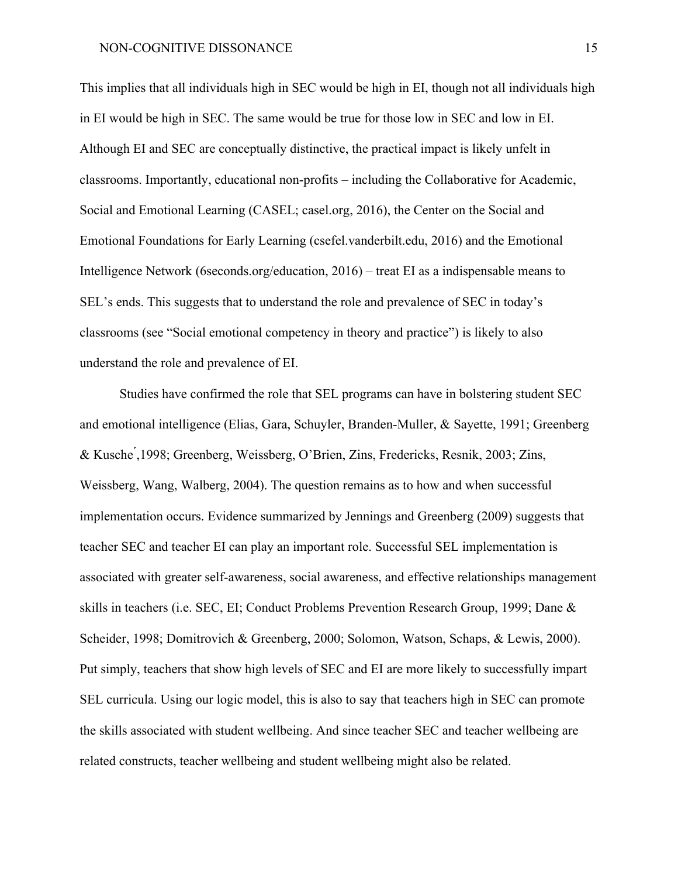This implies that all individuals high in SEC would be high in EI, though not all individuals high in EI would be high in SEC. The same would be true for those low in SEC and low in EI. Although EI and SEC are conceptually distinctive, the practical impact is likely unfelt in classrooms. Importantly, educational non-profits – including the Collaborative for Academic, Social and Emotional Learning (CASEL; casel.org, 2016), the Center on the Social and Emotional Foundations for Early Learning (csefel.vanderbilt.edu, 2016) and the Emotional Intelligence Network (6seconds.org/education, 2016) – treat EI as a indispensable means to SEL's ends. This suggests that to understand the role and prevalence of SEC in today's classrooms (see "Social emotional competency in theory and practice") is likely to also understand the role and prevalence of EI.

Studies have confirmed the role that SEL programs can have in bolstering student SEC and emotional intelligence (Elias, Gara, Schuyler, Branden-Muller, & Sayette, 1991; Greenberg & Kusché,1998; Greenberg, Weissberg, O'Brien, Zins, Fredericks, Resnik, 2003; Zins, Weissberg, Wang, Walberg, 2004). The question remains as to how and when successful implementation occurs. Evidence summarized by Jennings and Greenberg (2009) suggests that teacher SEC and teacher EI can play an important role. Successful SEL implementation is associated with greater self-awareness, social awareness, and effective relationships management skills in teachers (i.e. SEC, EI; Conduct Problems Prevention Research Group, 1999; Dane & Scheider, 1998; Domitrovich & Greenberg, 2000; Solomon, Watson, Schaps, & Lewis, 2000). Put simply, teachers that show high levels of SEC and EI are more likely to successfully impart SEL curricula. Using our logic model, this is also to say that teachers high in SEC can promote the skills associated with student wellbeing. And since teacher SEC and teacher wellbeing are related constructs, teacher wellbeing and student wellbeing might also be related.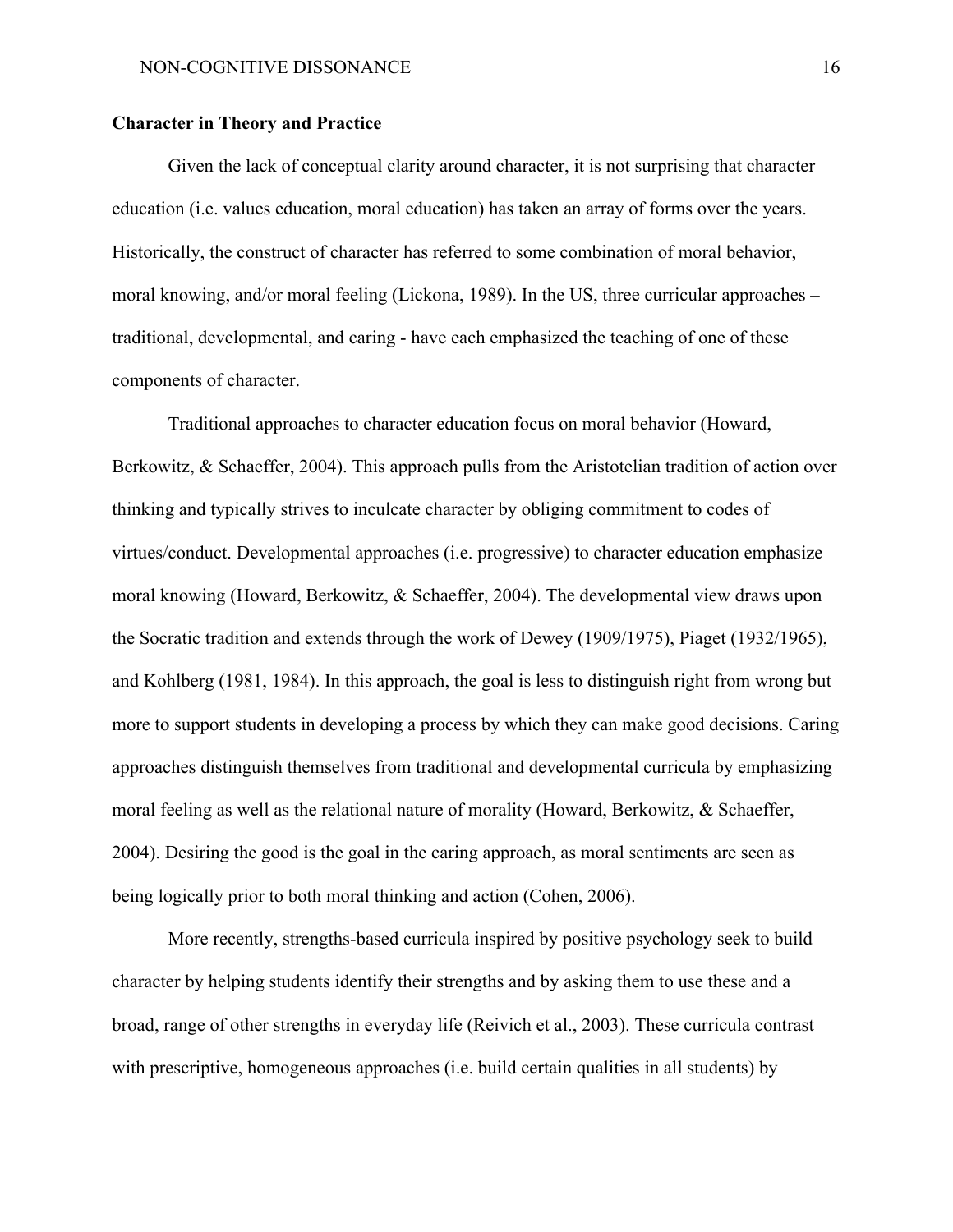**Character in Theory and Practice**

Given the lack of conceptual clarity around character, it is not surprising that character education (i.e. values education, moral education) has taken an array of forms over the years. Historically, the construct of character has referred to some combination of moral behavior, moral knowing, and/or moral feeling (Lickona, 1989). In the US, three curricular approaches – traditional, developmental, and caring - have each emphasized the teaching of one of these components of character.

Traditional approaches to character education focus on moral behavior (Howard, Berkowitz, & Schaeffer, 2004). This approach pulls from the Aristotelian tradition of action over thinking and typically strives to inculcate character by obliging commitment to codes of virtues/conduct. Developmental approaches (i.e. progressive) to character education emphasize moral knowing (Howard, Berkowitz, & Schaeffer, 2004). The developmental view draws upon the Socratic tradition and extends through the work of Dewey (1909/1975), Piaget (1932/1965), and Kohlberg (1981, 1984). In this approach, the goal is less to distinguish right from wrong but more to support students in developing a process by which they can make good decisions. Caring approaches distinguish themselves from traditional and developmental curricula by emphasizing moral feeling as well as the relational nature of morality (Howard, Berkowitz, & Schaeffer, 2004). Desiring the good is the goal in the caring approach, as moral sentiments are seen as being logically prior to both moral thinking and action (Cohen, 2006).

More recently, strengths-based curricula inspired by positive psychology seek to build character by helping students identify their strengths and by asking them to use these and a broad, range of other strengths in everyday life (Reivich et al., 2003). These curricula contrast with prescriptive, homogeneous approaches (i.e. build certain qualities in all students) by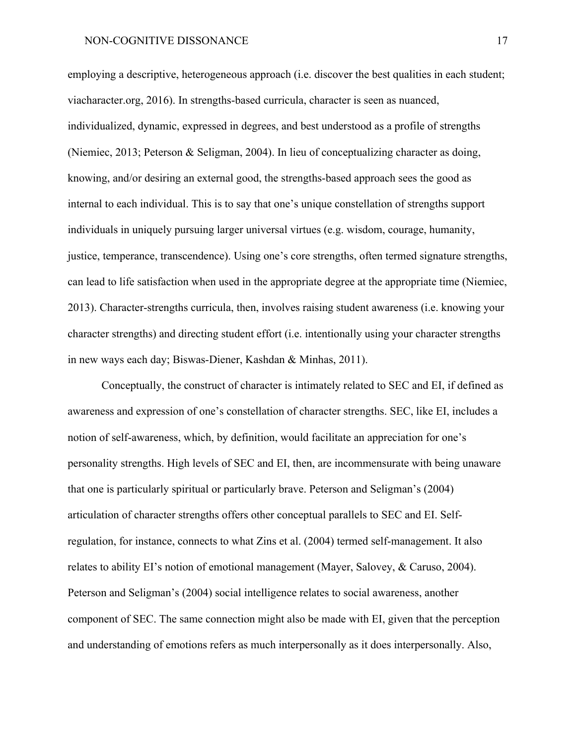employing a descriptive, heterogeneous approach (i.e. discover the best qualities in each student; viacharacter.org, 2016). In strengths-based curricula, character is seen as nuanced, individualized, dynamic, expressed in degrees, and best understood as a profile of strengths (Niemiec, 2013; Peterson & Seligman, 2004). In lieu of conceptualizing character as doing, knowing, and/or desiring an external good, the strengths-based approach sees the good as internal to each individual. This is to say that one's unique constellation of strengths support individuals in uniquely pursuing larger universal virtues (e.g. wisdom, courage, humanity, justice, temperance, transcendence). Using one's core strengths, often termed signature strengths, can lead to life satisfaction when used in the appropriate degree at the appropriate time (Niemiec, 2013). Character-strengths curricula, then, involves raising student awareness (i.e. knowing your character strengths) and directing student effort (i.e. intentionally using your character strengths in new ways each day; Biswas-Diener, Kashdan & Minhas, 2011).

Conceptually, the construct of character is intimately related to SEC and EI, if defined as awareness and expression of one's constellation of character strengths. SEC, like EI, includes a notion of self-awareness, which, by definition, would facilitate an appreciation for one's personality strengths. High levels of SEC and EI, then, are incommensurate with being unaware that one is particularly spiritual or particularly brave. Peterson and Seligman's (2004) articulation of character strengths offers other conceptual parallels to SEC and EI. Self-regulation, for instance, connects to what Zins et al. (2004) termed self-management. It also relates to ability EI's notion of emotional management (Mayer, Salovey, & Caruso, 2004). Peterson and Seligman's (2004) social intelligence relates to social awareness, another component of SEC. The same connection might also be made with EI, given that the perception and understanding of emotions refers as much interpersonally as it does interpersonally. Also,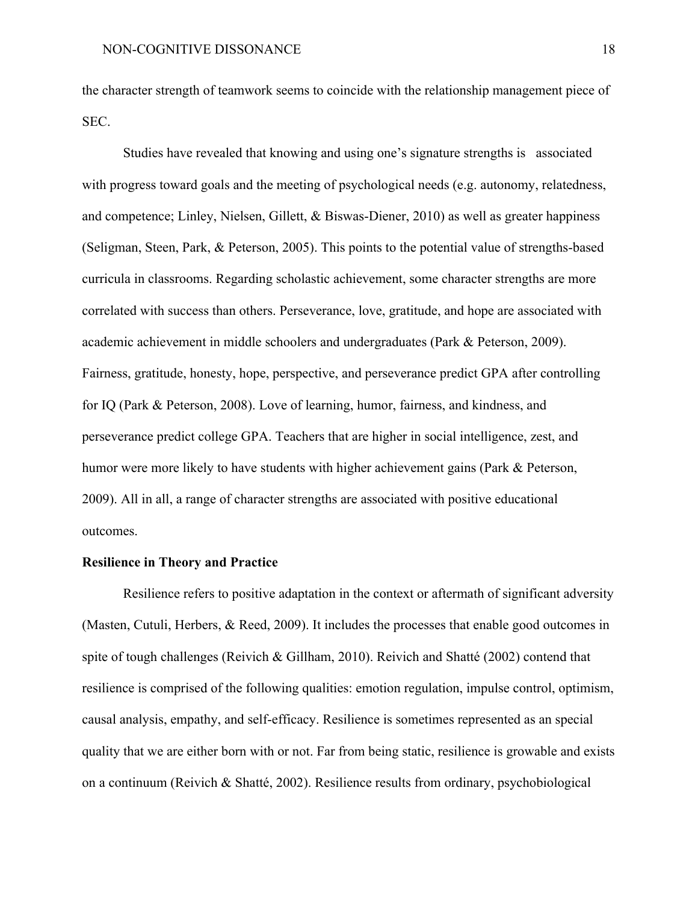the character strength of teamwork seems to coincide with the relationship management piece of SEC.

Studies have revealed that knowing and using one's signature strengths is associated with progress toward goals and the meeting of psychological needs (e.g. autonomy, relatedness, and competence; Linley, Nielsen, Gillett, & Biswas-Diener, 2010) as well as greater happiness (Seligman, Steen, Park, & Peterson, 2005). This points to the potential value of strengths-based curricula in classrooms. Regarding scholastic achievement, some character strengths are more correlated with success than others. Perseverance, love, gratitude, and hope are associated with academic achievement in middle schoolers and undergraduates (Park & Peterson, 2009). Fairness, gratitude, honesty, hope, perspective, and perseverance predict GPA after controlling for IQ (Park & Peterson, 2008). Love of learning, humor, fairness, and kindness, and perseverance predict college GPA. Teachers that are higher in social intelligence, zest, and humor were more likely to have students with higher achievement gains (Park & Peterson, 2009). All in all, a range of character strengths are associated with positive educational outcomes.

**Resilience in Theory and Practice**

Resilience refers to positive adaptation in the context or aftermath of significant adversity (Masten, Cutuli, Herbers, & Reed, 2009). It includes the processes that enable good outcomes in spite of tough challenges (Reivich & Gillham, 2010). Reivich and Shatté (2002) contend that resilience is comprised of the following qualities: emotion regulation, impulse control, optimism, causal analysis, empathy, and self-efficacy. Resilience is sometimes represented as an special quality that we are either born with or not. Far from being static, resilience is growable and exists on a continuum (Reivich & Shatté, 2002). Resilience results from ordinary, psychobiological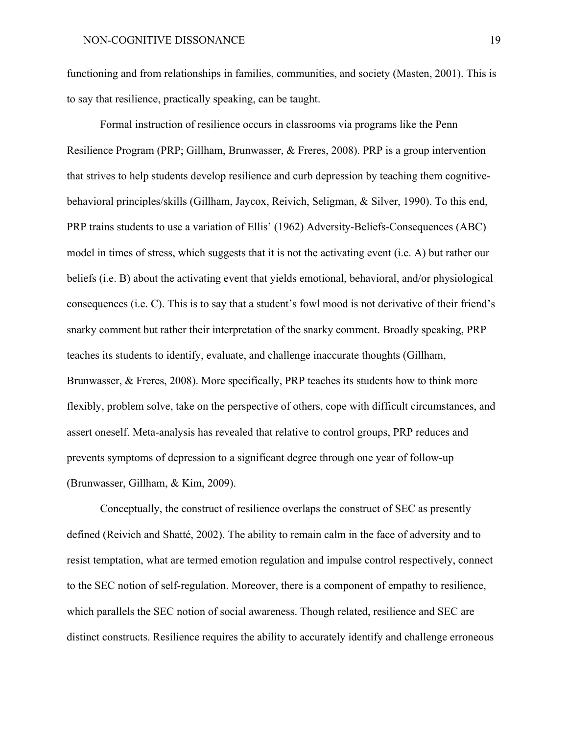functioning and from relationships in families, communities, and society (Masten, 2001). This is to say that resilience, practically speaking, can be taught.

Formal instruction of resilience occurs in classrooms via programs like the Penn Resilience Program (PRP; Gillham, Brunwasser, & Freres, 2008). PRP is a group intervention that strives to help students develop resilience and curb depression by teaching them cognitive-behavioral principles/skills (Gillham, Jaycox, Reivich, Seligman, & Silver, 1990). To this end, PRP trains students to use a variation of Ellis' (1962) Adversity-Beliefs-Consequences (ABC) model in times of stress, which suggests that it is not the activating event (i.e. A) but rather our beliefs (i.e. B) about the activating event that yields emotional, behavioral, and/or physiological consequences (i.e. C). This is to say that a student's fowl mood is not derivative of their friend's snarky comment but rather their interpretation of the snarky comment. Broadly speaking, PRP teaches its students to identify, evaluate, and challenge inaccurate thoughts (Gillham, Brunwasser, & Freres, 2008). More specifically, PRP teaches its students how to think more flexibly, problem solve, take on the perspective of others, cope with difficult circumstances, and assert oneself. Meta-analysis has revealed that relative to control groups, PRP reduces and prevents symptoms of depression to a significant degree through one year of follow-up (Brunwasser, Gillham, & Kim, 2009).

Conceptually, the construct of resilience overlaps the construct of SEC as presently defined (Reivich and Shatté, 2002). The ability to remain calm in the face of adversity and to resist temptation, what are termed emotion regulation and impulse control respectively, connect to the SEC notion of self-regulation. Moreover, there is a component of empathy to resilience, which parallels the SEC notion of social awareness. Though related, resilience and SEC are distinct constructs. Resilience requires the ability to accurately identify and challenge erroneous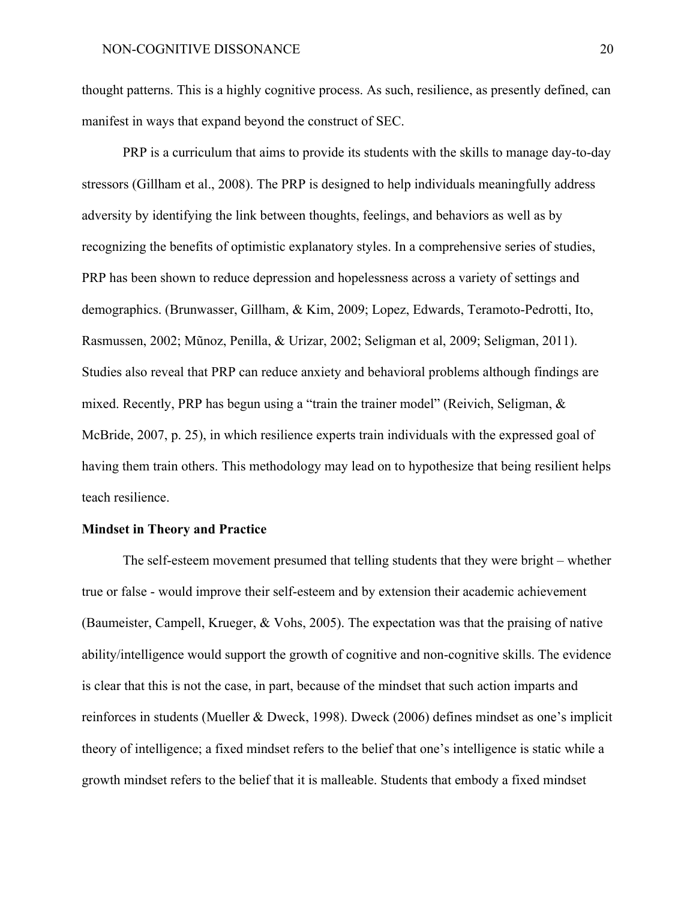thought patterns. This is a highly cognitive process. As such, resilience, as presently defined, can manifest in ways that expand beyond the construct of SEC.

PRP is a curriculum that aims to provide its students with the skills to manage day-to-day stressors (Gillham et al., 2008). The PRP is designed to help individuals meaningfully address adversity by identifying the link between thoughts, feelings, and behaviors as well as by recognizing the benefits of optimistic explanatory styles. In a comprehensive series of studies, PRP has been shown to reduce depression and hopelessness across a variety of settings and demographics. (Brunwasser, Gillham, & Kim, 2009; Lopez, Edwards, Teramoto-Pedrotti, Ito, Rasmussen, 2002; Mũnoz, Penilla, & Urizar, 2002; Seligman et al, 2009; Seligman, 2011). Studies also reveal that PRP can reduce anxiety and behavioral problems although findings are mixed. Recently, PRP has begun using a "train the trainer model" (Reivich, Seligman, & McBride, 2007, p. 25), in which resilience experts train individuals with the expressed goal of having them train others. This methodology may lead on to hypothesize that being resilient helps teach resilience.

**Mindset in Theory and Practice**

The self-esteem movement presumed that telling students that they were bright – whether true or false - would improve their self-esteem and by extension their academic achievement (Baumeister, Campell, Krueger, & Vohs, 2005). The expectation was that the praising of native ability/intelligence would support the growth of cognitive and non-cognitive skills. The evidence is clear that this is not the case, in part, because of the mindset that such action imparts and reinforces in students (Mueller & Dweck, 1998). Dweck (2006) defines mindset as one's implicit theory of intelligence; a fixed mindset refers to the belief that one's intelligence is static while a growth mindset refers to the belief that it is malleable. Students that embody a fixed mindset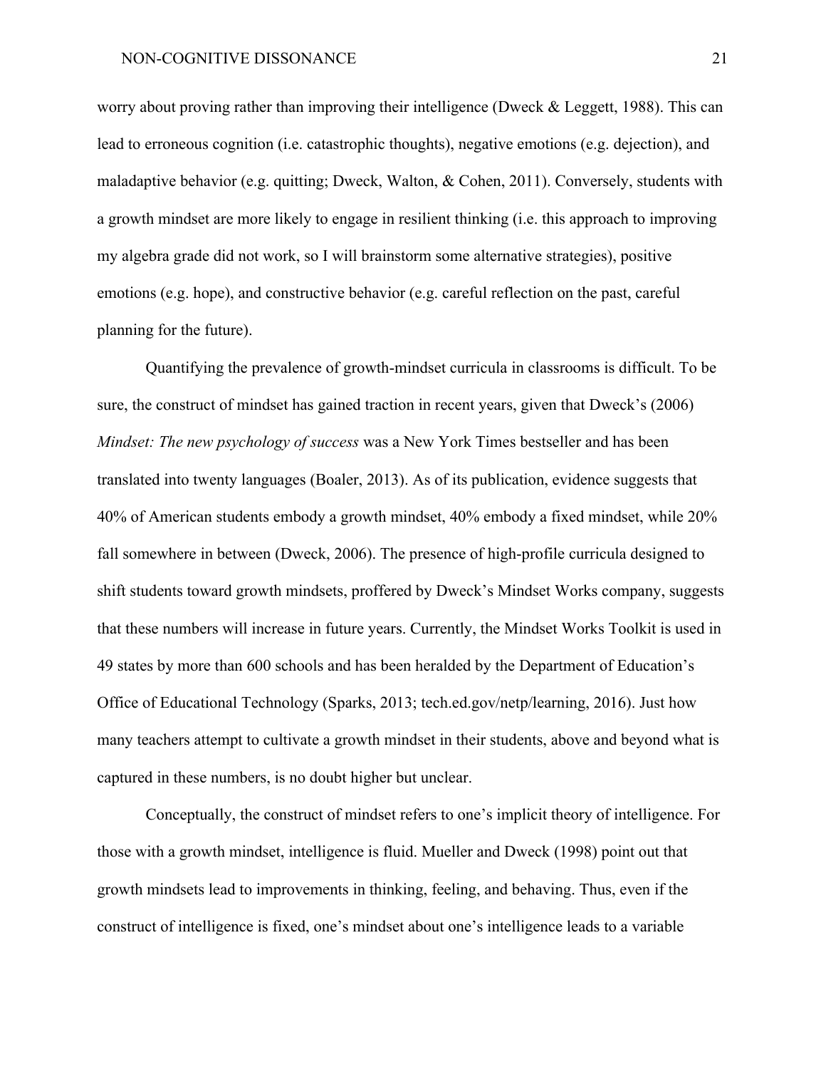worry about proving rather than improving their intelligence (Dweck & Leggett, 1988). This can lead to erroneous cognition (i.e. catastrophic thoughts), negative emotions (e.g. dejection), and maladaptive behavior (e.g. quitting; Dweck, Walton, & Cohen, 2011). Conversely, students with a growth mindset are more likely to engage in resilient thinking (i.e. this approach to improving my algebra grade did not work, so I will brainstorm some alternative strategies), positive emotions (e.g. hope), and constructive behavior (e.g. careful reflection on the past, careful planning for the future).

Quantifying the prevalence of growth-mindset curricula in classrooms is difficult. To be sure, the construct of mindset has gained traction in recent years, given that Dweck's (2006) *Mindset: The new psychology of success* was a New York Times bestseller and has been translated into twenty languages (Boaler, 2013). As of its publication, evidence suggests that 40% of American students embody a growth mindset, 40% embody a fixed mindset, while 20% fall somewhere in between (Dweck, 2006). The presence of high-profile curricula designed to shift students toward growth mindsets, proffered by Dweck's Mindset Works company, suggests that these numbers will increase in future years. Currently, the Mindset Works Toolkit is used in 49 states by more than 600 schools and has been heralded by the Department of Education's Office of Educational Technology (Sparks, 2013; tech.ed.gov/netp/learning, 2016). Just how many teachers attempt to cultivate a growth mindset in their students, above and beyond what is captured in these numbers, is no doubt higher but unclear.

Conceptually, the construct of mindset refers to one's implicit theory of intelligence. For those with a growth mindset, intelligence is fluid. Mueller and Dweck (1998) point out that growth mindsets lead to improvements in thinking, feeling, and behaving. Thus, even if the construct of intelligence is fixed, one's mindset about one's intelligence leads to a variable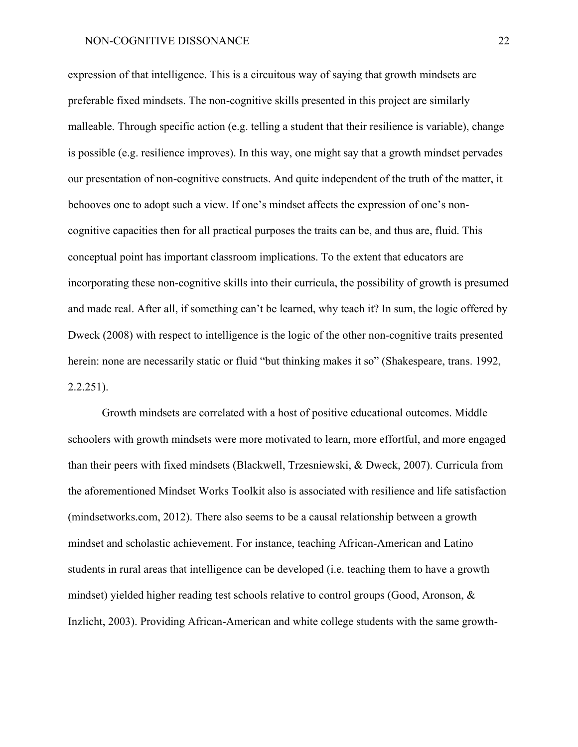expression of that intelligence. This is a circuitous way of saying that growth mindsets are preferable fixed mindsets. The non-cognitive skills presented in this project are similarly malleable. Through specific action (e.g. telling a student that their resilience is variable), change is possible (e.g. resilience improves). In this way, one might say that a growth mindset pervades our presentation of non-cognitive constructs. And quite independent of the truth of the matter, it behooves one to adopt such a view. If one's mindset affects the expression of one's non-cognitive capacities then for all practical purposes the traits can be, and thus are, fluid. This conceptual point has important classroom implications. To the extent that educators are incorporating these non-cognitive skills into their curricula, the possibility of growth is presumed and made real. After all, if something can't be learned, why teach it? In sum, the logic offered by Dweck (2008) with respect to intelligence is the logic of the other non-cognitive traits presented herein: none are necessarily static or fluid "but thinking makes it so" (Shakespeare, trans. 1992, 2.2.251).

Growth mindsets are correlated with a host of positive educational outcomes. Middle schoolers with growth mindsets were more motivated to learn, more effortful, and more engaged than their peers with fixed mindsets (Blackwell, Trzesniewski, & Dweck, 2007). Curricula from the aforementioned Mindset Works Toolkit also is associated with resilience and life satisfaction (mindsetworks.com, 2012). There also seems to be a causal relationship between a growth mindset and scholastic achievement. For instance, teaching African-American and Latino students in rural areas that intelligence can be developed (i.e. teaching them to have a growth mindset) yielded higher reading test schools relative to control groups (Good, Aronson, & Inzlicht, 2003). Providing African-American and white college students with the same growth-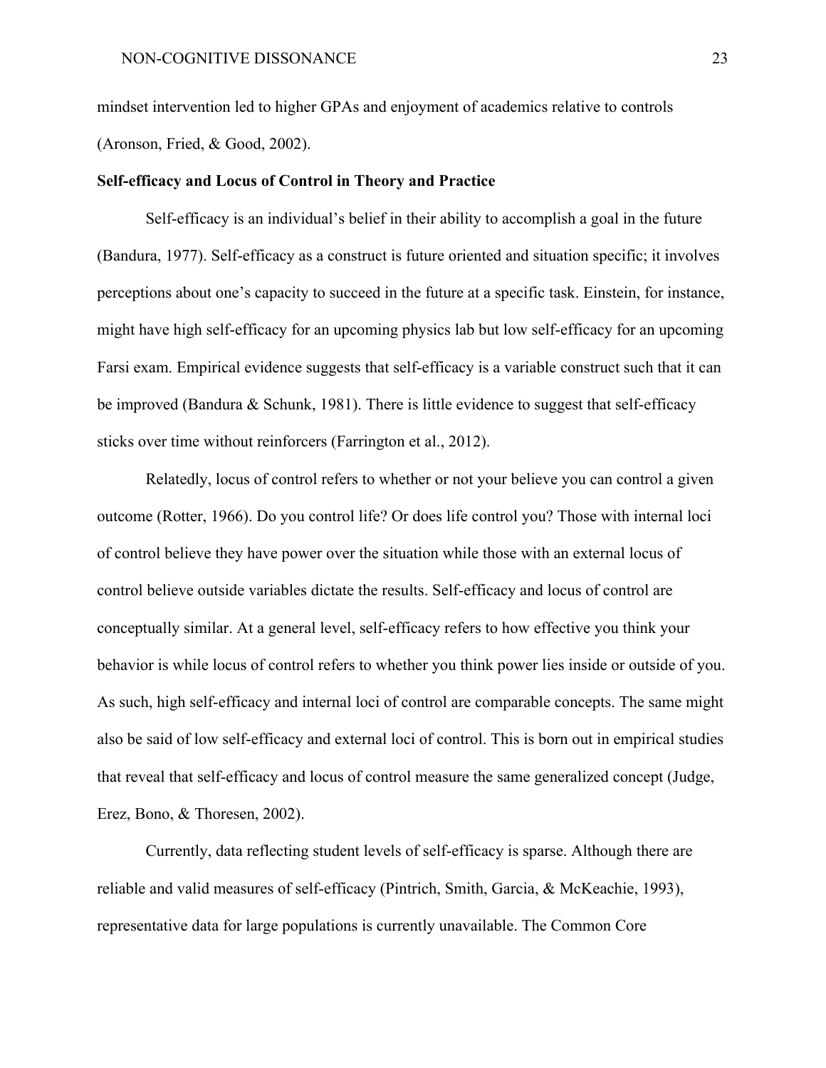mindset intervention led to higher GPAs and enjoyment of academics relative to controls (Aronson, Fried, & Good, 2002).

**Self-efficacy and Locus of Control in Theory and Practice**

Self-efficacy is an individual's belief in their ability to accomplish a goal in the future (Bandura, 1977). Self-efficacy as a construct is future oriented and situation specific; it involves perceptions about one's capacity to succeed in the future at a specific task. Einstein, for instance, might have high self-efficacy for an upcoming physics lab but low self-efficacy for an upcoming Farsi exam. Empirical evidence suggests that self-efficacy is a variable construct such that it can be improved (Bandura & Schunk, 1981). There is little evidence to suggest that self-efficacy sticks over time without reinforcers (Farrington et al., 2012).

Relatedly, locus of control refers to whether or not your believe you can control a given outcome (Rotter, 1966). Do you control life? Or does life control you? Those with internal loci of control believe they have power over the situation while those with an external locus of control believe outside variables dictate the results. Self-efficacy and locus of control are conceptually similar. At a general level, self-efficacy refers to how effective you think your behavior is while locus of control refers to whether you think power lies inside or outside of you. As such, high self-efficacy and internal loci of control are comparable concepts. The same might also be said of low self-efficacy and external loci of control. This is born out in empirical studies that reveal that self-efficacy and locus of control measure the same generalized concept (Judge, Erez, Bono, & Thoresen, 2002).

Currently, data reflecting student levels of self-efficacy is sparse. Although there are reliable and valid measures of self-efficacy (Pintrich, Smith, Garcia, & McKeachie, 1993), representative data for large populations is currently unavailable. The Common Core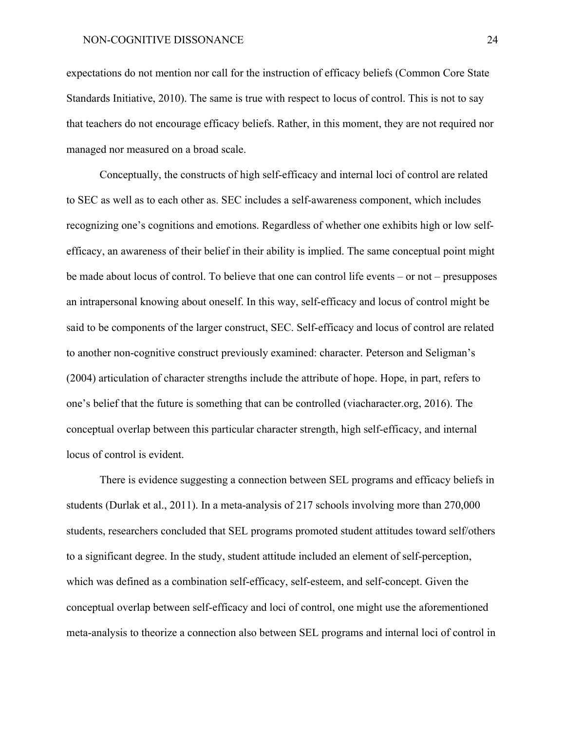expectations do not mention nor call for the instruction of efficacy beliefs (Common Core State Standards Initiative, 2010). The same is true with respect to locus of control. This is not to say that teachers do not encourage efficacy beliefs. Rather, in this moment, they are not required nor managed nor measured on a broad scale.

Conceptually, the constructs of high self-efficacy and internal loci of control are related to SEC as well as to each other as. SEC includes a self-awareness component, which includes recognizing one's cognitions and emotions. Regardless of whether one exhibits high or low self-efficacy, an awareness of their belief in their ability is implied. The same conceptual point might be made about locus of control. To believe that one can control life events – or not – presupposes an intrapersonal knowing about oneself. In this way, self-efficacy and locus of control might be said to be components of the larger construct, SEC. Self-efficacy and locus of control are related to another non-cognitive construct previously examined: character. Peterson and Seligman's (2004) articulation of character strengths include the attribute of hope. Hope, in part, refers to one's belief that the future is something that can be controlled (viacharacter.org, 2016). The conceptual overlap between this particular character strength, high self-efficacy, and internal locus of control is evident.

There is evidence suggesting a connection between SEL programs and efficacy beliefs in students (Durlak et al., 2011). In a meta-analysis of 217 schools involving more than 270,000 students, researchers concluded that SEL programs promoted student attitudes toward self/others to a significant degree. In the study, student attitude included an element of self-perception, which was defined as a combination self-efficacy, self-esteem, and self-concept. Given the conceptual overlap between self-efficacy and loci of control, one might use the aforementioned meta-analysis to theorize a connection also between SEL programs and internal loci of control in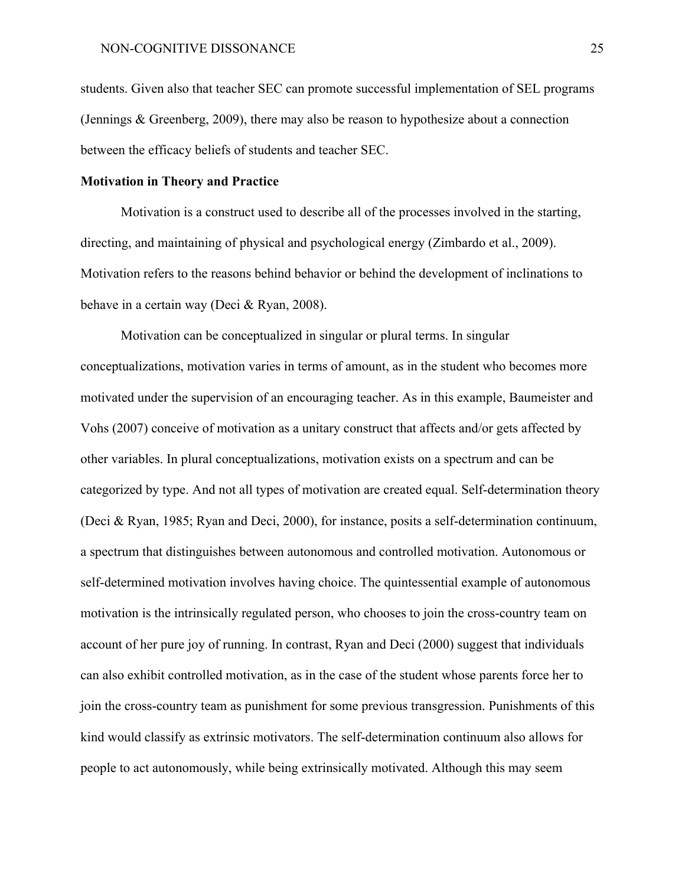students. Given also that teacher SEC can promote successful implementation of SEL programs (Jennings & Greenberg, 2009), there may also be reason to hypothesize about a connection between the efficacy beliefs of students and teacher SEC.

**Motivation in Theory and Practice**

Motivation is a construct used to describe all of the processes involved in the starting, directing, and maintaining of physical and psychological energy (Zimbardo et al., 2009). Motivation refers to the reasons behind behavior or behind the development of inclinations to behave in a certain way (Deci & Ryan, 2008).

Motivation can be conceptualized in singular or plural terms. In singular conceptualizations, motivation varies in terms of amount, as in the student who becomes more motivated under the supervision of an encouraging teacher. As in this example, Baumeister and Vohs (2007) conceive of motivation as a unitary construct that affects and/or gets affected by other variables. In plural conceptualizations, motivation exists on a spectrum and can be categorized by type. And not all types of motivation are created equal. Self-determination theory (Deci & Ryan, 1985; Ryan and Deci, 2000), for instance, posits a self-determination continuum, a spectrum that distinguishes between autonomous and controlled motivation. Autonomous or self-determined motivation involves having choice. The quintessential example of autonomous motivation is the intrinsically regulated person, who chooses to join the cross-country team on account of her pure joy of running. In contrast, Ryan and Deci (2000) suggest that individuals can also exhibit controlled motivation, as in the case of the student whose parents force her to join the cross-country team as punishment for some previous transgression. Punishments of this kind would classify as extrinsic motivators. The self-determination continuum also allows for people to act autonomously, while being extrinsically motivated. Although this may seem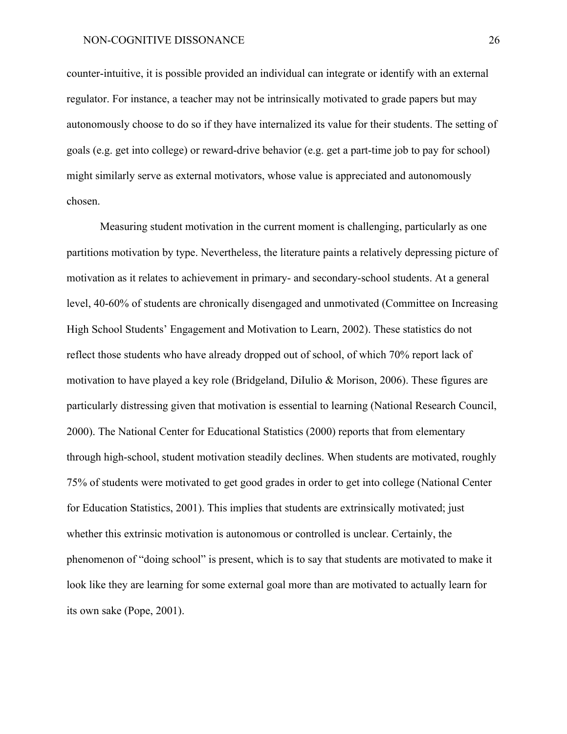counter-intuitive, it is possible provided an individual can integrate or identify with an external regulator. For instance, a teacher may not be intrinsically motivated to grade papers but may autonomously choose to do so if they have internalized its value for their students. The setting of goals (e.g. get into college) or reward-drive behavior (e.g. get a part-time job to pay for school) might similarly serve as external motivators, whose value is appreciated and autonomously chosen.

Measuring student motivation in the current moment is challenging, particularly as one partitions motivation by type. Nevertheless, the literature paints a relatively depressing picture of motivation as it relates to achievement in primary- and secondary-school students. At a general level, 40-60% of students are chronically disengaged and unmotivated (Committee on Increasing High School Students' Engagement and Motivation to Learn, 2002). These statistics do not reflect those students who have already dropped out of school, of which 70% report lack of motivation to have played a key role (Bridgeland, DiIulio & Morison, 2006). These figures are particularly distressing given that motivation is essential to learning (National Research Council, 2000). The National Center for Educational Statistics (2000) reports that from elementary through high-school, student motivation steadily declines. When students are motivated, roughly 75% of students were motivated to get good grades in order to get into college (National Center for Education Statistics, 2001). This implies that students are extrinsically motivated; just whether this extrinsic motivation is autonomous or controlled is unclear. Certainly, the phenomenon of "doing school" is present, which is to say that students are motivated to make it look like they are learning for some external goal more than are motivated to actually learn for its own sake (Pope, 2001).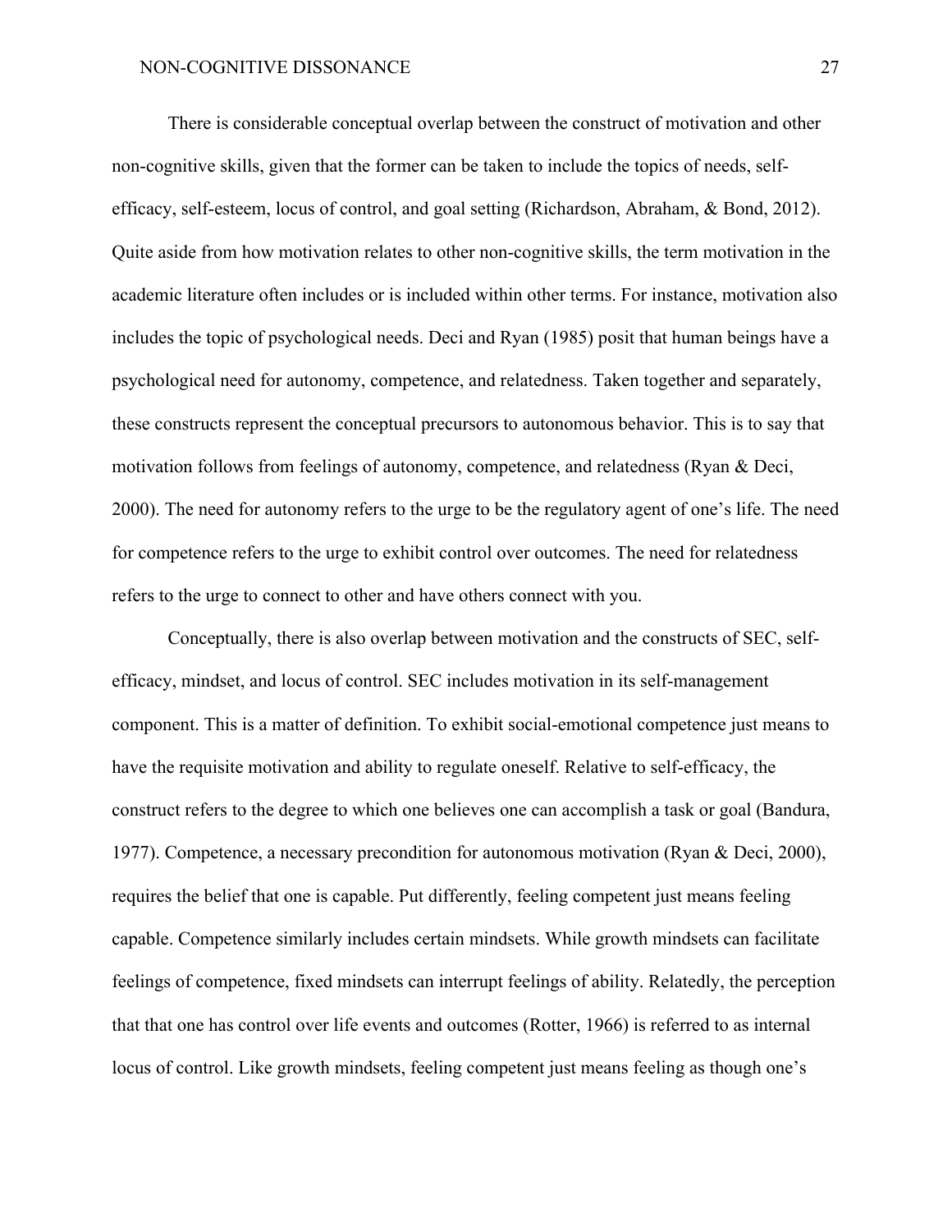There is considerable conceptual overlap between the construct of motivation and other non-cognitive skills, given that the former can be taken to include the topics of needs, self-efficacy, self-esteem, locus of control, and goal setting (Richardson, Abraham, & Bond, 2012). Quite aside from how motivation relates to other non-cognitive skills, the term motivation in the academic literature often includes or is included within other terms. For instance, motivation also includes the topic of psychological needs. Deci and Ryan (1985) posit that human beings have a psychological need for autonomy, competence, and relatedness. Taken together and separately, these constructs represent the conceptual precursors to autonomous behavior. This is to say that motivation follows from feelings of autonomy, competence, and relatedness (Ryan & Deci, 2000). The need for autonomy refers to the urge to be the regulatory agent of one's life. The need for competence refers to the urge to exhibit control over outcomes. The need for relatedness refers to the urge to connect to other and have others connect with you.

Conceptually, there is also overlap between motivation and the constructs of SEC, self-efficacy, mindset, and locus of control. SEC includes motivation in its self-management component. This is a matter of definition. To exhibit social-emotional competence just means to have the requisite motivation and ability to regulate oneself. Relative to self-efficacy, the construct refers to the degree to which one believes one can accomplish a task or goal (Bandura, 1977). Competence, a necessary precondition for autonomous motivation (Ryan & Deci, 2000), requires the belief that one is capable. Put differently, feeling competent just means feeling capable. Competence similarly includes certain mindsets. While growth mindsets can facilitate feelings of competence, fixed mindsets can interrupt feelings of ability. Relatedly, the perception that that one has control over life events and outcomes (Rotter, 1966) is referred to as internal locus of control. Like growth mindsets, feeling competent just means feeling as though one's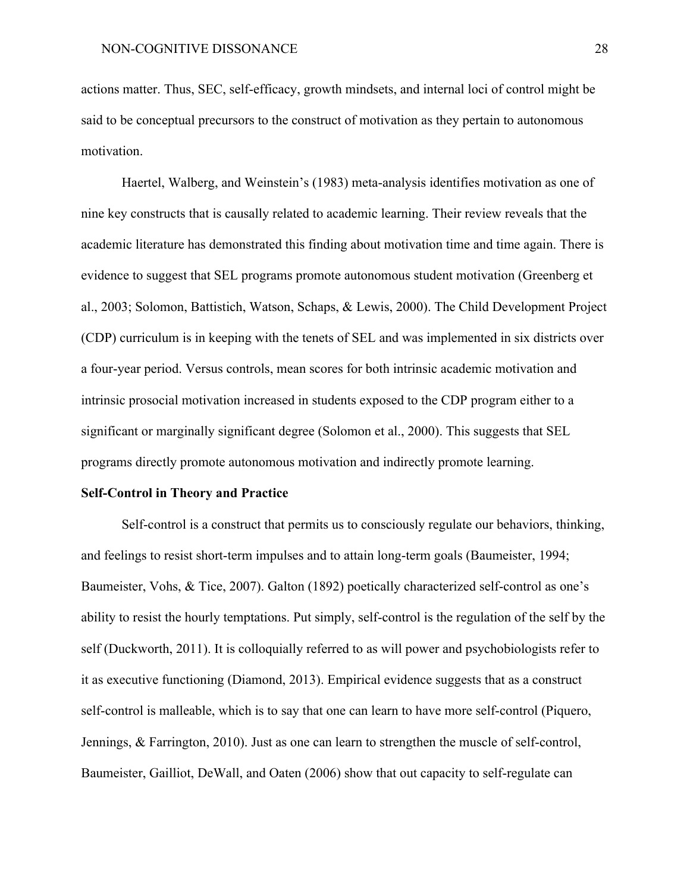actions matter. Thus, SEC, self-efficacy, growth mindsets, and internal loci of control might be said to be conceptual precursors to the construct of motivation as they pertain to autonomous motivation.

Haertel, Walberg, and Weinstein's (1983) meta-analysis identifies motivation as one of nine key constructs that is causally related to academic learning. Their review reveals that the academic literature has demonstrated this finding about motivation time and time again. There is evidence to suggest that SEL programs promote autonomous student motivation (Greenberg et al., 2003; Solomon, Battistich, Watson, Schaps, & Lewis, 2000). The Child Development Project (CDP) curriculum is in keeping with the tenets of SEL and was implemented in six districts over a four-year period. Versus controls, mean scores for both intrinsic academic motivation and intrinsic prosocial motivation increased in students exposed to the CDP program either to a significant or marginally significant degree (Solomon et al., 2000). This suggests that SEL programs directly promote autonomous motivation and indirectly promote learning.

**Self-Control in Theory and Practice**

Self-control is a construct that permits us to consciously regulate our behaviors, thinking, and feelings to resist short-term impulses and to attain long-term goals (Baumeister, 1994; Baumeister, Vohs, & Tice, 2007). Galton (1892) poetically characterized self-control as one's ability to resist the hourly temptations. Put simply, self-control is the regulation of the self by the self (Duckworth, 2011). It is colloquially referred to as will power and psychobiologists refer to it as executive functioning (Diamond, 2013). Empirical evidence suggests that as a construct self-control is malleable, which is to say that one can learn to have more self-control (Piquero, Jennings, & Farrington, 2010). Just as one can learn to strengthen the muscle of self-control, Baumeister, Gailliot, DeWall, and Oaten (2006) show that out capacity to self-regulate can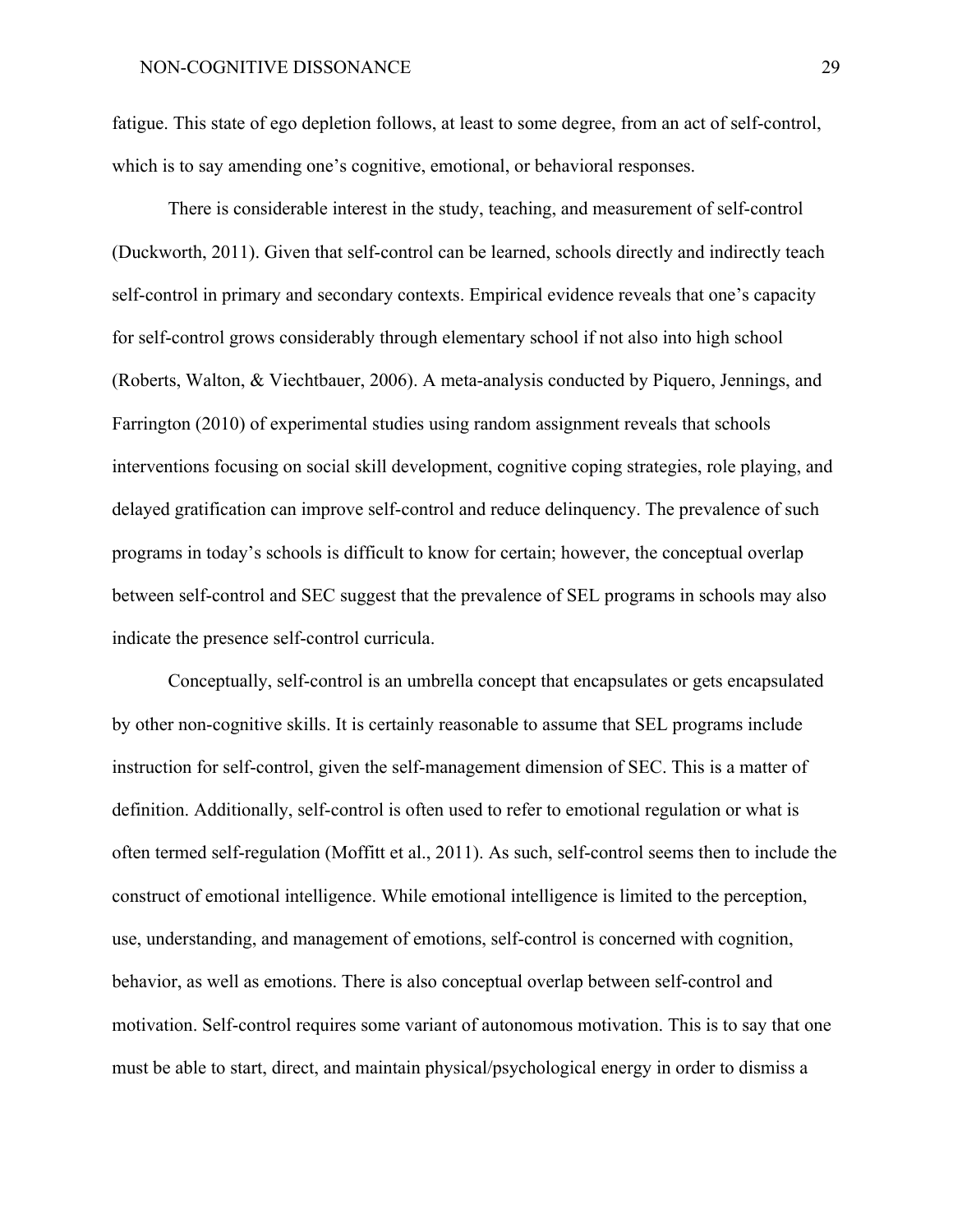fatigue. This state of ego depletion follows, at least to some degree, from an act of self-control, which is to say amending one's cognitive, emotional, or behavioral responses.

There is considerable interest in the study, teaching, and measurement of self-control (Duckworth, 2011). Given that self-control can be learned, schools directly and indirectly teach self-control in primary and secondary contexts. Empirical evidence reveals that one's capacity for self-control grows considerably through elementary school if not also into high school (Roberts, Walton, & Viechtbauer, 2006). A meta-analysis conducted by Piquero, Jennings, and Farrington (2010) of experimental studies using random assignment reveals that schools interventions focusing on social skill development, cognitive coping strategies, role playing, and delayed gratification can improve self-control and reduce delinquency. The prevalence of such programs in today's schools is difficult to know for certain; however, the conceptual overlap between self-control and SEC suggest that the prevalence of SEL programs in schools may also indicate the presence self-control curricula.

Conceptually, self-control is an umbrella concept that encapsulates or gets encapsulated by other non-cognitive skills. It is certainly reasonable to assume that SEL programs include instruction for self-control, given the self-management dimension of SEC. This is a matter of definition. Additionally, self-control is often used to refer to emotional regulation or what is often termed self-regulation (Moffitt et al., 2011). As such, self-control seems then to include the construct of emotional intelligence. While emotional intelligence is limited to the perception, use, understanding, and management of emotions, self-control is concerned with cognition, behavior, as well as emotions. There is also conceptual overlap between self-control and motivation. Self-control requires some variant of autonomous motivation. This is to say that one must be able to start, direct, and maintain physical/psychological energy in order to dismiss a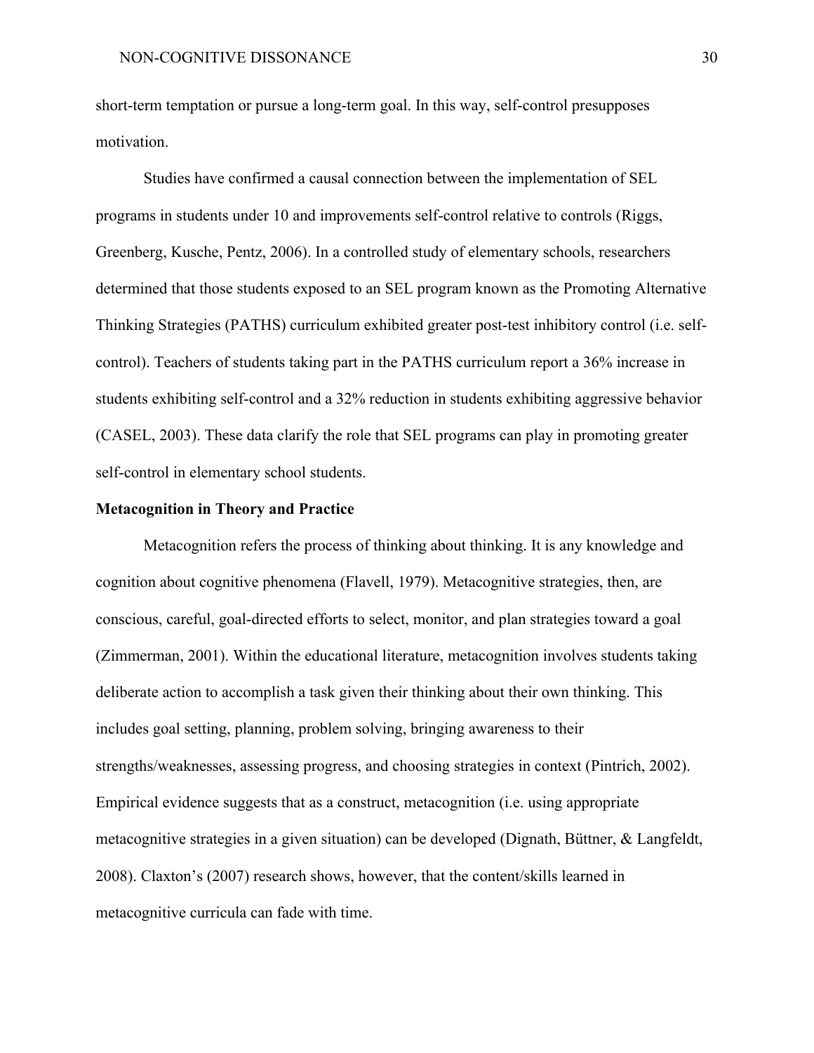short-term temptation or pursue a long-term goal. In this way, self-control presupposes motivation.

Studies have confirmed a causal connection between the implementation of SEL programs in students under 10 and improvements self-control relative to controls (Riggs, Greenberg, Kusche, Pentz, 2006). In a controlled study of elementary schools, researchers determined that those students exposed to an SEL program known as the Promoting Alternative Thinking Strategies (PATHS) curriculum exhibited greater post-test inhibitory control (i.e. self-control). Teachers of students taking part in the PATHS curriculum report a 36% increase in students exhibiting self-control and a 32% reduction in students exhibiting aggressive behavior (CASEL, 2003). These data clarify the role that SEL programs can play in promoting greater self-control in elementary school students.

**Metacognition in Theory and Practice**

Metacognition refers the process of thinking about thinking. It is any knowledge and cognition about cognitive phenomena (Flavell, 1979). Metacognitive strategies, then, are conscious, careful, goal-directed efforts to select, monitor, and plan strategies toward a goal (Zimmerman, 2001). Within the educational literature, metacognition involves students taking deliberate action to accomplish a task given their thinking about their own thinking. This includes goal setting, planning, problem solving, bringing awareness to their strengths/weaknesses, assessing progress, and choosing strategies in context (Pintrich, 2002). Empirical evidence suggests that as a construct, metacognition (i.e. using appropriate metacognitive strategies in a given situation) can be developed (Dignath, Büttner, & Langfeldt, 2008). Claxton's (2007) research shows, however, that the content/skills learned in metacognitive curricula can fade with time.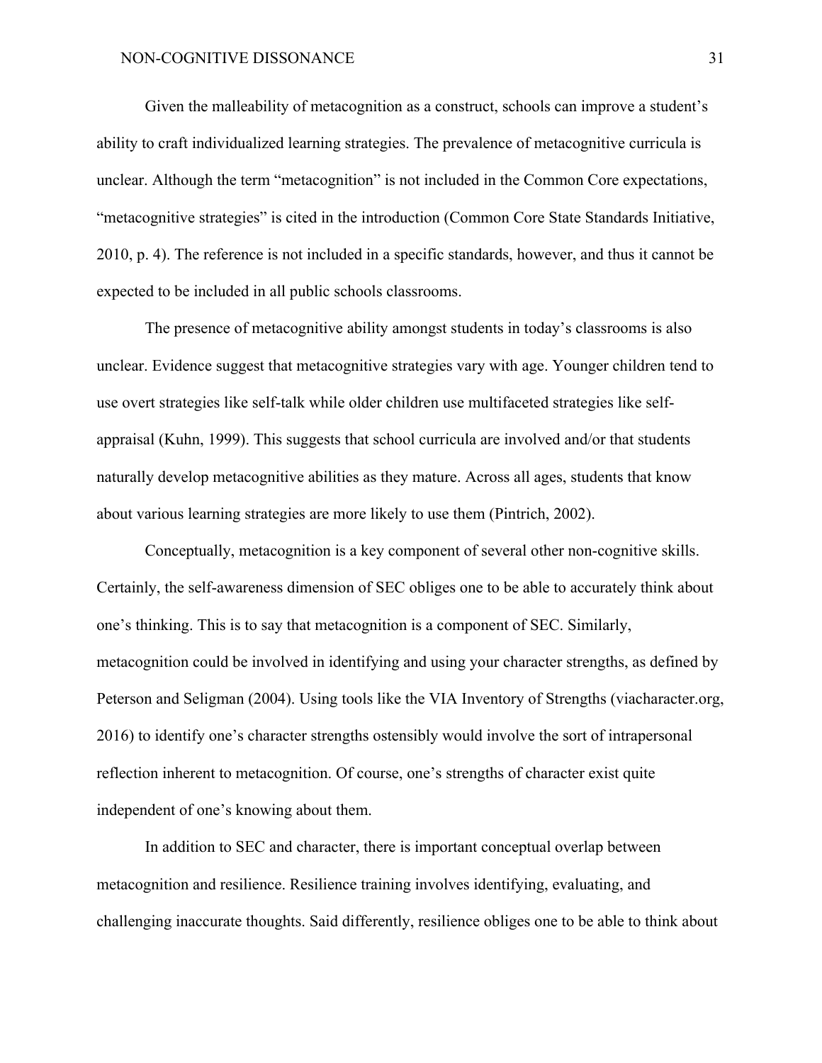Given the malleability of metacognition as a construct, schools can improve a student's ability to craft individualized learning strategies. The prevalence of metacognitive curricula is unclear. Although the term "metacognition" is not included in the Common Core expectations, "metacognitive strategies" is cited in the introduction (Common Core State Standards Initiative, 2010, p. 4). The reference is not included in a specific standards, however, and thus it cannot be expected to be included in all public schools classrooms.

The presence of metacognitive ability amongst students in today's classrooms is also unclear. Evidence suggest that metacognitive strategies vary with age. Younger children tend to use overt strategies like self-talk while older children use multifaceted strategies like self-appraisal (Kuhn, 1999). This suggests that school curricula are involved and/or that students naturally develop metacognitive abilities as they mature. Across all ages, students that know about various learning strategies are more likely to use them (Pintrich, 2002).

Conceptually, metacognition is a key component of several other non-cognitive skills. Certainly, the self-awareness dimension of SEC obliges one to be able to accurately think about one's thinking. This is to say that metacognition is a component of SEC. Similarly, metacognition could be involved in identifying and using your character strengths, as defined by Peterson and Seligman (2004). Using tools like the VIA Inventory of Strengths (viacharacter.org, 2016) to identify one's character strengths ostensibly would involve the sort of intrapersonal reflection inherent to metacognition. Of course, one's strengths of character exist quite independent of one's knowing about them.

In addition to SEC and character, there is important conceptual overlap between metacognition and resilience. Resilience training involves identifying, evaluating, and challenging inaccurate thoughts. Said differently, resilience obliges one to be able to think about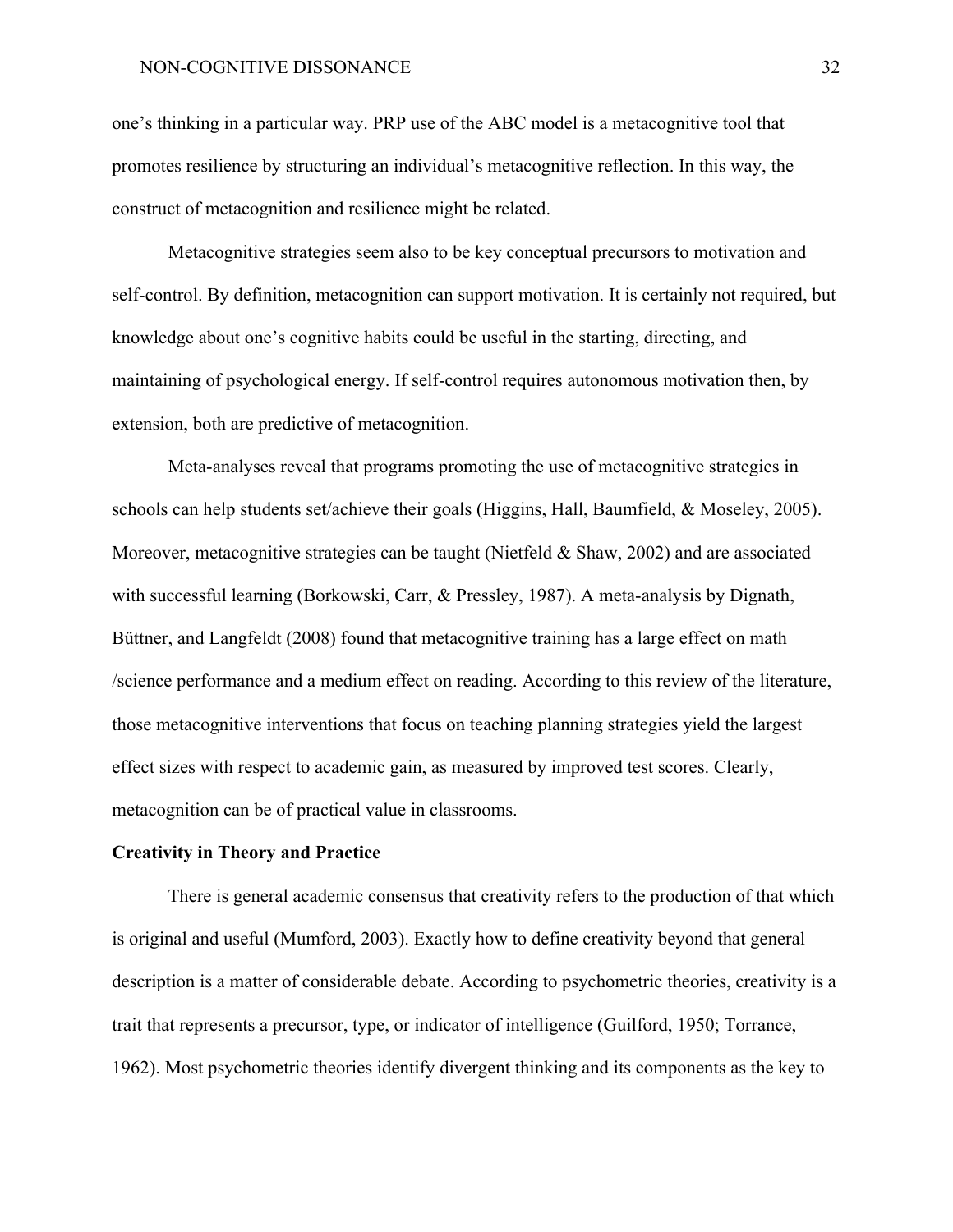one's thinking in a particular way. PRP use of the ABC model is a metacognitive tool that promotes resilience by structuring an individual's metacognitive reflection. In this way, the construct of metacognition and resilience might be related.

Metacognitive strategies seem also to be key conceptual precursors to motivation and self-control. By definition, metacognition can support motivation. It is certainly not required, but knowledge about one's cognitive habits could be useful in the starting, directing, and maintaining of psychological energy. If self-control requires autonomous motivation then, by extension, both are predictive of metacognition.

Meta-analyses reveal that programs promoting the use of metacognitive strategies in schools can help students set/achieve their goals (Higgins, Hall, Baumfield, & Moseley, 2005). Moreover, metacognitive strategies can be taught (Nietfeld & Shaw, 2002) and are associated with successful learning (Borkowski, Carr, & Pressley, 1987). A meta-analysis by Dignath, Büttner, and Langfeldt (2008) found that metacognitive training has a large effect on math /science performance and a medium effect on reading. According to this review of the literature, those metacognitive interventions that focus on teaching planning strategies yield the largest effect sizes with respect to academic gain, as measured by improved test scores. Clearly, metacognition can be of practical value in classrooms.

## Creativity in Theory and Practice

There is general academic consensus that creativity refers to the production of that which is original and useful (Mumford, 2003). Exactly how to define creativity beyond that general description is a matter of considerable debate. According to psychometric theories, creativity is a trait that represents a precursor, type, or indicator of intelligence (Guilford, 1950; Torrance, 1962). Most psychometric theories identify divergent thinking and its components as the key to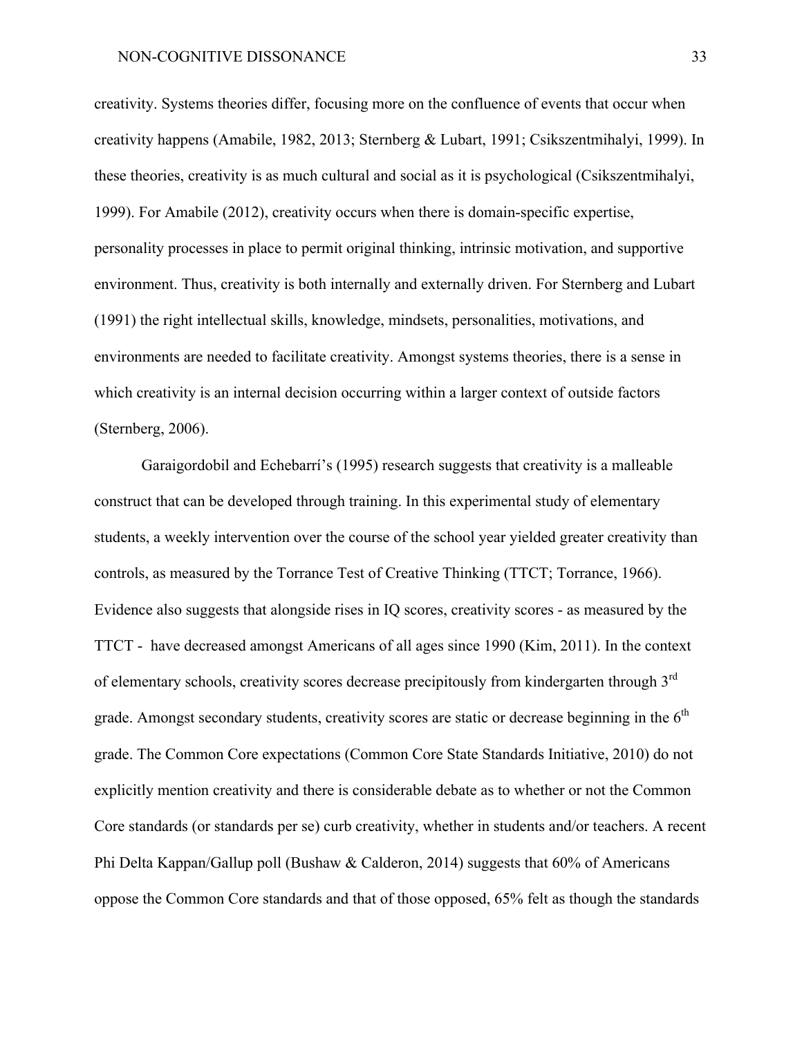creativity. Systems theories differ, focusing more on the confluence of events that occur when creativity happens (Amabile, 1982, 2013; Sternberg & Lubart, 1991; Csikszentmihalyi, 1999). In these theories, creativity is as much cultural and social as it is psychological (Csikszentmihalyi, 1999). For Amabile (2012), creativity occurs when there is domain-specific expertise, personality processes in place to permit original thinking, intrinsic motivation, and supportive environment. Thus, creativity is both internally and externally driven. For Sternberg and Lubart (1991) the right intellectual skills, knowledge, mindsets, personalities, motivations, and environments are needed to facilitate creativity. Amongst systems theories, there is a sense in which creativity is an internal decision occurring within a larger context of outside factors (Sternberg, 2006).

Garaigordobil and Echebarrí's (1995) research suggests that creativity is a malleable construct that can be developed through training. In this experimental study of elementary students, a weekly intervention over the course of the school year yielded greater creativity than controls, as measured by the Torrance Test of Creative Thinking (TTCT; Torrance, 1966). Evidence also suggests that alongside rises in IQ scores, creativity scores - as measured by the TTCT - have decreased amongst Americans of all ages since 1990 (Kim, 2011). In the context of elementary schools, creativity scores decrease precipitously from kindergarten through 3rd grade. Amongst secondary students, creativity scores are static or decrease beginning in the 6th grade. The Common Core expectations (Common Core State Standards Initiative, 2010) do not explicitly mention creativity and there is considerable debate as to whether or not the Common Core standards (or standards per se) curb creativity, whether in students and/or teachers. A recent Phi Delta Kappan/Gallup poll (Bushaw & Calderon, 2014) suggests that 60% of Americans oppose the Common Core standards and that of those opposed, 65% felt as though the standards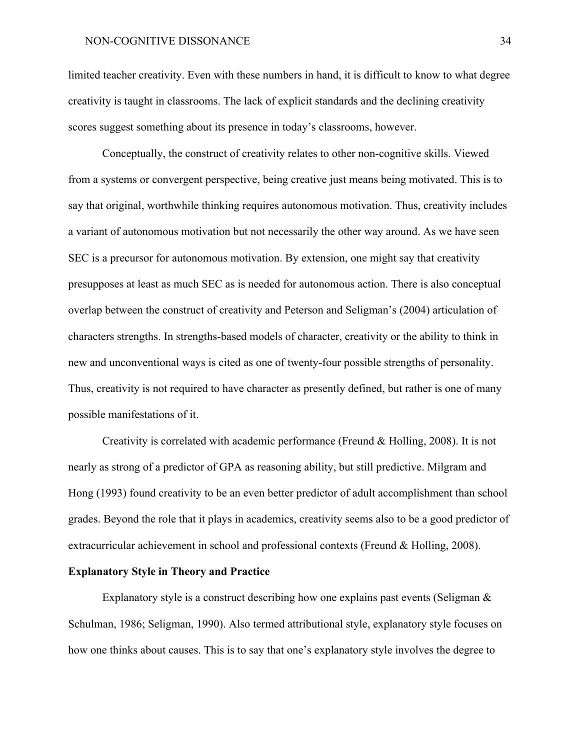limited teacher creativity. Even with these numbers in hand, it is difficult to know to what degree creativity is taught in classrooms. The lack of explicit standards and the declining creativity scores suggest something about its presence in today's classrooms, however.

Conceptually, the construct of creativity relates to other non-cognitive skills. Viewed from a systems or convergent perspective, being creative just means being motivated. This is to say that original, worthwhile thinking requires autonomous motivation. Thus, creativity includes a variant of autonomous motivation but not necessarily the other way around. As we have seen SEC is a precursor for autonomous motivation. By extension, one might say that creativity presupposes at least as much SEC as is needed for autonomous action. There is also conceptual overlap between the construct of creativity and Peterson and Seligman's (2004) articulation of characters strengths. In strengths-based models of character, creativity or the ability to think in new and unconventional ways is cited as one of twenty-four possible strengths of personality. Thus, creativity is not required to have character as presently defined, but rather is one of many possible manifestations of it.

Creativity is correlated with academic performance (Freund & Holling, 2008). It is not nearly as strong of a predictor of GPA as reasoning ability, but still predictive. Milgram and Hong (1993) found creativity to be an even better predictor of adult accomplishment than school grades. Beyond the role that it plays in academics, creativity seems also to be a good predictor of extracurricular achievement in school and professional contexts (Freund & Holling, 2008).

**Explanatory Style in Theory and Practice**

Explanatory style is a construct describing how one explains past events (Seligman & Schulman, 1986; Seligman, 1990). Also termed attributional style, explanatory style focuses on how one thinks about causes. This is to say that one's explanatory style involves the degree to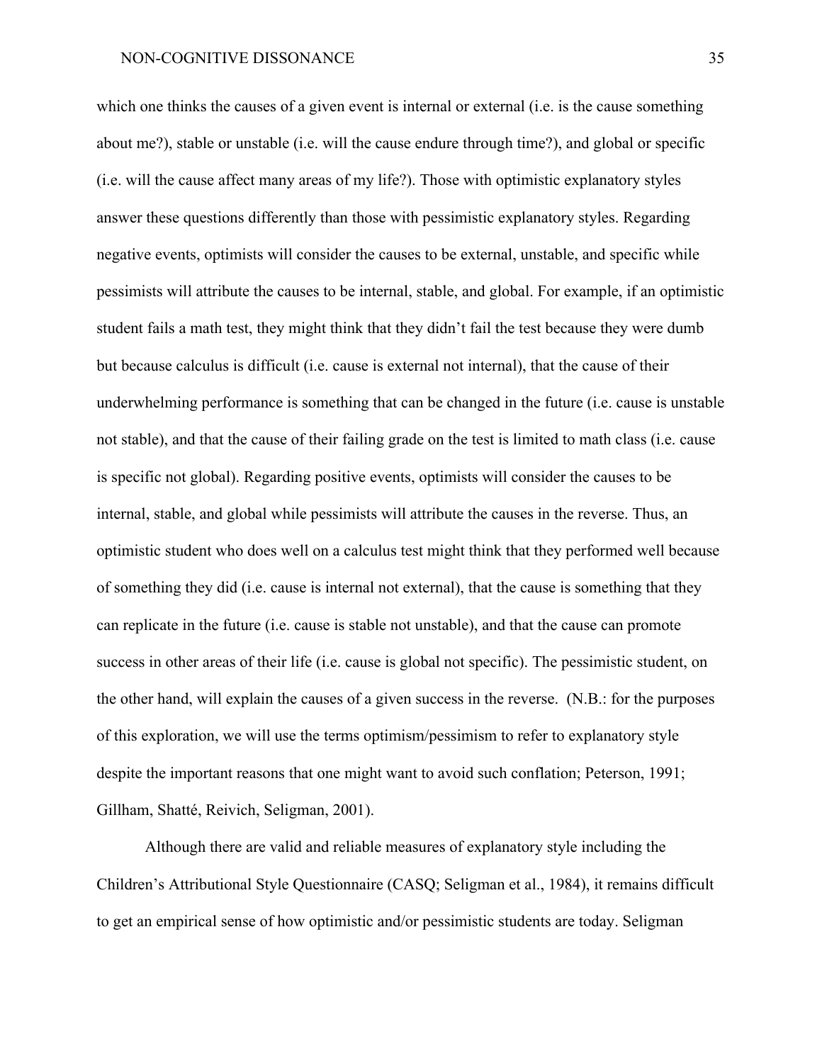which one thinks the causes of a given event is internal or external (i.e. is the cause something about me?), stable or unstable (i.e. will the cause endure through time?), and global or specific (i.e. will the cause affect many areas of my life?). Those with optimistic explanatory styles answer these questions differently than those with pessimistic explanatory styles. Regarding negative events, optimists will consider the causes to be external, unstable, and specific while pessimists will attribute the causes to be internal, stable, and global. For example, if an optimistic student fails a math test, they might think that they didn't fail the test because they were dumb but because calculus is difficult (i.e. cause is external not internal), that the cause of their underwhelming performance is something that can be changed in the future (i.e. cause is unstable not stable), and that the cause of their failing grade on the test is limited to math class (i.e. cause is specific not global). Regarding positive events, optimists will consider the causes to be internal, stable, and global while pessimists will attribute the causes in the reverse. Thus, an optimistic student who does well on a calculus test might think that they performed well because of something they did (i.e. cause is internal not external), that the cause is something that they can replicate in the future (i.e. cause is stable not unstable), and that the cause can promote success in other areas of their life (i.e. cause is global not specific). The pessimistic student, on the other hand, will explain the causes of a given success in the reverse. (N.B.: for the purposes of this exploration, we will use the terms optimism/pessimism to refer to explanatory style despite the important reasons that one might want to avoid such conflation; Peterson, 1991; Gillham, Shatté, Reivich, Seligman, 2001).

Although there are valid and reliable measures of explanatory style including the Children's Attributional Style Questionnaire (CASQ; Seligman et al., 1984), it remains difficult to get an empirical sense of how optimistic and/or pessimistic students are today. Seligman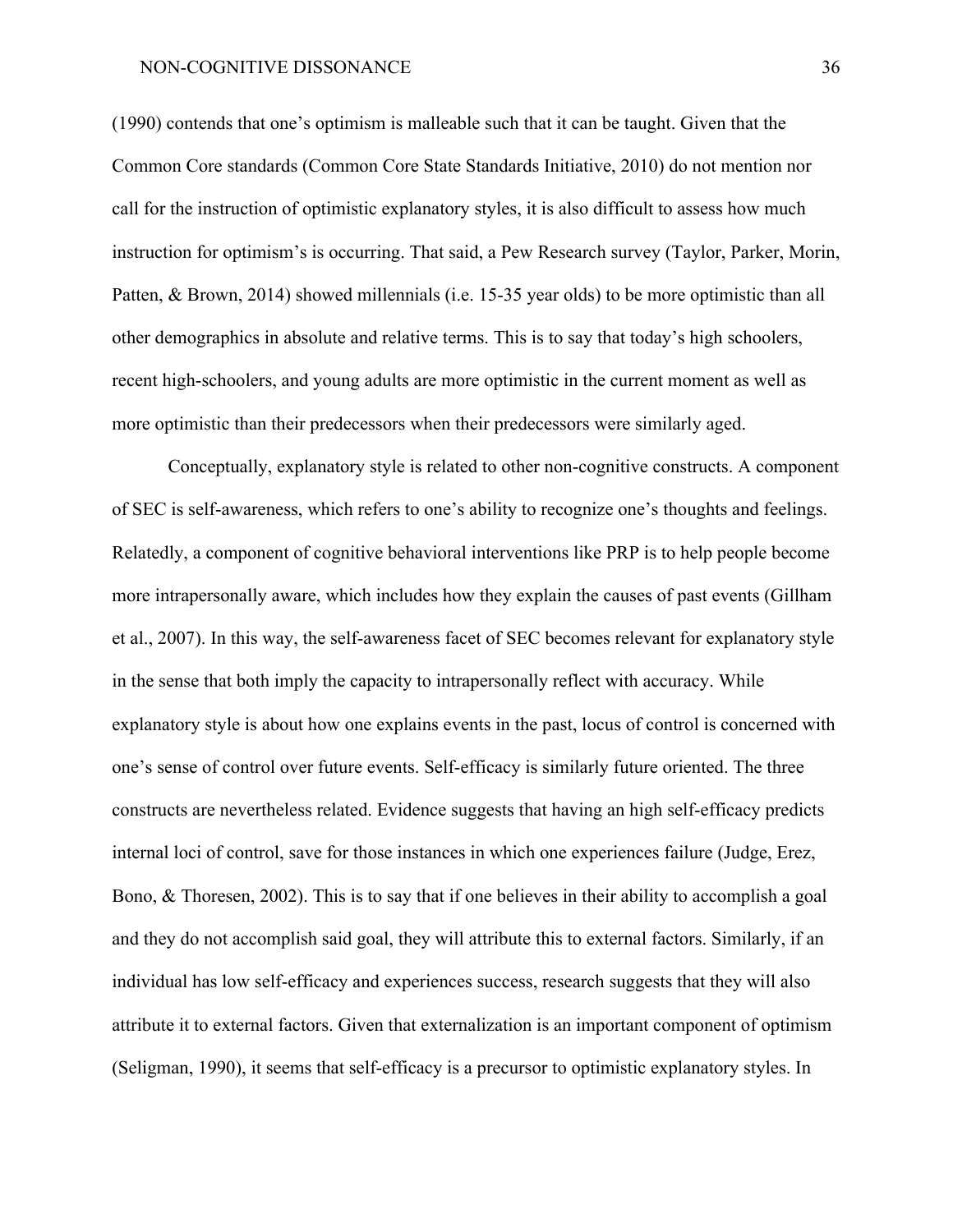(1990) contends that one's optimism is malleable such that it can be taught. Given that the Common Core standards (Common Core State Standards Initiative, 2010) do not mention nor call for the instruction of optimistic explanatory styles, it is also difficult to assess how much instruction for optimism's is occurring. That said, a Pew Research survey (Taylor, Parker, Morin, Patten, & Brown, 2014) showed millennials (i.e. 15-35 year olds) to be more optimistic than all other demographics in absolute and relative terms. This is to say that today's high schoolers, recent high-schoolers, and young adults are more optimistic in the current moment as well as more optimistic than their predecessors when their predecessors were similarly aged.

Conceptually, explanatory style is related to other non-cognitive constructs. A component of SEC is self-awareness, which refers to one's ability to recognize one's thoughts and feelings. Relatedly, a component of cognitive behavioral interventions like PRP is to help people become more intrapersonally aware, which includes how they explain the causes of past events (Gillham et al., 2007). In this way, the self-awareness facet of SEC becomes relevant for explanatory style in the sense that both imply the capacity to intrapersonally reflect with accuracy. While explanatory style is about how one explains events in the past, locus of control is concerned with one's sense of control over future events. Self-efficacy is similarly future oriented. The three constructs are nevertheless related. Evidence suggests that having an high self-efficacy predicts internal loci of control, save for those instances in which one experiences failure (Judge, Erez, Bono, & Thoresen, 2002). This is to say that if one believes in their ability to accomplish a goal and they do not accomplish said goal, they will attribute this to external factors. Similarly, if an individual has low self-efficacy and experiences success, research suggests that they will also attribute it to external factors. Given that externalization is an important component of optimism (Seligman, 1990), it seems that self-efficacy is a precursor to optimistic explanatory styles. In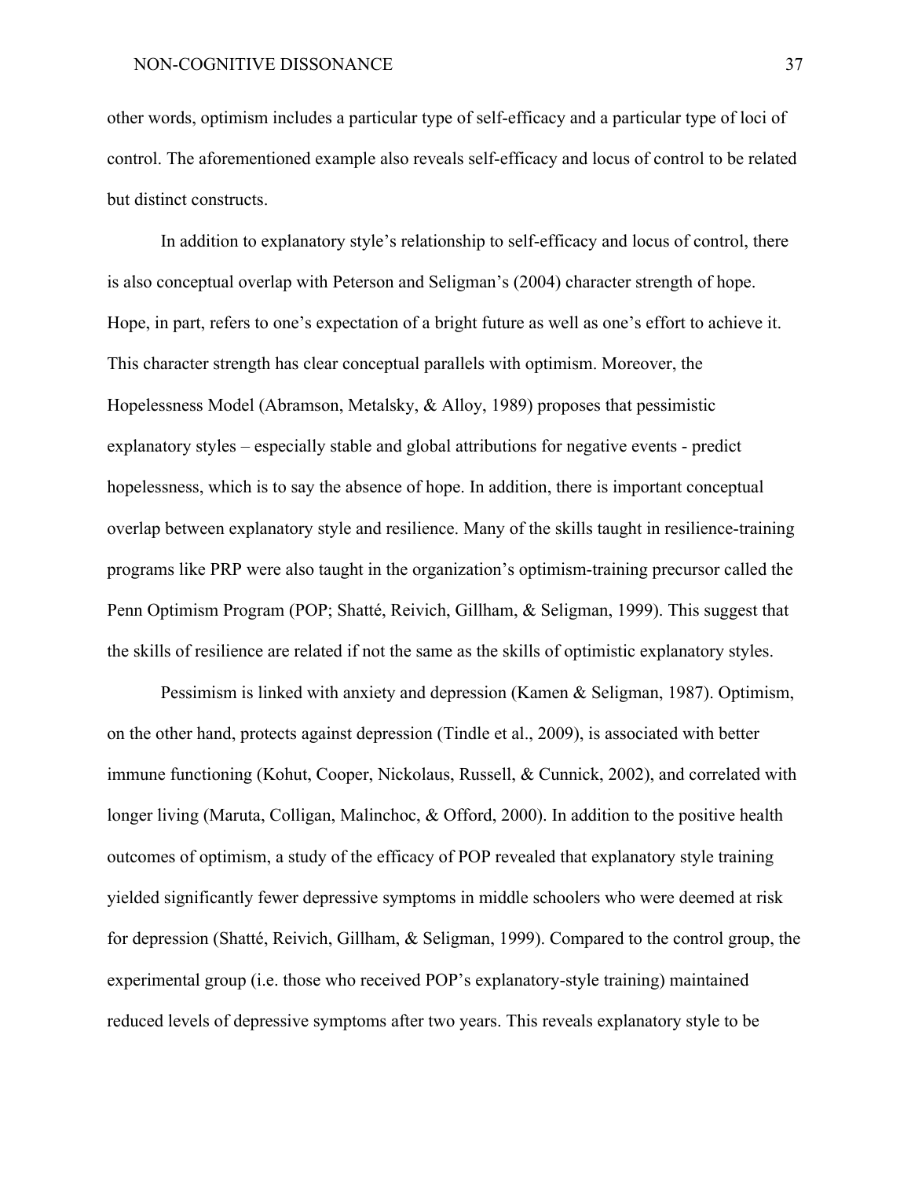other words, optimism includes a particular type of self-efficacy and a particular type of loci of control. The aforementioned example also reveals self-efficacy and locus of control to be related but distinct constructs.

In addition to explanatory style's relationship to self-efficacy and locus of control, there is also conceptual overlap with Peterson and Seligman's (2004) character strength of hope. Hope, in part, refers to one's expectation of a bright future as well as one's effort to achieve it. This character strength has clear conceptual parallels with optimism. Moreover, the Hopelessness Model (Abramson, Metalsky, & Alloy, 1989) proposes that pessimistic explanatory styles – especially stable and global attributions for negative events - predict hopelessness, which is to say the absence of hope. In addition, there is important conceptual overlap between explanatory style and resilience. Many of the skills taught in resilience-training programs like PRP were also taught in the organization's optimism-training precursor called the Penn Optimism Program (POP; Shatté, Reivich, Gillham, & Seligman, 1999). This suggest that the skills of resilience are related if not the same as the skills of optimistic explanatory styles.

Pessimism is linked with anxiety and depression (Kamen & Seligman, 1987). Optimism, on the other hand, protects against depression (Tindle et al., 2009), is associated with better immune functioning (Kohut, Cooper, Nickolaus, Russell, & Cunnick, 2002), and correlated with longer living (Maruta, Colligan, Malinchoc, & Offord, 2000). In addition to the positive health outcomes of optimism, a study of the efficacy of POP revealed that explanatory style training yielded significantly fewer depressive symptoms in middle schoolers who were deemed at risk for depression (Shatté, Reivich, Gillham, & Seligman, 1999). Compared to the control group, the experimental group (i.e. those who received POP's explanatory-style training) maintained reduced levels of depressive symptoms after two years. This reveals explanatory style to be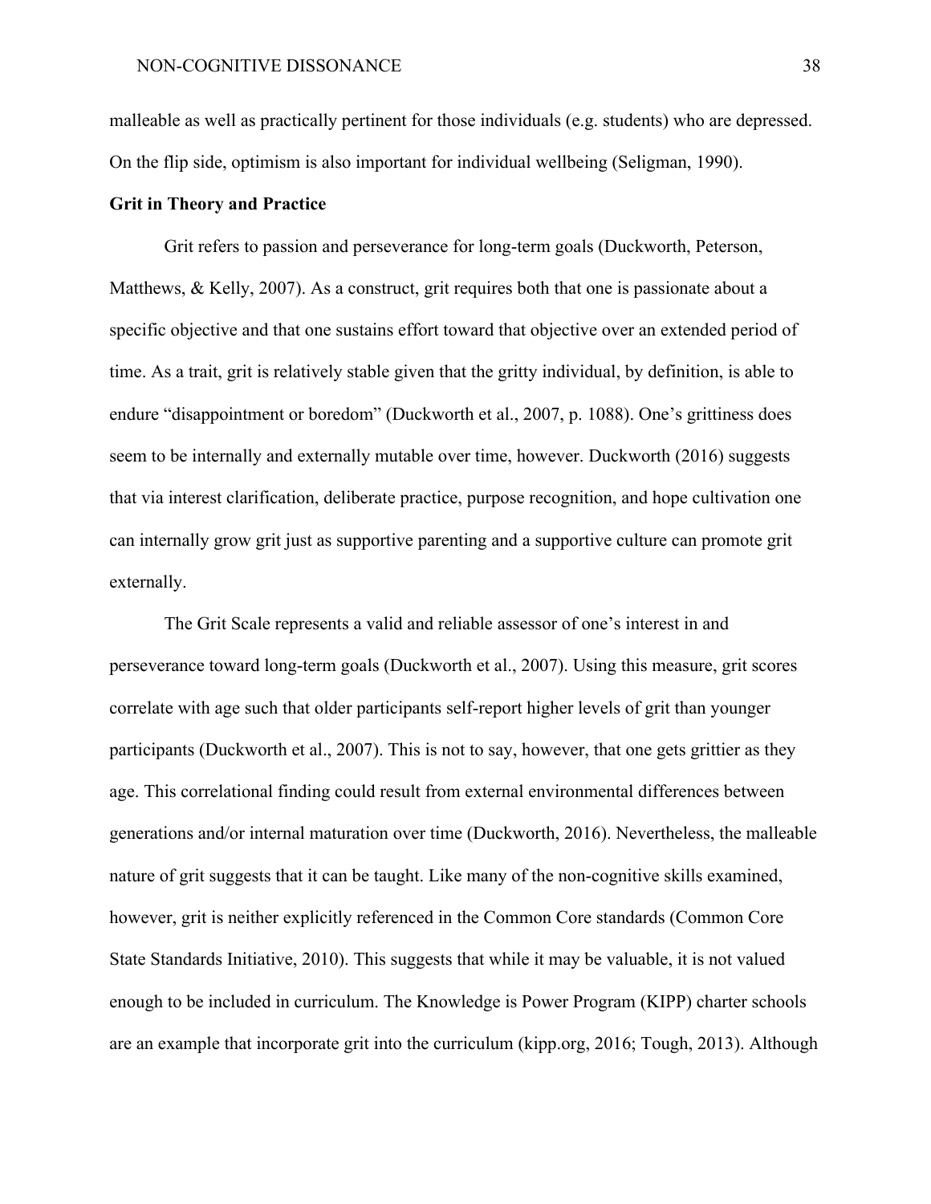malleable as well as practically pertinent for those individuals (e.g. students) who are depressed. On the flip side, optimism is also important for individual wellbeing (Seligman, 1990).

**Grit in Theory and Practice**

Grit refers to passion and perseverance for long-term goals (Duckworth, Peterson, Matthews, & Kelly, 2007). As a construct, grit requires both that one is passionate about a specific objective and that one sustains effort toward that objective over an extended period of time. As a trait, grit is relatively stable given that the gritty individual, by definition, is able to endure "disappointment or boredom" (Duckworth et al., 2007, p. 1088). One's grittiness does seem to be internally and externally mutable over time, however. Duckworth (2016) suggests that via interest clarification, deliberate practice, purpose recognition, and hope cultivation one can internally grow grit just as supportive parenting and a supportive culture can promote grit externally.

The Grit Scale represents a valid and reliable assessor of one's interest in and perseverance toward long-term goals (Duckworth et al., 2007). Using this measure, grit scores correlate with age such that older participants self-report higher levels of grit than younger participants (Duckworth et al., 2007). This is not to say, however, that one gets grittier as they age. This correlational finding could result from external environmental differences between generations and/or internal maturation over time (Duckworth, 2016). Nevertheless, the malleable nature of grit suggests that it can be taught. Like many of the non-cognitive skills examined, however, grit is neither explicitly referenced in the Common Core standards (Common Core State Standards Initiative, 2010). This suggests that while it may be valuable, it is not valued enough to be included in curriculum. The Knowledge is Power Program (KIPP) charter schools are an example that incorporate grit into the curriculum (kipp.org, 2016; Tough, 2013). Although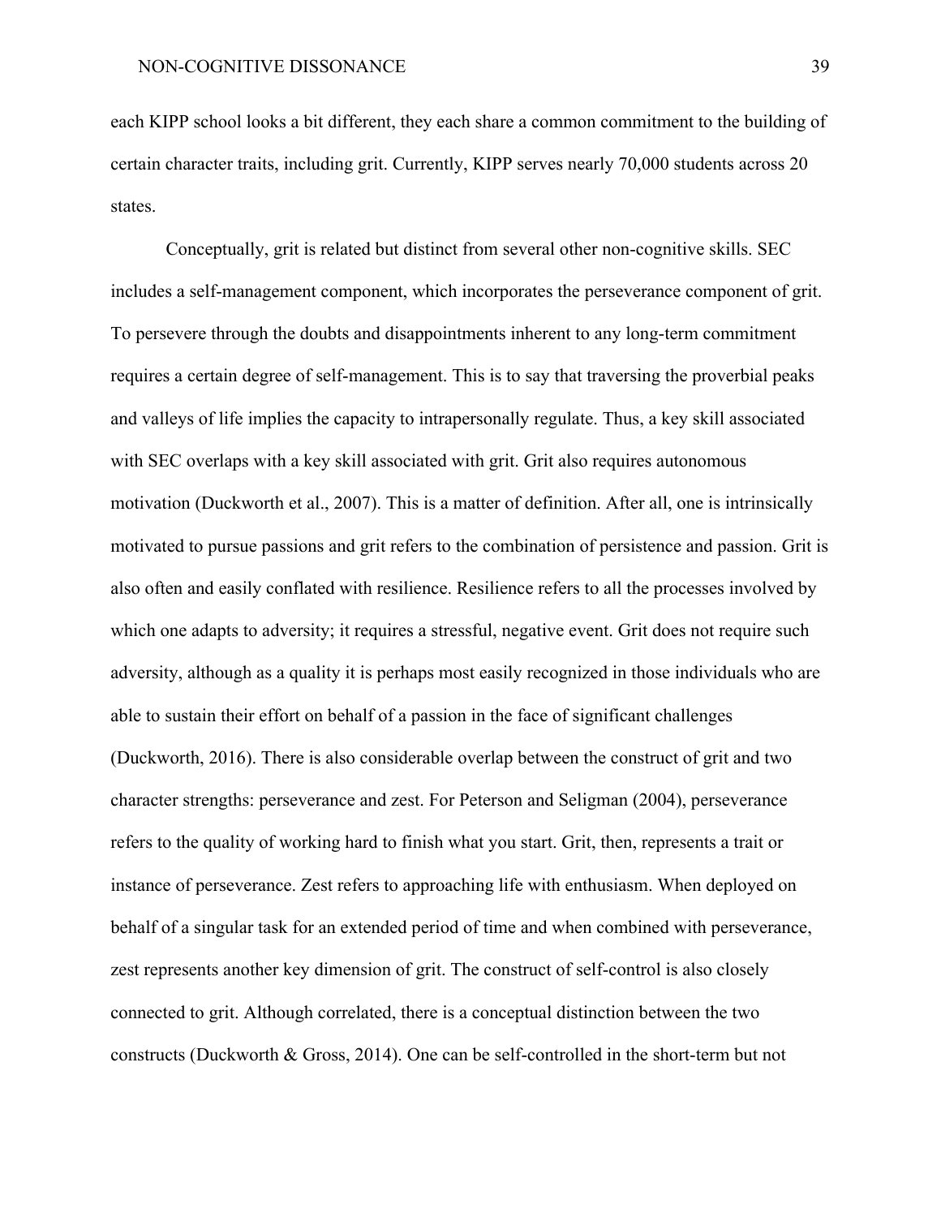each KIPP school looks a bit different, they each share a common commitment to the building of certain character traits, including grit. Currently, KIPP serves nearly 70,000 students across 20 states.

Conceptually, grit is related but distinct from several other non-cognitive skills. SEC includes a self-management component, which incorporates the perseverance component of grit. To persevere through the doubts and disappointments inherent to any long-term commitment requires a certain degree of self-management. This is to say that traversing the proverbial peaks and valleys of life implies the capacity to intrapersonally regulate. Thus, a key skill associated with SEC overlaps with a key skill associated with grit. Grit also requires autonomous motivation (Duckworth et al., 2007). This is a matter of definition. After all, one is intrinsically motivated to pursue passions and grit refers to the combination of persistence and passion. Grit is also often and easily conflated with resilience. Resilience refers to all the processes involved by which one adapts to adversity; it requires a stressful, negative event. Grit does not require such adversity, although as a quality it is perhaps most easily recognized in those individuals who are able to sustain their effort on behalf of a passion in the face of significant challenges (Duckworth, 2016). There is also considerable overlap between the construct of grit and two character strengths: perseverance and zest. For Peterson and Seligman (2004), perseverance refers to the quality of working hard to finish what you start. Grit, then, represents a trait or instance of perseverance. Zest refers to approaching life with enthusiasm. When deployed on behalf of a singular task for an extended period of time and when combined with perseverance, zest represents another key dimension of grit. The construct of self-control is also closely connected to grit. Although correlated, there is a conceptual distinction between the two constructs (Duckworth & Gross, 2014). One can be self-controlled in the short-term but not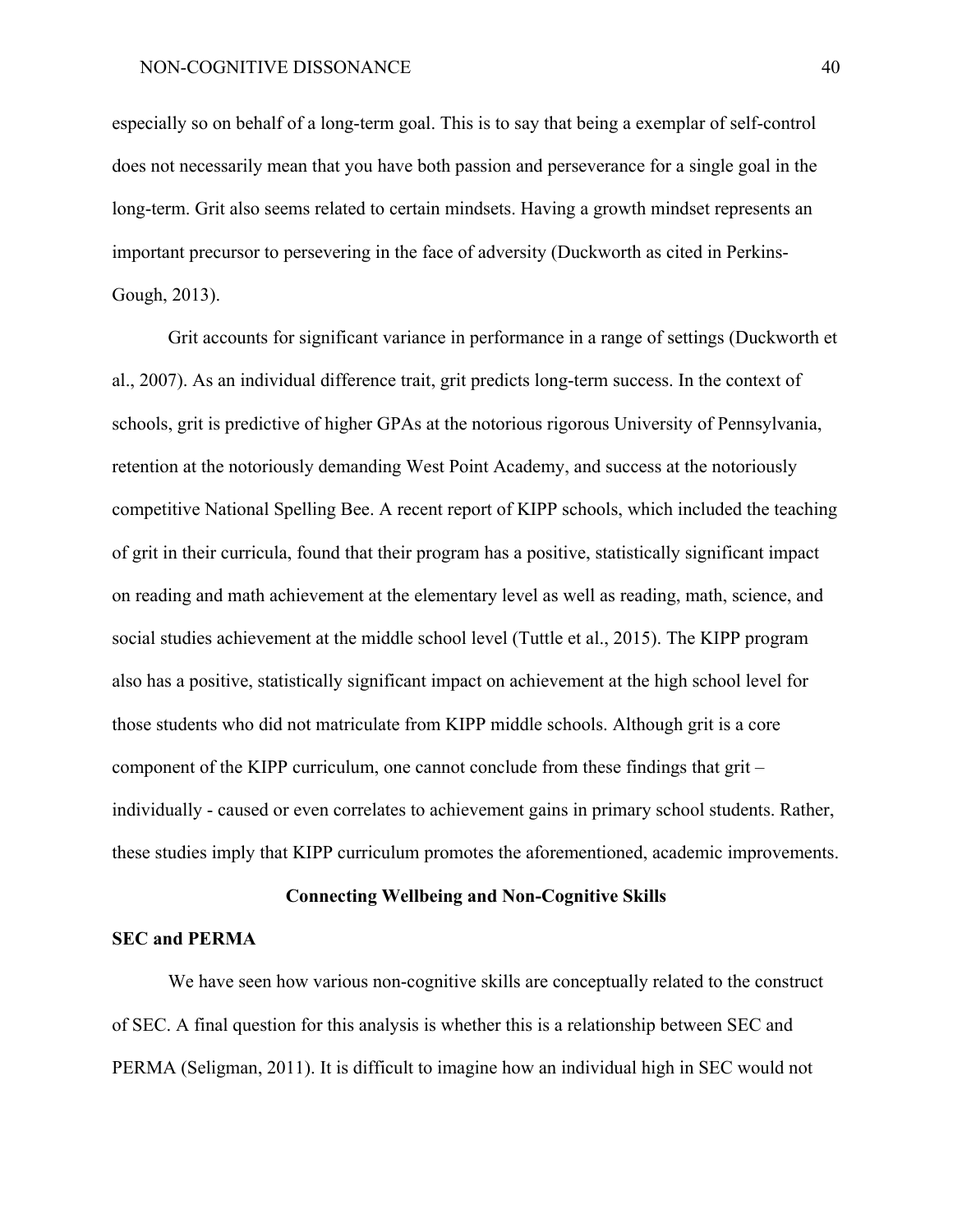especially so on behalf of a long-term goal. This is to say that being a exemplar of self-control does not necessarily mean that you have both passion and perseverance for a single goal in the long-term. Grit also seems related to certain mindsets. Having a growth mindset represents an important precursor to persevering in the face of adversity (Duckworth as cited in Perkins-Gough, 2013).

Grit accounts for significant variance in performance in a range of settings (Duckworth et al., 2007). As an individual difference trait, grit predicts long-term success. In the context of schools, grit is predictive of higher GPAs at the notorious rigorous University of Pennsylvania, retention at the notoriously demanding West Point Academy, and success at the notoriously competitive National Spelling Bee. A recent report of KIPP schools, which included the teaching of grit in their curricula, found that their program has a positive, statistically significant impact on reading and math achievement at the elementary level as well as reading, math, science, and social studies achievement at the middle school level (Tuttle et al., 2015). The KIPP program also has a positive, statistically significant impact on achievement at the high school level for those students who did not matriculate from KIPP middle schools. Although grit is a core component of the KIPP curriculum, one cannot conclude from these findings that grit – individually - caused or even correlates to achievement gains in primary school students. Rather, these studies imply that KIPP curriculum promotes the aforementioned, academic improvements.

## Connecting Wellbeing and Non-Cognitive Skills

### SEC and PERMA

We have seen how various non-cognitive skills are conceptually related to the construct of SEC. A final question for this analysis is whether this is a relationship between SEC and PERMA (Seligman, 2011). It is difficult to imagine how an individual high in SEC would not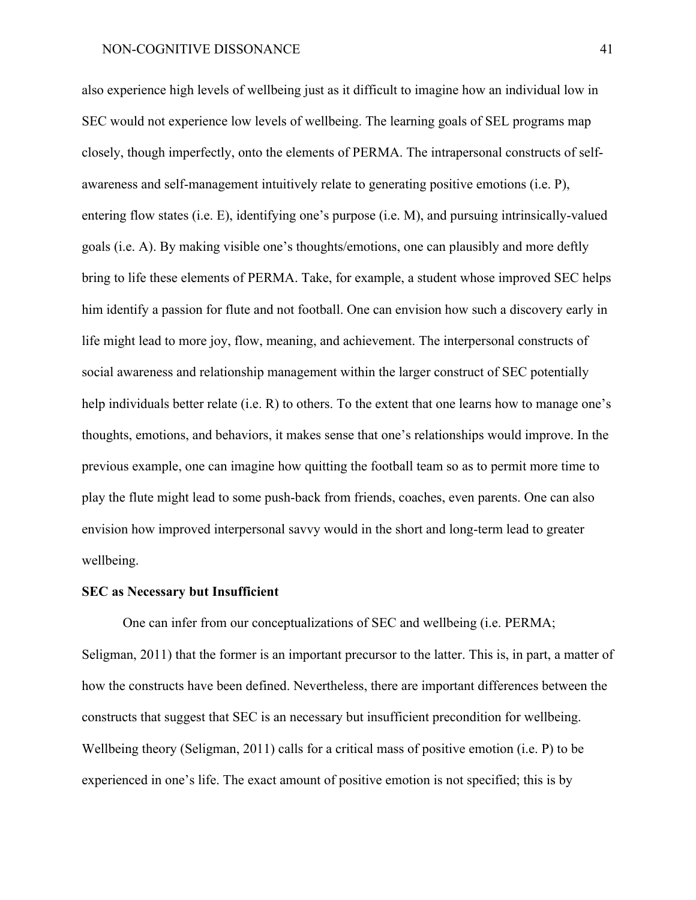also experience high levels of wellbeing just as it difficult to imagine how an individual low in SEC would not experience low levels of wellbeing. The learning goals of SEL programs map closely, though imperfectly, onto the elements of PERMA. The intrapersonal constructs of self-awareness and self-management intuitively relate to generating positive emotions (i.e. P), entering flow states (i.e. E), identifying one's purpose (i.e. M), and pursuing intrinsically-valued goals (i.e. A). By making visible one's thoughts/emotions, one can plausibly and more deftly bring to life these elements of PERMA. Take, for example, a student whose improved SEC helps him identify a passion for flute and not football. One can envision how such a discovery early in life might lead to more joy, flow, meaning, and achievement. The interpersonal constructs of social awareness and relationship management within the larger construct of SEC potentially help individuals better relate (i.e. R) to others. To the extent that one learns how to manage one's thoughts, emotions, and behaviors, it makes sense that one's relationships would improve. In the previous example, one can imagine how quitting the football team so as to permit more time to play the flute might lead to some push-back from friends, coaches, even parents. One can also envision how improved interpersonal savvy would in the short and long-term lead to greater wellbeing.

**SEC as Necessary but Insufficient**

One can infer from our conceptualizations of SEC and wellbeing (i.e. PERMA; Seligman, 2011) that the former is an important precursor to the latter. This is, in part, a matter of how the constructs have been defined. Nevertheless, there are important differences between the constructs that suggest that SEC is an necessary but insufficient precondition for wellbeing. Wellbeing theory (Seligman, 2011) calls for a critical mass of positive emotion (i.e. P) to be experienced in one's life. The exact amount of positive emotion is not specified; this is by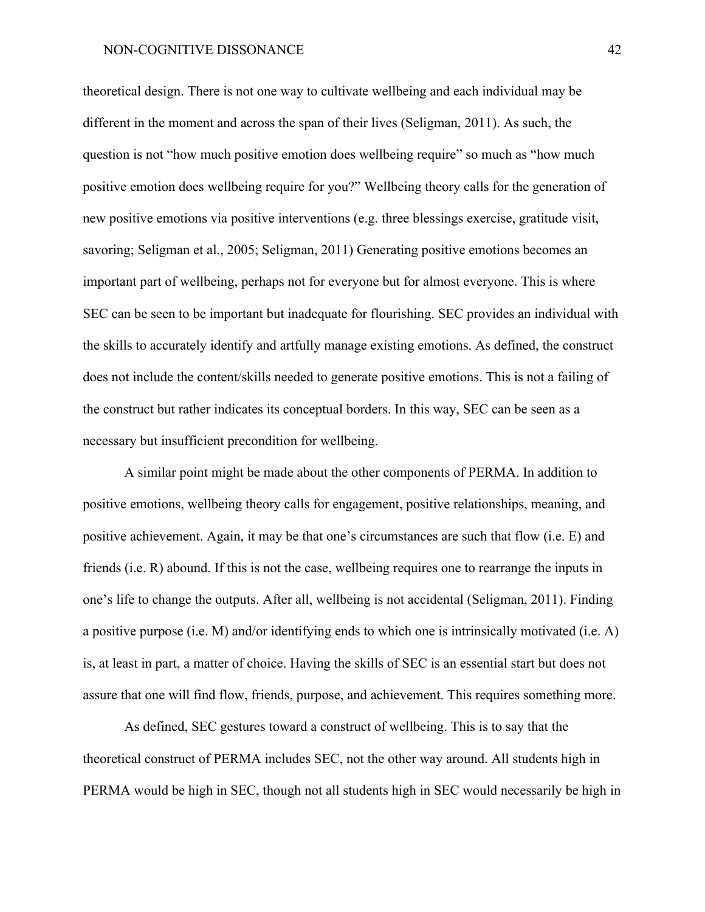theoretical design. There is not one way to cultivate wellbeing and each individual may be different in the moment and across the span of their lives (Seligman, 2011). As such, the question is not "how much positive emotion does wellbeing require" so much as "how much positive emotion does wellbeing require for you?" Wellbeing theory calls for the generation of new positive emotions via positive interventions (e.g. three blessings exercise, gratitude visit, savoring; Seligman et al., 2005; Seligman, 2011) Generating positive emotions becomes an important part of wellbeing, perhaps not for everyone but for almost everyone. This is where SEC can be seen to be important but inadequate for flourishing. SEC provides an individual with the skills to accurately identify and artfully manage existing emotions. As defined, the construct does not include the content/skills needed to generate positive emotions. This is not a failing of the construct but rather indicates its conceptual borders. In this way, SEC can be seen as a necessary but insufficient precondition for wellbeing.

A similar point might be made about the other components of PERMA. In addition to positive emotions, wellbeing theory calls for engagement, positive relationships, meaning, and positive achievement. Again, it may be that one's circumstances are such that flow (i.e. E) and friends (i.e. R) abound. If this is not the case, wellbeing requires one to rearrange the inputs in one's life to change the outputs. After all, wellbeing is not accidental (Seligman, 2011). Finding a positive purpose (i.e. M) and/or identifying ends to which one is intrinsically motivated (i.e. A) is, at least in part, a matter of choice. Having the skills of SEC is an essential start but does not assure that one will find flow, friends, purpose, and achievement. This requires something more.

As defined, SEC gestures toward a construct of wellbeing. This is to say that the theoretical construct of PERMA includes SEC, not the other way around. All students high in PERMA would be high in SEC, though not all students high in SEC would necessarily be high in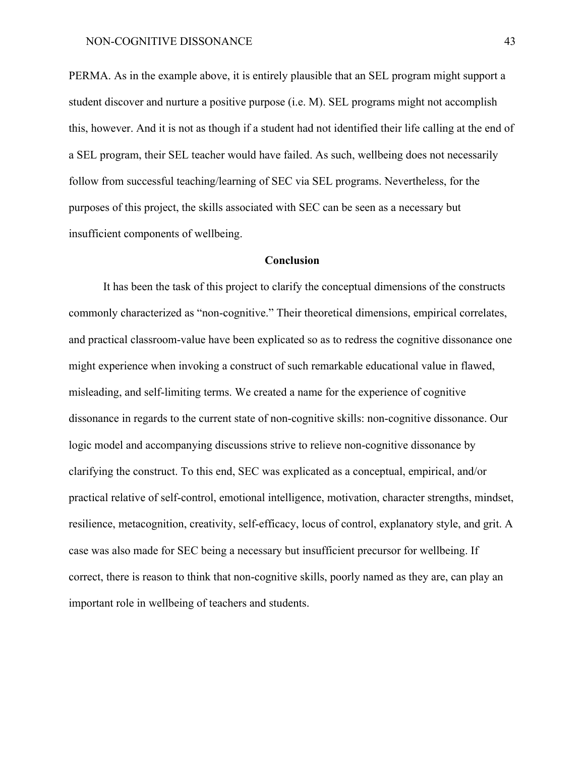PERMA. As in the example above, it is entirely plausible that an SEL program might support a student discover and nurture a positive purpose (i.e. M). SEL programs might not accomplish this, however. And it is not as though if a student had not identified their life calling at the end of a SEL program, their SEL teacher would have failed. As such, wellbeing does not necessarily follow from successful teaching/learning of SEC via SEL programs. Nevertheless, for the purposes of this project, the skills associated with SEC can be seen as a necessary but insufficient components of wellbeing.

## Conclusion

It has been the task of this project to clarify the conceptual dimensions of the constructs commonly characterized as "non-cognitive." Their theoretical dimensions, empirical correlates, and practical classroom-value have been explicated so as to redress the cognitive dissonance one might experience when invoking a construct of such remarkable educational value in flawed, misleading, and self-limiting terms. We created a name for the experience of cognitive dissonance in regards to the current state of non-cognitive skills: non-cognitive dissonance. Our logic model and accompanying discussions strive to relieve non-cognitive dissonance by clarifying the construct. To this end, SEC was explicated as a conceptual, empirical, and/or practical relative of self-control, emotional intelligence, motivation, character strengths, mindset, resilience, metacognition, creativity, self-efficacy, locus of control, explanatory style, and grit. A case was also made for SEC being a necessary but insufficient precursor for wellbeing. If correct, there is reason to think that non-cognitive skills, poorly named as they are, can play an important role in wellbeing of teachers and students.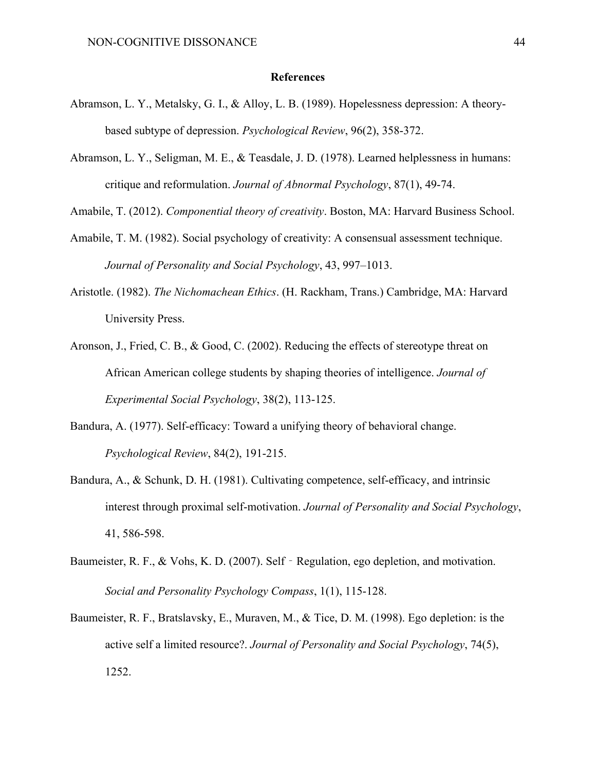# References

Abramson, L. Y., Metalsky, G. I., & Alloy, L. B. (1989). Hopelessness depression: A theory-based subtype of depression. *Psychological Review*, 96(2), 358-372.

Abramson, L. Y., Seligman, M. E., & Teasdale, J. D. (1978). Learned helplessness in humans: critique and reformulation. *Journal of Abnormal Psychology*, 87(1), 49-74.

Amabile, T. (2012). *Componential theory of creativity*. Boston, MA: Harvard Business School.

Amabile, T. M. (1982). Social psychology of creativity: A consensual assessment technique. *Journal of Personality and Social Psychology*, 43, 997–1013.

Aristotle. (1982). *The Nichomachean Ethics*. (H. Rackham, Trans.) Cambridge, MA: Harvard University Press.

Aronson, J., Fried, C. B., & Good, C. (2002). Reducing the effects of stereotype threat on African American college students by shaping theories of intelligence. *Journal of Experimental Social Psychology*, 38(2), 113-125.

Bandura, A. (1977). Self-efficacy: Toward a unifying theory of behavioral change. *Psychological Review*, 84(2), 191-215.

Bandura, A., & Schunk, D. H. (1981). Cultivating competence, self-efficacy, and intrinsic interest through proximal self-motivation. *Journal of Personality and Social Psychology*, 41, 586-598.

Baumeister, R. F., & Vohs, K. D. (2007). Self‐Regulation, ego depletion, and motivation. *Social and Personality Psychology Compass*, 1(1), 115-128.

Baumeister, R. F., Bratslavsky, E., Muraven, M., & Tice, D. M. (1998). Ego depletion: is the active self a limited resource?. *Journal of Personality and Social Psychology*, 74(5), 1252.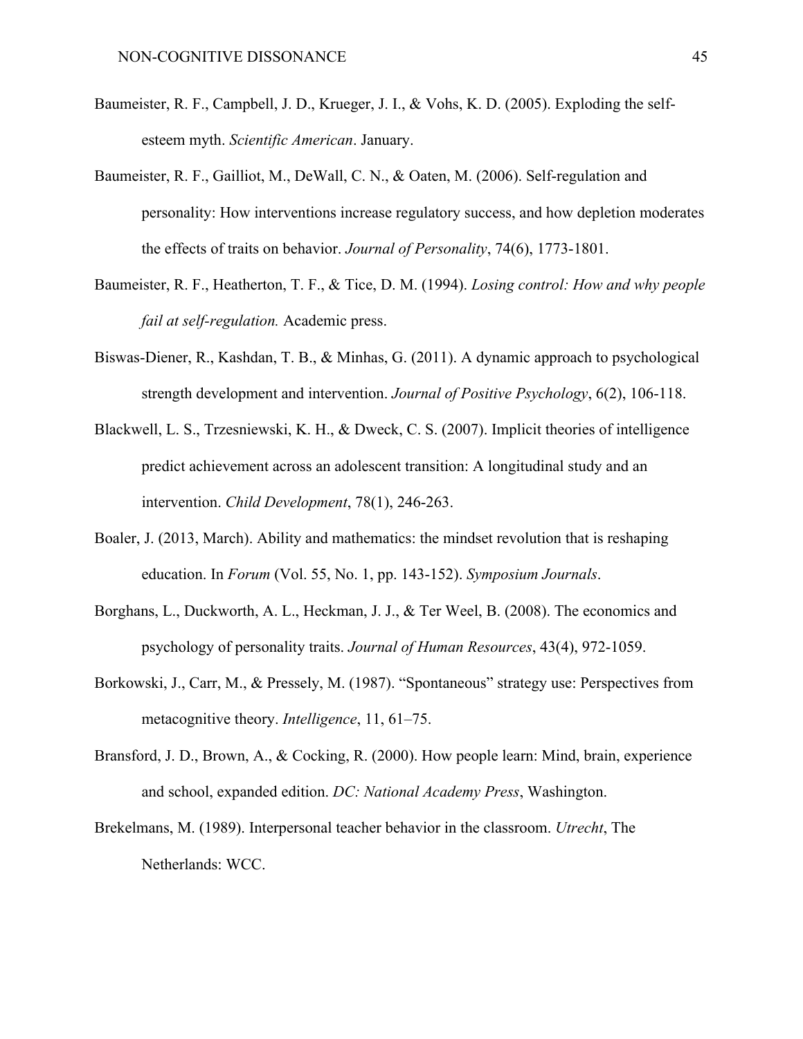Baumeister, R. F., Campbell, J. D., Krueger, J. I., & Vohs, K. D. (2005). Exploding the self-esteem myth. *Scientific American*. January.

Baumeister, R. F., Gailliot, M., DeWall, C. N., & Oaten, M. (2006). Self-regulation and personality: How interventions increase regulatory success, and how depletion moderates the effects of traits on behavior. *Journal of Personality*, 74(6), 1773-1801.

Baumeister, R. F., Heatherton, T. F., & Tice, D. M. (1994). *Losing control: How and why people fail at self-regulation.* Academic press.

Biswas-Diener, R., Kashdan, T. B., & Minhas, G. (2011). A dynamic approach to psychological strength development and intervention. *Journal of Positive Psychology*, 6(2), 106-118.

Blackwell, L. S., Trzesniewski, K. H., & Dweck, C. S. (2007). Implicit theories of intelligence predict achievement across an adolescent transition: A longitudinal study and an intervention. *Child Development*, 78(1), 246-263.

Boaler, J. (2013, March). Ability and mathematics: the mindset revolution that is reshaping education. In *Forum* (Vol. 55, No. 1, pp. 143-152). *Symposium Journals*.

Borghans, L., Duckworth, A. L., Heckman, J. J., & Ter Weel, B. (2008). The economics and psychology of personality traits. *Journal of Human Resources*, 43(4), 972-1059.

Borkowski, J., Carr, M., & Pressely, M. (1987). "Spontaneous" strategy use: Perspectives from metacognitive theory. *Intelligence*, 11, 61–75.

Bransford, J. D., Brown, A., & Cocking, R. (2000). How people learn: Mind, brain, experience and school, expanded edition. *DC: National Academy Press*, Washington.

Brekelmans, M. (1989). Interpersonal teacher behavior in the classroom. *Utrecht*, The Netherlands: WCC.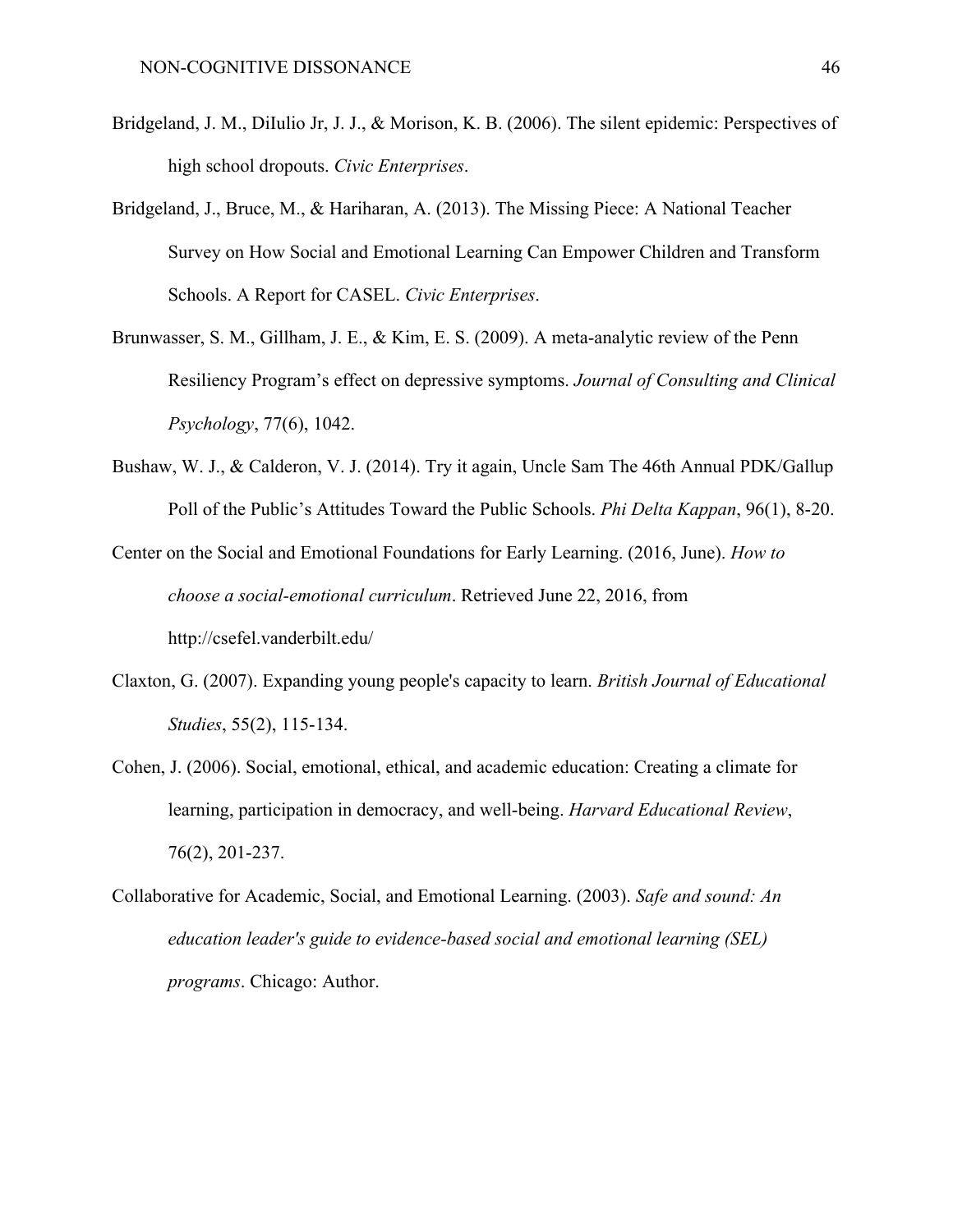Bridgeland, J. M., DiIulio Jr, J. J., & Morison, K. B. (2006). The silent epidemic: Perspectives of high school dropouts. *Civic Enterprises*.

Bridgeland, J., Bruce, M., & Hariharan, A. (2013). The Missing Piece: A National Teacher Survey on How Social and Emotional Learning Can Empower Children and Transform Schools. A Report for CASEL. *Civic Enterprises*.

Brunwasser, S. M., Gillham, J. E., & Kim, E. S. (2009). A meta-analytic review of the Penn Resiliency Program's effect on depressive symptoms. *Journal of Consulting and Clinical Psychology*, 77(6), 1042.

Bushaw, W. J., & Calderon, V. J. (2014). Try it again, Uncle Sam The 46th Annual PDK/Gallup Poll of the Public's Attitudes Toward the Public Schools. *Phi Delta Kappan*, 96(1), 8-20.

Center on the Social and Emotional Foundations for Early Learning. (2016, June). *How to choose a social-emotional curriculum*. Retrieved June 22, 2016, from http://csefel.vanderbilt.edu/

Claxton, G. (2007). Expanding young people's capacity to learn. *British Journal of Educational Studies*, 55(2), 115-134.

Cohen, J. (2006). Social, emotional, ethical, and academic education: Creating a climate for learning, participation in democracy, and well-being. *Harvard Educational Review*, 76(2), 201-237.

Collaborative for Academic, Social, and Emotional Learning. (2003). *Safe and sound: An education leader's guide to evidence-based social and emotional learning (SEL) programs*. Chicago: Author.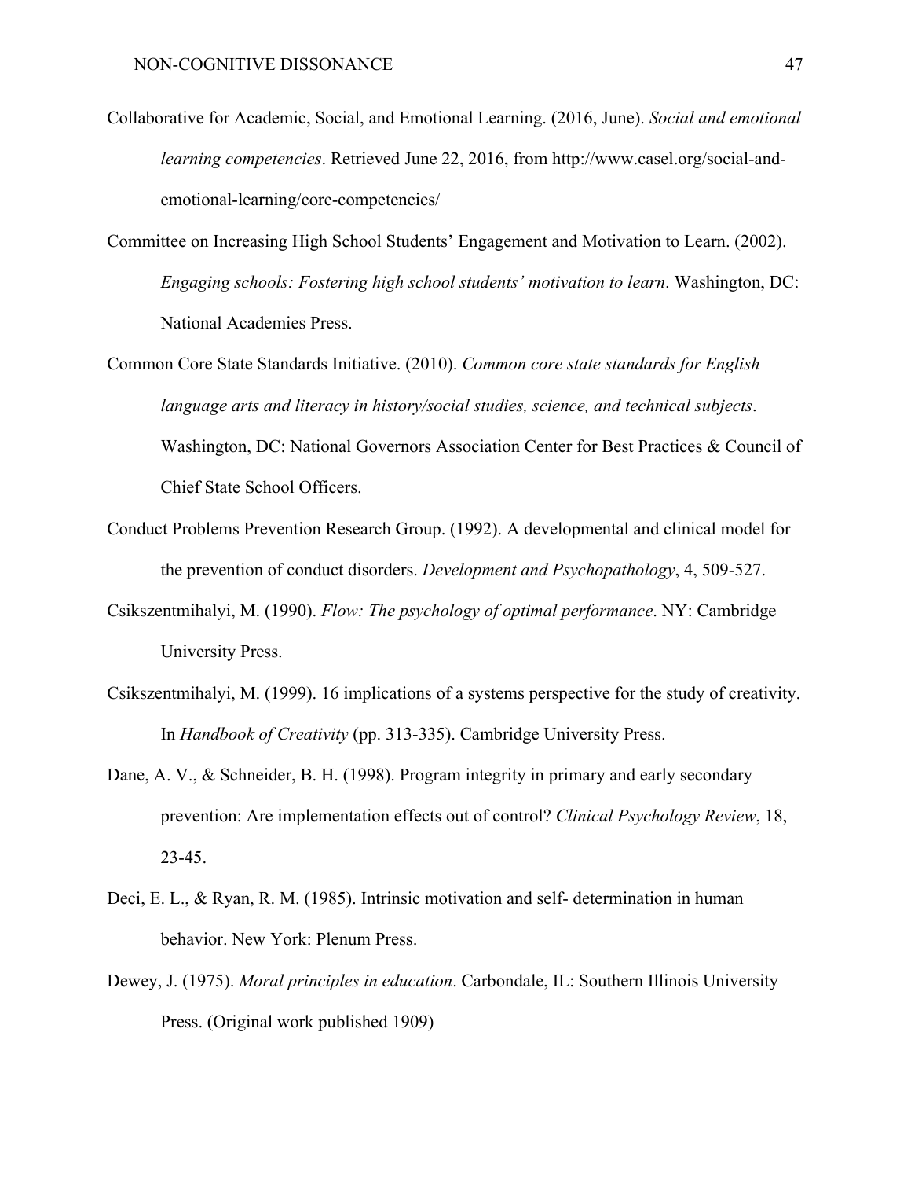Collaborative for Academic, Social, and Emotional Learning. (2016, June). *Social and emotional learning competencies*. Retrieved June 22, 2016, from http://www.casel.org/social-and-emotional-learning/core-competencies/

Committee on Increasing High School Students' Engagement and Motivation to Learn. (2002). *Engaging schools: Fostering high school students' motivation to learn*. Washington, DC: National Academies Press.

Common Core State Standards Initiative. (2010). *Common core state standards for English language arts and literacy in history/social studies, science, and technical subjects*. Washington, DC: National Governors Association Center for Best Practices & Council of Chief State School Officers.

Conduct Problems Prevention Research Group. (1992). A developmental and clinical model for the prevention of conduct disorders. *Development and Psychopathology*, 4, 509-527.

Csikszentmihalyi, M. (1990). *Flow: The psychology of optimal performance*. NY: Cambridge University Press.

Csikszentmihalyi, M. (1999). 16 implications of a systems perspective for the study of creativity. In *Handbook of Creativity* (pp. 313-335). Cambridge University Press.

Dane, A. V., & Schneider, B. H. (1998). Program integrity in primary and early secondary prevention: Are implementation effects out of control? *Clinical Psychology Review*, 18, 23-45.

Deci, E. L., & Ryan, R. M. (1985). Intrinsic motivation and self- determination in human behavior. New York: Plenum Press.

Dewey, J. (1975). *Moral principles in education*. Carbondale, IL: Southern Illinois University Press. (Original work published 1909)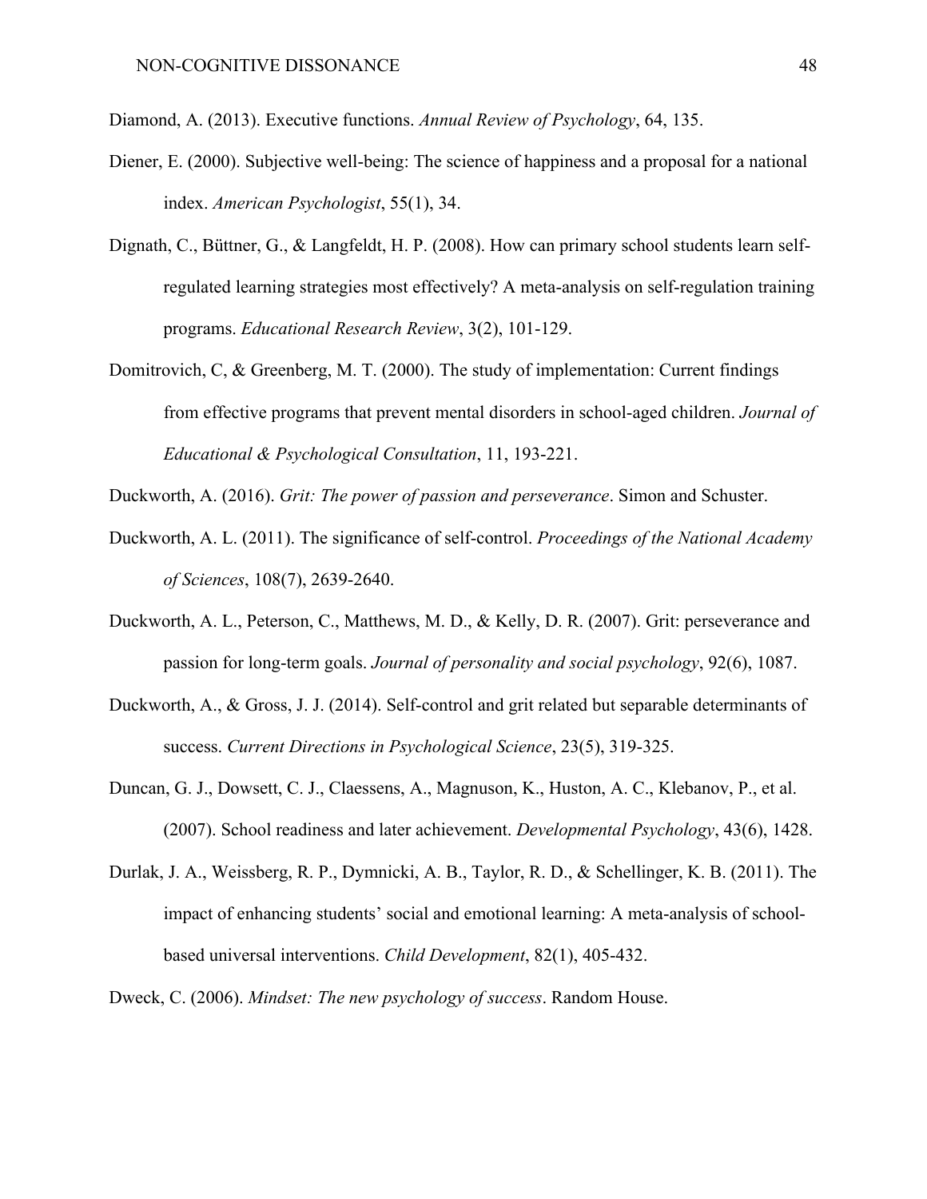Diamond, A. (2013). Executive functions. *Annual Review of Psychology*, 64, 135.

Diener, E. (2000). Subjective well-being: The science of happiness and a proposal for a national index. *American Psychologist*, 55(1), 34.

Dignath, C., Büttner, G., & Langfeldt, H. P. (2008). How can primary school students learn self-regulated learning strategies most effectively? A meta-analysis on self-regulation training programs. *Educational Research Review*, 3(2), 101-129.

Domitrovich, C, & Greenberg, M. T. (2000). The study of implementation: Current findings from effective programs that prevent mental disorders in school-aged children. *Journal of Educational & Psychological Consultation*, 11, 193-221.

Duckworth, A. (2016). *Grit: The power of passion and perseverance*. Simon and Schuster.

Duckworth, A. L. (2011). The significance of self-control. *Proceedings of the National Academy of Sciences*, 108(7), 2639-2640.

Duckworth, A. L., Peterson, C., Matthews, M. D., & Kelly, D. R. (2007). Grit: perseverance and passion for long-term goals. *Journal of personality and social psychology*, 92(6), 1087.

Duckworth, A., & Gross, J. J. (2014). Self-control and grit related but separable determinants of success. *Current Directions in Psychological Science*, 23(5), 319-325.

Duncan, G. J., Dowsett, C. J., Claessens, A., Magnuson, K., Huston, A. C., Klebanov, P., et al. (2007). School readiness and later achievement. *Developmental Psychology*, 43(6), 1428.

Durlak, J. A., Weissberg, R. P., Dymnicki, A. B., Taylor, R. D., & Schellinger, K. B. (2011). The impact of enhancing students' social and emotional learning: A meta-analysis of school-based universal interventions. *Child Development*, 82(1), 405-432.

Dweck, C. (2006). *Mindset: The new psychology of success*. Random House.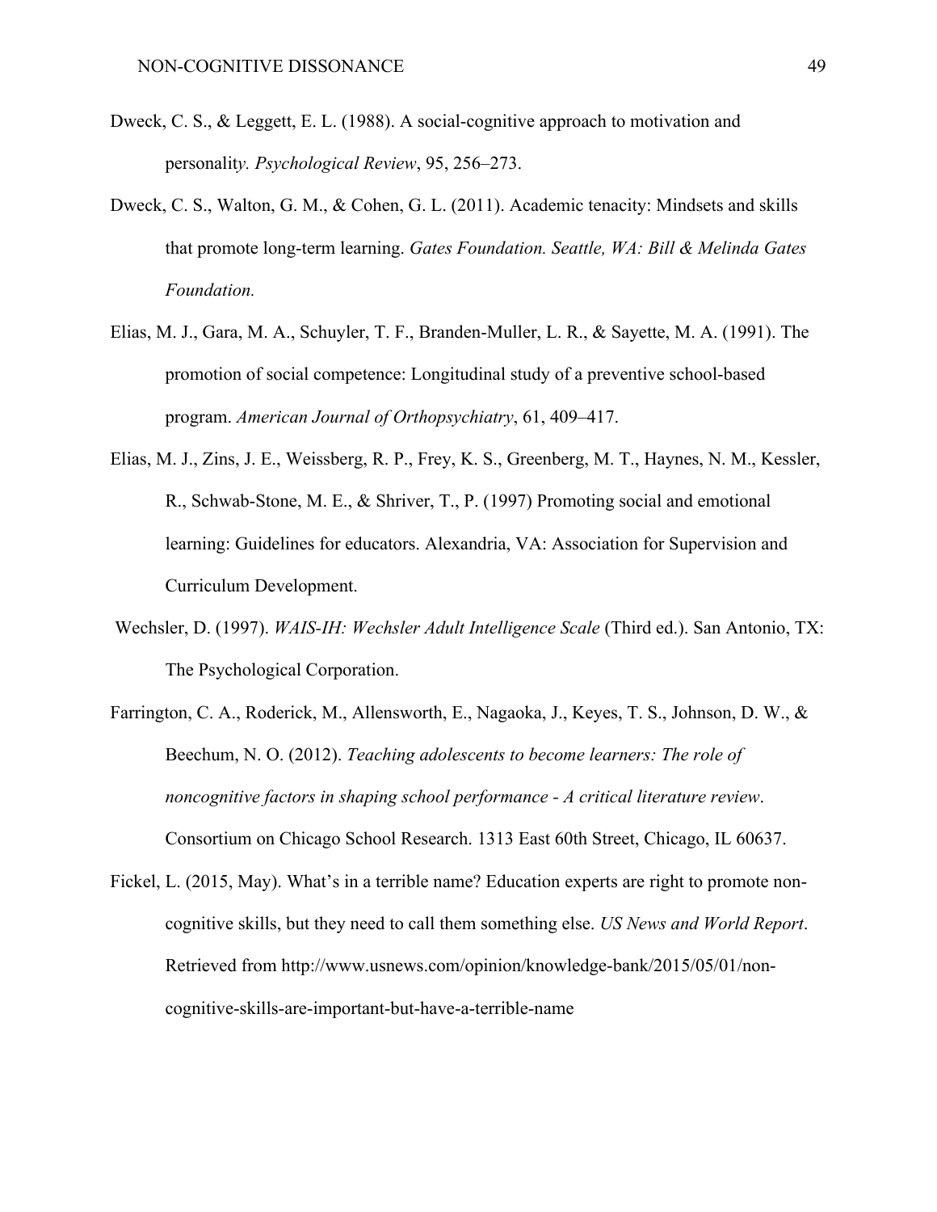Dweck, C. S., & Leggett, E. L. (1988). A social-cognitive approach to motivation and personalit*y. Psychological Review*, 95, 256–273.

Dweck, C. S., Walton, G. M., & Cohen, G. L. (2011). Academic tenacity: Mindsets and skills that promote long-term learning. *Gates Foundation. Seattle, WA: Bill & Melinda Gates Foundation.*

Elias, M. J., Gara, M. A., Schuyler, T. F., Branden-Muller, L. R., & Sayette, M. A. (1991). The promotion of social competence: Longitudinal study of a preventive school-based program. *American Journal of Orthopsychiatry*, 61, 409–417.

Elias, M. J., Zins, J. E., Weissberg, R. P., Frey, K. S., Greenberg, M. T., Haynes, N. M., Kessler, R., Schwab-Stone, M. E., & Shriver, T., P. (1997) Promoting social and emotional learning: Guidelines for educators. Alexandria, VA: Association for Supervision and Curriculum Development.

Wechsler, D. (1997). *WAIS-IH: Wechsler Adult Intelligence Scale* (Third ed.). San Antonio, TX: The Psychological Corporation.

Farrington, C. A., Roderick, M., Allensworth, E., Nagaoka, J., Keyes, T. S., Johnson, D. W., & Beechum, N. O. (2012). *Teaching adolescents to become learners: The role of noncognitive factors in shaping school performance - A critical literature review*. Consortium on Chicago School Research. 1313 East 60th Street, Chicago, IL 60637.

Fickel, L. (2015, May). What's in a terrible name? Education experts are right to promote non-cognitive skills, but they need to call them something else. *US News and World Report*. Retrieved from http://www.usnews.com/opinion/knowledge-bank/2015/05/01/non-cognitive-skills-are-important-but-have-a-terrible-name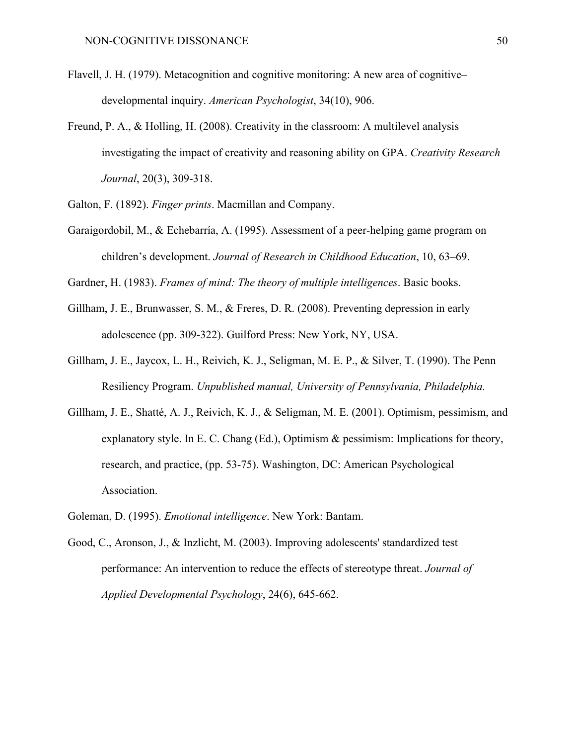Flavell, J. H. (1979). Metacognition and cognitive monitoring: A new area of cognitive–developmental inquiry. *American Psychologist*, 34(10), 906.

Freund, P. A., & Holling, H. (2008). Creativity in the classroom: A multilevel analysis investigating the impact of creativity and reasoning ability on GPA. *Creativity Research Journal*, 20(3), 309-318.

Galton, F. (1892). *Finger prints*. Macmillan and Company.

Garaigordobil, M., & Echebarría, A. (1995). Assessment of a peer-helping game program on children's development. *Journal of Research in Childhood Education*, 10, 63–69.

Gardner, H. (1983). *Frames of mind: The theory of multiple intelligences*. Basic books.

Gillham, J. E., Brunwasser, S. M., & Freres, D. R. (2008). Preventing depression in early adolescence (pp. 309-322). Guilford Press: New York, NY, USA.

Gillham, J. E., Jaycox, L. H., Reivich, K. J., Seligman, M. E. P., & Silver, T. (1990). The Penn Resiliency Program. *Unpublished manual, University of Pennsylvania, Philadelphia.*

Gillham, J. E., Shatté, A. J., Reivich, K. J., & Seligman, M. E. (2001). Optimism, pessimism, and explanatory style. In E. C. Chang (Ed.), Optimism & pessimism: Implications for theory, research, and practice, (pp. 53-75). Washington, DC: American Psychological Association.

Goleman, D. (1995). *Emotional intelligence*. New York: Bantam.

Good, C., Aronson, J., & Inzlicht, M. (2003). Improving adolescents' standardized test performance: An intervention to reduce the effects of stereotype threat. *Journal of Applied Developmental Psychology*, 24(6), 645-662.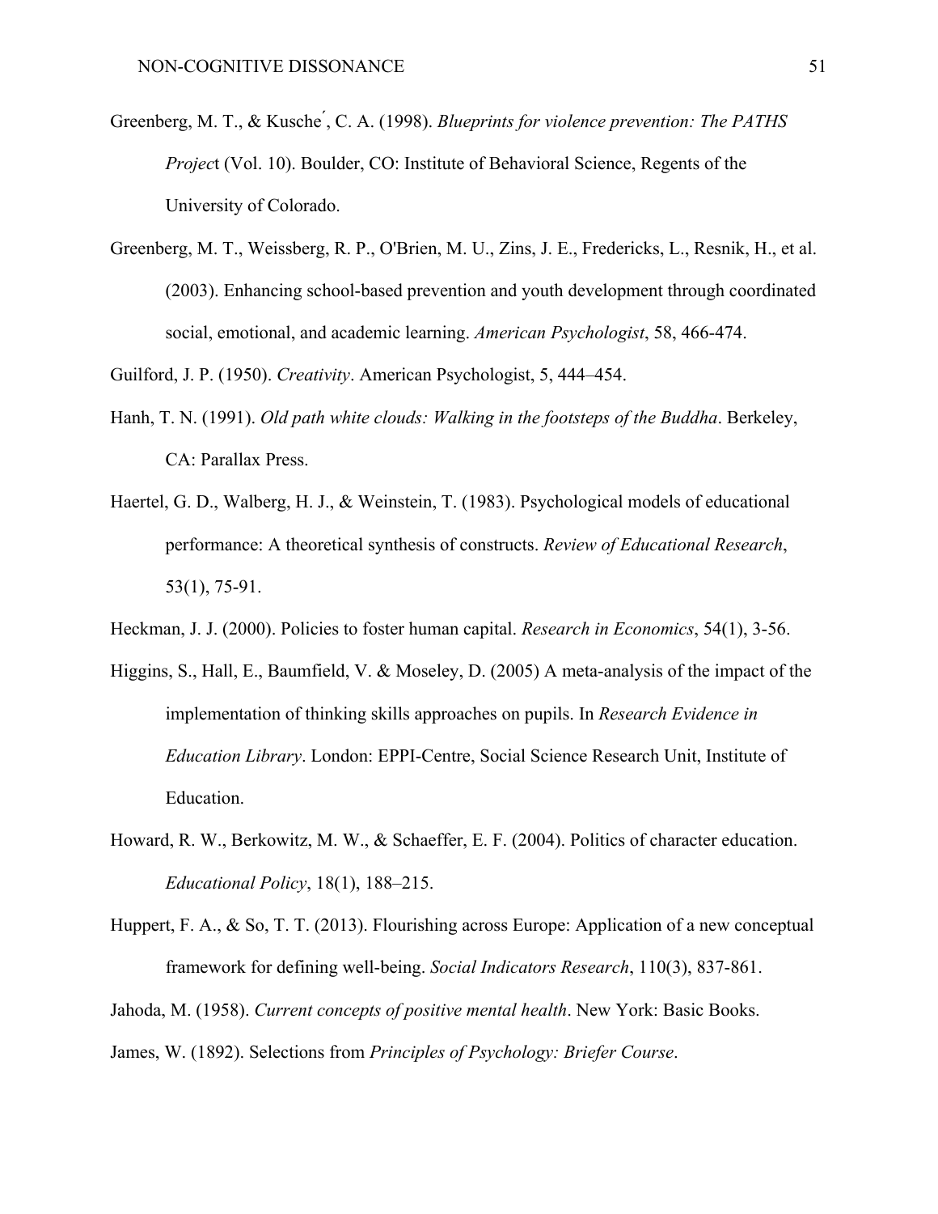Greenberg, M. T., & Kusche´, C. A. (1998). *Blueprints for violence prevention: The PATHS Projec*t (Vol. 10). Boulder, CO: Institute of Behavioral Science, Regents of the University of Colorado.

Greenberg, M. T., Weissberg, R. P., O'Brien, M. U., Zins, J. E., Fredericks, L., Resnik, H., et al. (2003). Enhancing school-based prevention and youth development through coordinated social, emotional, and academic learning. *American Psychologist*, 58, 466-474.

Guilford, J. P. (1950). *Creativity*. American Psychologist, 5, 444–454.

Hanh, T. N. (1991). *Old path white clouds: Walking in the footsteps of the Buddha*. Berkeley, CA: Parallax Press.

Haertel, G. D., Walberg, H. J., & Weinstein, T. (1983). Psychological models of educational performance: A theoretical synthesis of constructs. *Review of Educational Research*, 53(1), 75-91.

Heckman, J. J. (2000). Policies to foster human capital. *Research in Economics*, 54(1), 3-56.

Higgins, S., Hall, E., Baumfield, V. & Moseley, D. (2005) A meta-analysis of the impact of the implementation of thinking skills approaches on pupils. In *Research Evidence in Education Library*. London: EPPI-Centre, Social Science Research Unit, Institute of Education.

Howard, R. W., Berkowitz, M. W., & Schaeffer, E. F. (2004). Politics of character education. *Educational Policy*, 18(1), 188–215.

Huppert, F. A., & So, T. T. (2013). Flourishing across Europe: Application of a new conceptual framework for defining well-being. *Social Indicators Research*, 110(3), 837-861.

Jahoda, M. (1958). *Current concepts of positive mental health*. New York: Basic Books.

James, W. (1892). Selections from *Principles of Psychology: Briefer Course*.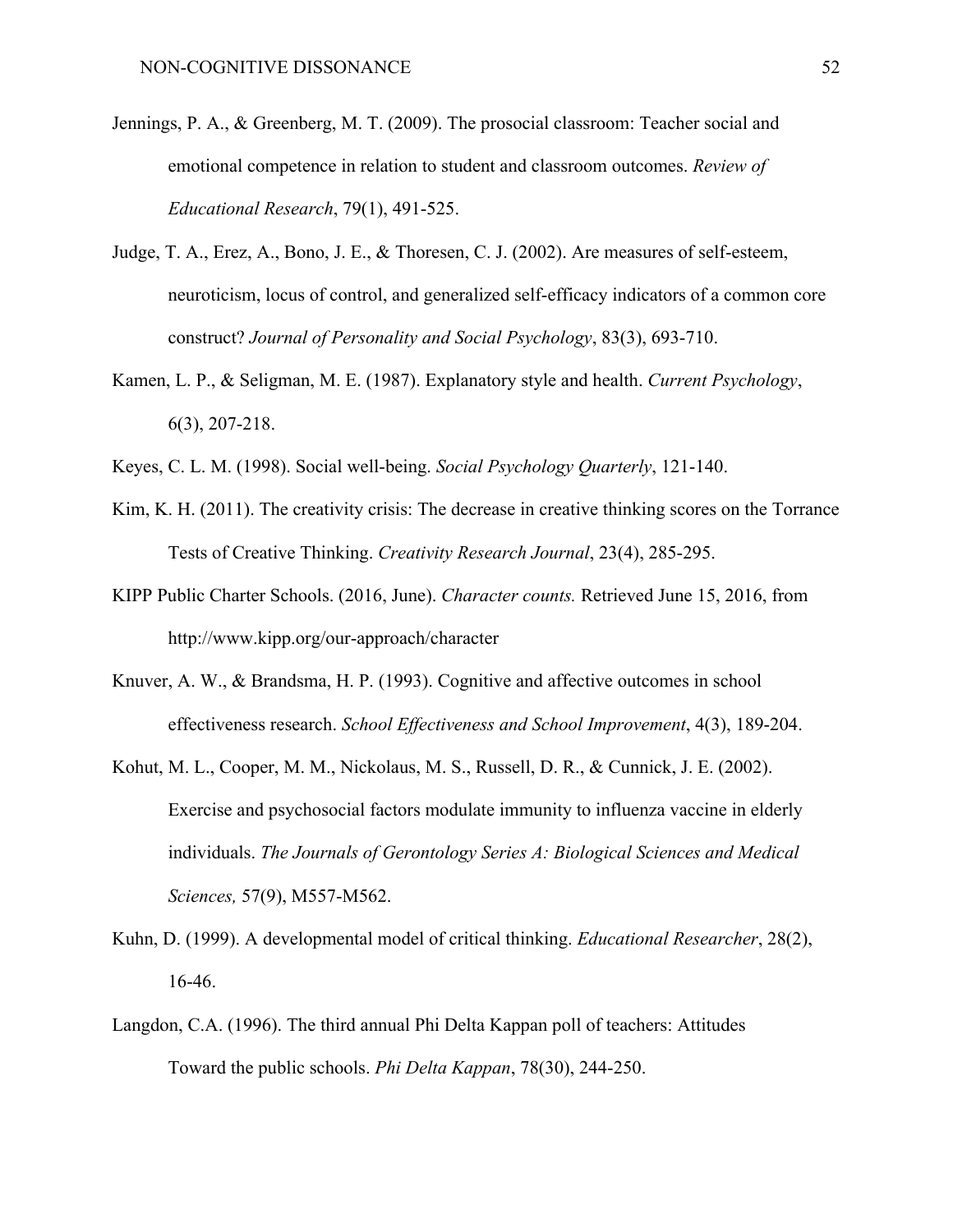Jennings, P. A., & Greenberg, M. T. (2009). The prosocial classroom: Teacher social and emotional competence in relation to student and classroom outcomes. *Review of Educational Research*, 79(1), 491-525.

Judge, T. A., Erez, A., Bono, J. E., & Thoresen, C. J. (2002). Are measures of self-esteem, neuroticism, locus of control, and generalized self-efficacy indicators of a common core construct? *Journal of Personality and Social Psychology*, 83(3), 693-710.

Kamen, L. P., & Seligman, M. E. (1987). Explanatory style and health. *Current Psychology*, 6(3), 207-218.

Keyes, C. L. M. (1998). Social well-being. *Social Psychology Quarterly*, 121-140.

Kim, K. H. (2011). The creativity crisis: The decrease in creative thinking scores on the Torrance Tests of Creative Thinking. *Creativity Research Journal*, 23(4), 285-295.

KIPP Public Charter Schools. (2016, June). *Character counts.* Retrieved June 15, 2016, from http://www.kipp.org/our-approach/character

Knuver, A. W., & Brandsma, H. P. (1993). Cognitive and affective outcomes in school effectiveness research. *School Effectiveness and School Improvement*, 4(3), 189-204.

Kohut, M. L., Cooper, M. M., Nickolaus, M. S., Russell, D. R., & Cunnick, J. E. (2002). Exercise and psychosocial factors modulate immunity to influenza vaccine in elderly individuals. *The Journals of Gerontology Series A: Biological Sciences and Medical Sciences,* 57(9), M557-M562.

Kuhn, D. (1999). A developmental model of critical thinking. *Educational Researcher*, 28(2), 16-46.

Langdon, C.A. (1996). The third annual Phi Delta Kappan poll of teachers: Attitudes Toward the public schools. *Phi Delta Kappan*, 78(30), 244-250.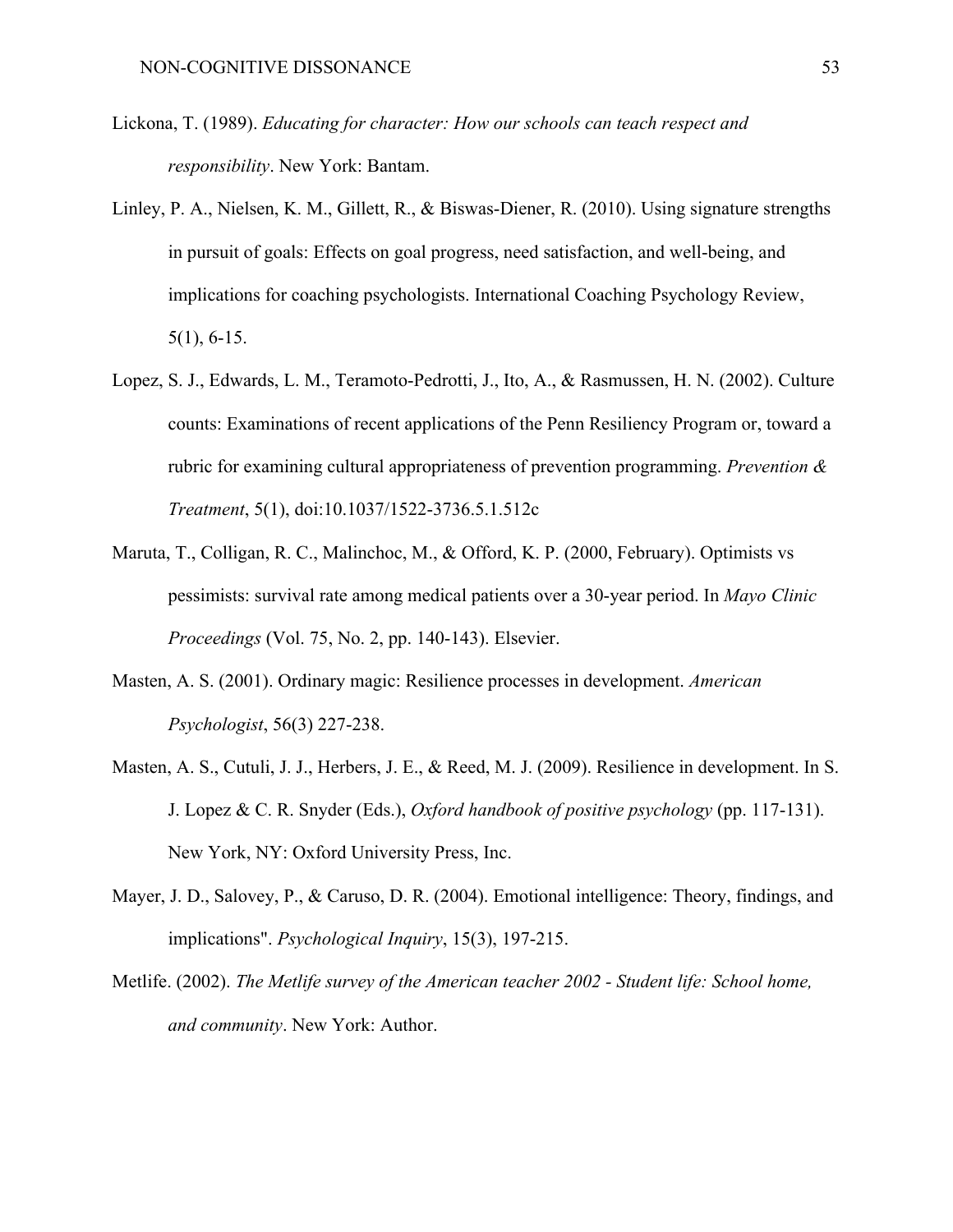Lickona, T. (1989). *Educating for character: How our schools can teach respect and responsibility*. New York: Bantam.

Linley, P. A., Nielsen, K. M., Gillett, R., & Biswas-Diener, R. (2010). Using signature strengths in pursuit of goals: Effects on goal progress, need satisfaction, and well-being, and implications for coaching psychologists. International Coaching Psychology Review, 5(1), 6-15.

Lopez, S. J., Edwards, L. M., Teramoto-Pedrotti, J., Ito, A., & Rasmussen, H. N. (2002). Culture counts: Examinations of recent applications of the Penn Resiliency Program or, toward a rubric for examining cultural appropriateness of prevention programming. *Prevention & Treatment*, 5(1), doi:10.1037/1522-3736.5.1.512c

Maruta, T., Colligan, R. C., Malinchoc, M., & Offord, K. P. (2000, February). Optimists vs pessimists: survival rate among medical patients over a 30-year period. In *Mayo Clinic Proceedings* (Vol. 75, No. 2, pp. 140-143). Elsevier.

Masten, A. S. (2001). Ordinary magic: Resilience processes in development. *American Psychologist*, 56(3) 227-238.

Masten, A. S., Cutuli, J. J., Herbers, J. E., & Reed, M. J. (2009). Resilience in development. In S. J. Lopez & C. R. Snyder (Eds.), *Oxford handbook of positive psychology* (pp. 117-131). New York, NY: Oxford University Press, Inc.

Mayer, J. D., Salovey, P., & Caruso, D. R. (2004). Emotional intelligence: Theory, findings, and implications". *Psychological Inquiry*, 15(3), 197-215.

Metlife. (2002). *The Metlife survey of the American teacher 2002 - Student life: School home, and community*. New York: Author.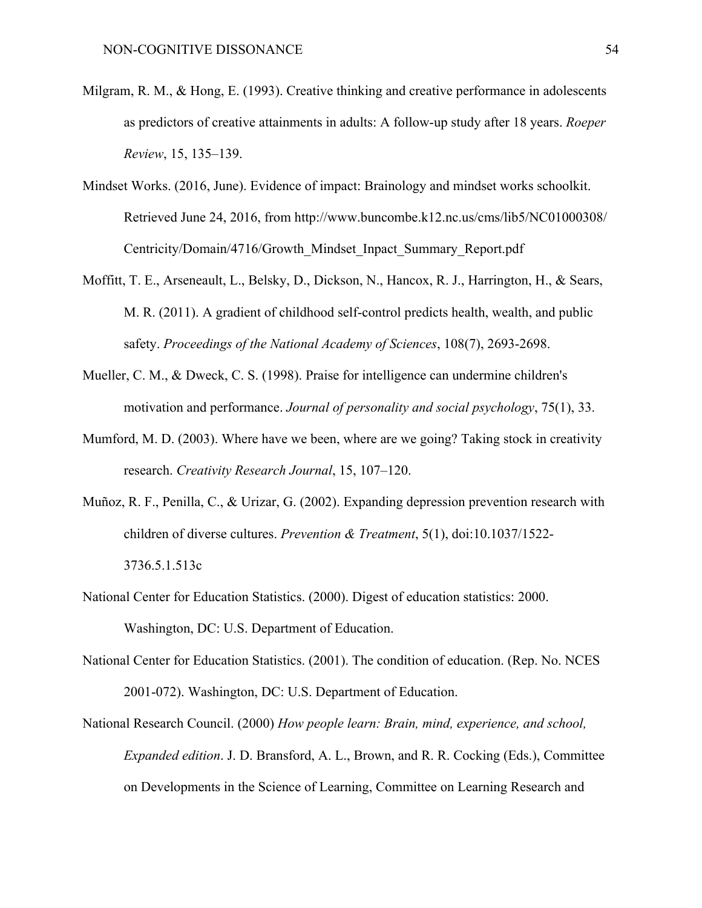Milgram, R. M., & Hong, E. (1993). Creative thinking and creative performance in adolescents as predictors of creative attainments in adults: A follow-up study after 18 years. *Roeper Review*, 15, 135–139.

Mindset Works. (2016, June). Evidence of impact: Brainology and mindset works schoolkit. Retrieved June 24, 2016, from http://www.buncombe.k12.nc.us/cms/lib5/NC01000308/Centricity/Domain/4716/Growth_Mindset_Inpact_Summary_Report.pdf

Moffitt, T. E., Arseneault, L., Belsky, D., Dickson, N., Hancox, R. J., Harrington, H., & Sears, M. R. (2011). A gradient of childhood self-control predicts health, wealth, and public safety. *Proceedings of the National Academy of Sciences*, 108(7), 2693-2698.

Mueller, C. M., & Dweck, C. S. (1998). Praise for intelligence can undermine children's motivation and performance. *Journal of personality and social psychology*, 75(1), 33.

Mumford, M. D. (2003). Where have we been, where are we going? Taking stock in creativity research. *Creativity Research Journal*, 15, 107–120.

Muñoz, R. F., Penilla, C., & Urizar, G. (2002). Expanding depression prevention research with children of diverse cultures. *Prevention & Treatment*, 5(1), doi:10.1037/1522-3736.5.1.513c

National Center for Education Statistics. (2000). Digest of education statistics: 2000. Washington, DC: U.S. Department of Education.

National Center for Education Statistics. (2001). The condition of education. (Rep. No. NCES 2001-072). Washington, DC: U.S. Department of Education.

National Research Council. (2000) *How people learn: Brain, mind, experience, and school, Expanded edition*. J. D. Bransford, A. L., Brown, and R. R. Cocking (Eds.), Committee on Developments in the Science of Learning, Committee on Learning Research and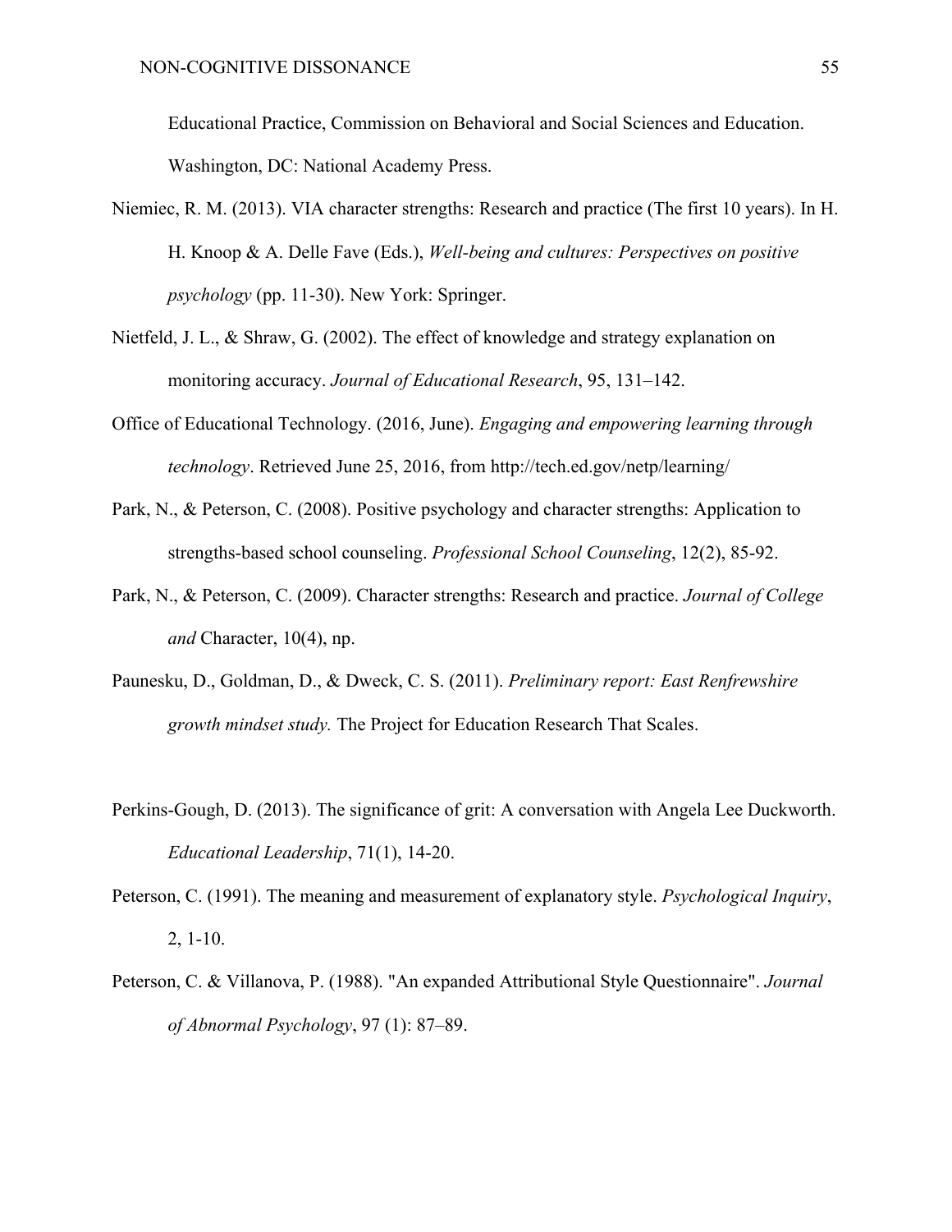Educational Practice, Commission on Behavioral and Social Sciences and Education. Washington, DC: National Academy Press.

Niemiec, R. M. (2013). VIA character strengths: Research and practice (The first 10 years). In H. H. Knoop & A. Delle Fave (Eds.), *Well-being and cultures: Perspectives on positive psychology* (pp. 11-30). New York: Springer.

Nietfeld, J. L., & Shraw, G. (2002). The effect of knowledge and strategy explanation on monitoring accuracy. *Journal of Educational Research*, 95, 131–142.

Office of Educational Technology. (2016, June). *Engaging and empowering learning through technology*. Retrieved June 25, 2016, from http://tech.ed.gov/netp/learning/

Park, N., & Peterson, C. (2008). Positive psychology and character strengths: Application to strengths-based school counseling. *Professional School Counseling*, 12(2), 85-92.

Park, N., & Peterson, C. (2009). Character strengths: Research and practice. *Journal of College and* Character, 10(4), np.

Paunesku, D., Goldman, D., & Dweck, C. S. (2011). *Preliminary report: East Renfrewshire growth mindset study.* The Project for Education Research That Scales.

Perkins-Gough, D. (2013). The significance of grit: A conversation with Angela Lee Duckworth. *Educational Leadership*, 71(1), 14-20.

Peterson, C. (1991). The meaning and measurement of explanatory style. *Psychological Inquiry*, 2, 1-10.

Peterson, C. & Villanova, P. (1988). "An expanded Attributional Style Questionnaire". *Journal of Abnormal Psychology*, 97 (1): 87–89.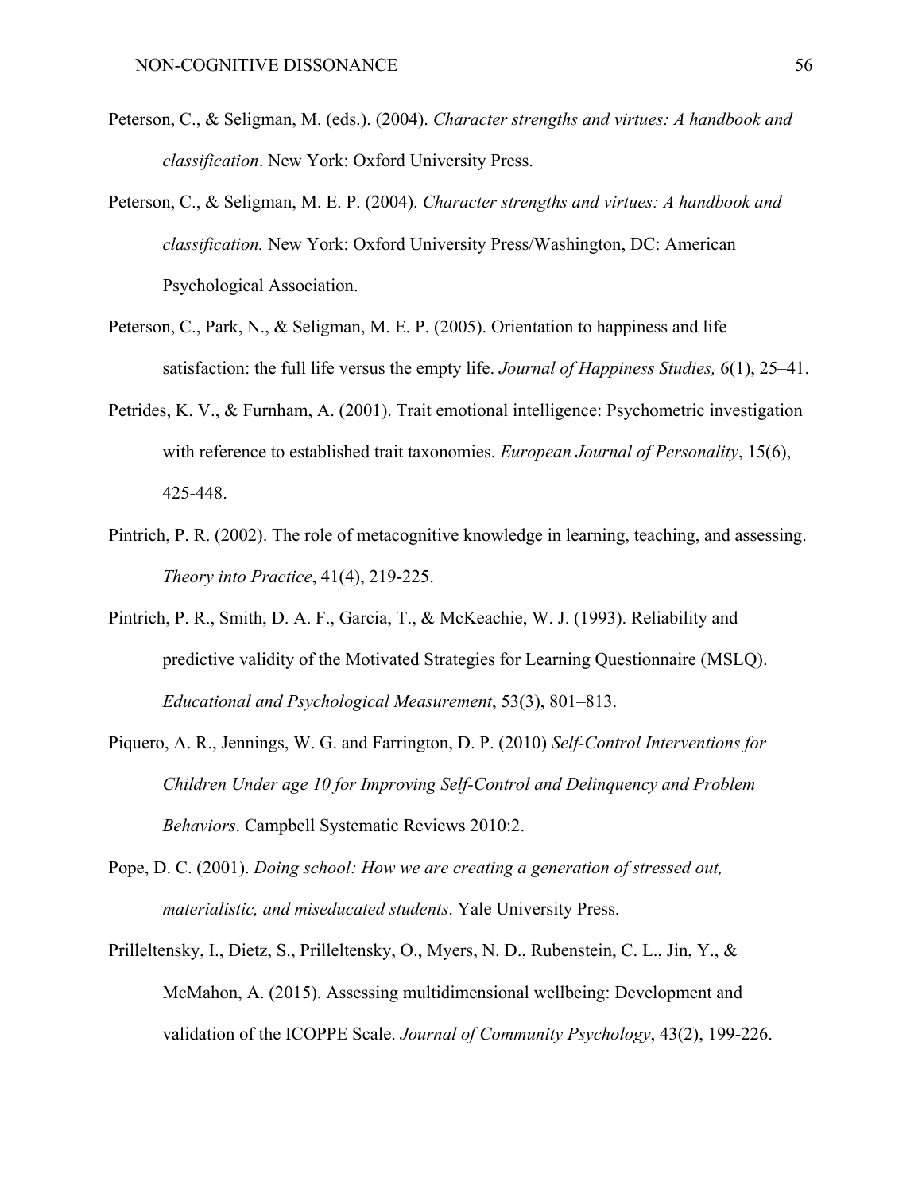Peterson, C., & Seligman, M. (eds.). (2004). *Character strengths and virtues: A handbook and classification*. New York: Oxford University Press.

Peterson, C., & Seligman, M. E. P. (2004). *Character strengths and virtues: A handbook and classification.* New York: Oxford University Press/Washington, DC: American Psychological Association.

Peterson, C., Park, N., & Seligman, M. E. P. (2005). Orientation to happiness and life satisfaction: the full life versus the empty life. *Journal of Happiness Studies,* 6(1), 25–41.

Petrides, K. V., & Furnham, A. (2001). Trait emotional intelligence: Psychometric investigation with reference to established trait taxonomies. *European Journal of Personality*, 15(6), 425-448.

Pintrich, P. R. (2002). The role of metacognitive knowledge in learning, teaching, and assessing. *Theory into Practice*, 41(4), 219-225.

Pintrich, P. R., Smith, D. A. F., Garcia, T., & McKeachie, W. J. (1993). Reliability and predictive validity of the Motivated Strategies for Learning Questionnaire (MSLQ). *Educational and Psychological Measurement*, 53(3), 801–813.

Piquero, A. R., Jennings, W. G. and Farrington, D. P. (2010) *Self-Control Interventions for Children Under age 10 for Improving Self-Control and Delinquency and Problem Behaviors*. Campbell Systematic Reviews 2010:2.

Pope, D. C. (2001). *Doing school: How we are creating a generation of stressed out, materialistic, and miseducated students*. Yale University Press.

Prilleltensky, I., Dietz, S., Prilleltensky, O., Myers, N. D., Rubenstein, C. L., Jin, Y., & McMahon, A. (2015). Assessing multidimensional wellbeing: Development and validation of the ICOPPE Scale. *Journal of Community Psychology*, 43(2), 199-226.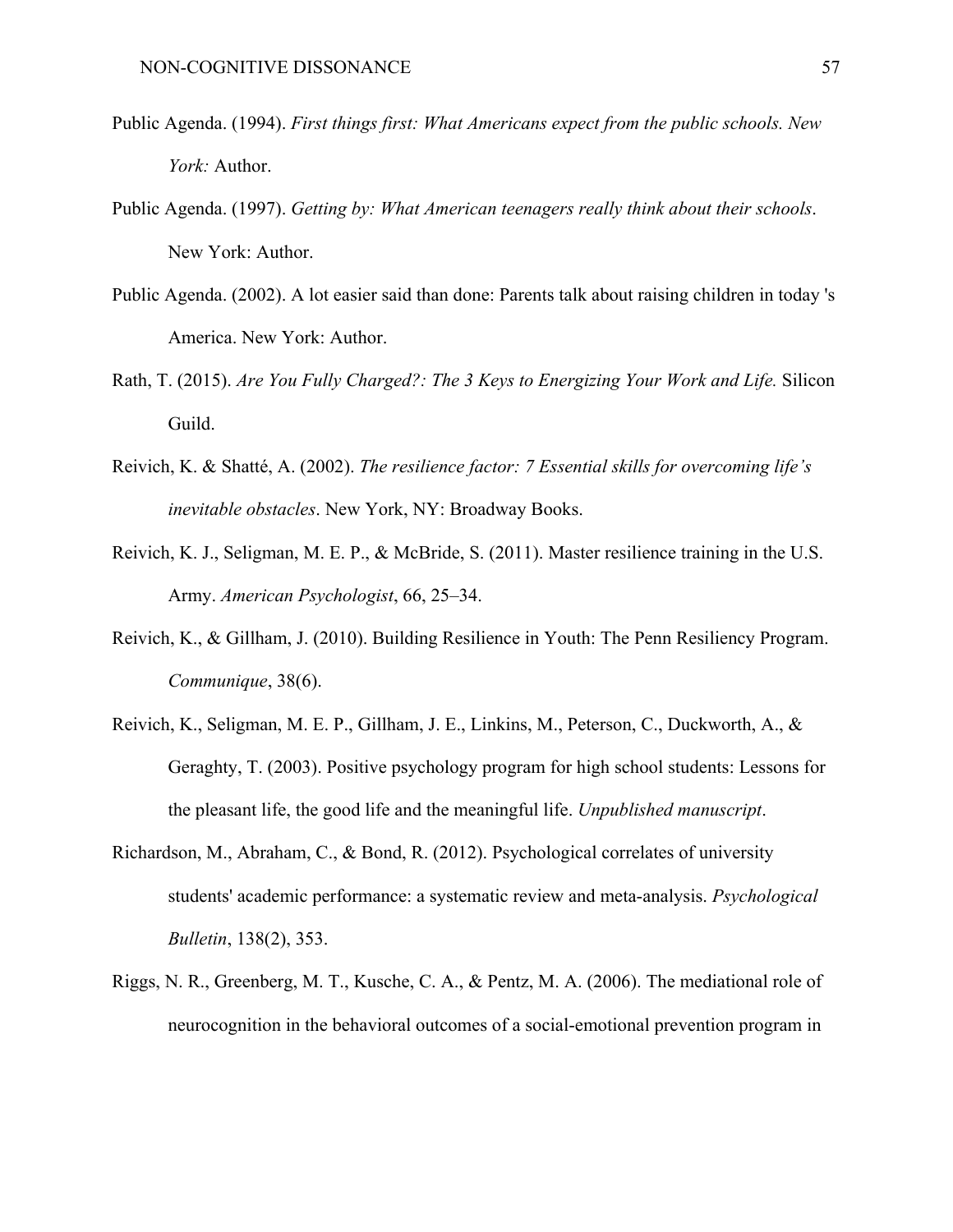Public Agenda. (1994). *First things first: What Americans expect from the public schools. New York:* Author.

Public Agenda. (1997). *Getting by: What American teenagers really think about their schools*. New York: Author.

Public Agenda. (2002). A lot easier said than done: Parents talk about raising children in today 's America. New York: Author.

Rath, T. (2015). *Are You Fully Charged?: The 3 Keys to Energizing Your Work and Life.* Silicon Guild.

Reivich, K. & Shatté, A. (2002). *The resilience factor: 7 Essential skills for overcoming life's inevitable obstacles*. New York, NY: Broadway Books.

Reivich, K. J., Seligman, M. E. P., & McBride, S. (2011). Master resilience training in the U.S. Army. *American Psychologist*, 66, 25–34.

Reivich, K., & Gillham, J. (2010). Building Resilience in Youth: The Penn Resiliency Program. *Communique*, 38(6).

Reivich, K., Seligman, M. E. P., Gillham, J. E., Linkins, M., Peterson, C., Duckworth, A., & Geraghty, T. (2003). Positive psychology program for high school students: Lessons for the pleasant life, the good life and the meaningful life. *Unpublished manuscript*.

Richardson, M., Abraham, C., & Bond, R. (2012). Psychological correlates of university students' academic performance: a systematic review and meta-analysis. *Psychological Bulletin*, 138(2), 353.

Riggs, N. R., Greenberg, M. T., Kusche, C. A., & Pentz, M. A. (2006). The mediational role of neurocognition in the behavioral outcomes of a social-emotional prevention program in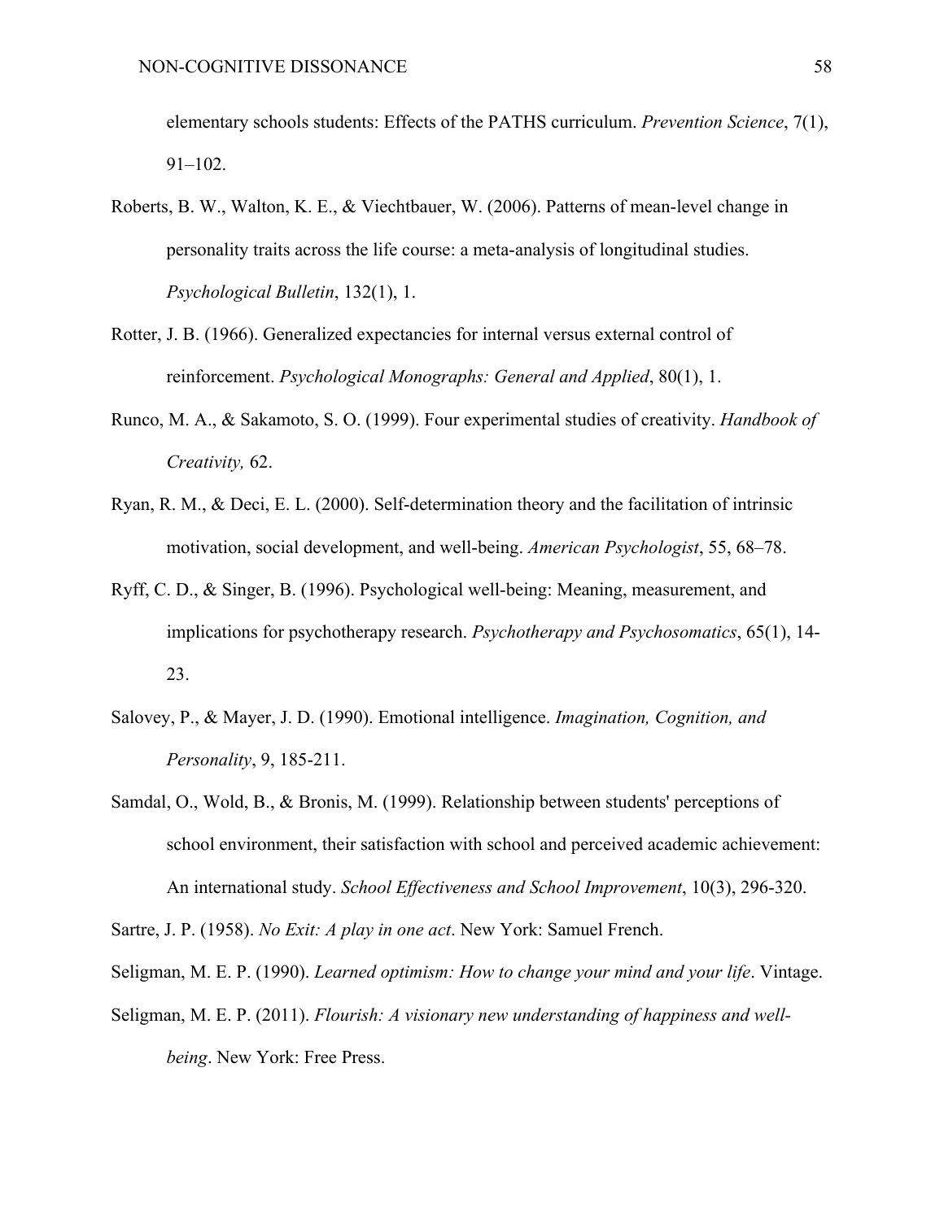elementary schools students: Effects of the PATHS curriculum. *Prevention Science*, 7(1), 91–102.

Roberts, B. W., Walton, K. E., & Viechtbauer, W. (2006). Patterns of mean-level change in personality traits across the life course: a meta-analysis of longitudinal studies. *Psychological Bulletin*, 132(1), 1.

Rotter, J. B. (1966). Generalized expectancies for internal versus external control of reinforcement. *Psychological Monographs: General and Applied*, 80(1), 1.

Runco, M. A., & Sakamoto, S. O. (1999). Four experimental studies of creativity. *Handbook of Creativity,* 62.

Ryan, R. M., & Deci, E. L. (2000). Self-determination theory and the facilitation of intrinsic motivation, social development, and well-being. *American Psychologist*, 55, 68–78.

Ryff, C. D., & Singer, B. (1996). Psychological well-being: Meaning, measurement, and implications for psychotherapy research. *Psychotherapy and Psychosomatics*, 65(1), 14-23.

Salovey, P., & Mayer, J. D. (1990). Emotional intelligence. *Imagination, Cognition, and Personality*, 9, 185-211.

Samdal, O., Wold, B., & Bronis, M. (1999). Relationship between students' perceptions of school environment, their satisfaction with school and perceived academic achievement: An international study. *School Effectiveness and School Improvement*, 10(3), 296-320.

Sartre, J. P. (1958). *No Exit: A play in one act*. New York: Samuel French.

Seligman, M. E. P. (1990). *Learned optimism: How to change your mind and your life*. Vintage.

Seligman, M. E. P. (2011). *Flourish: A visionary new understanding of happiness and well-being*. New York: Free Press.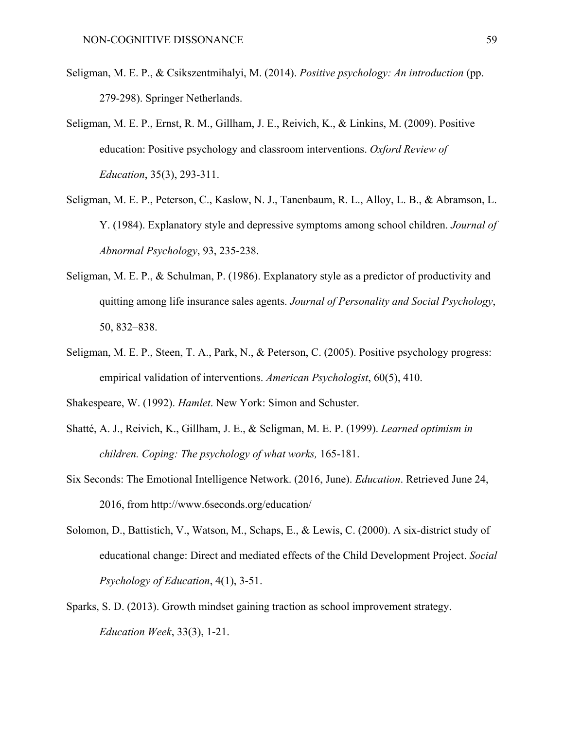Seligman, M. E. P., & Csikszentmihalyi, M. (2014). *Positive psychology: An introduction* (pp. 279-298). Springer Netherlands.

Seligman, M. E. P., Ernst, R. M., Gillham, J. E., Reivich, K., & Linkins, M. (2009). Positive education: Positive psychology and classroom interventions. *Oxford Review of Education*, 35(3), 293-311.

Seligman, M. E. P., Peterson, C., Kaslow, N. J., Tanenbaum, R. L., Alloy, L. B., & Abramson, L. Y. (1984). Explanatory style and depressive symptoms among school children. *Journal of Abnormal Psychology*, 93, 235-238.

Seligman, M. E. P., & Schulman, P. (1986). Explanatory style as a predictor of productivity and quitting among life insurance sales agents. *Journal of Personality and Social Psychology*, 50, 832–838.

Seligman, M. E. P., Steen, T. A., Park, N., & Peterson, C. (2005). Positive psychology progress: empirical validation of interventions. *American Psychologist*, 60(5), 410.

Shakespeare, W. (1992). *Hamlet*. New York: Simon and Schuster.

Shatté, A. J., Reivich, K., Gillham, J. E., & Seligman, M. E. P. (1999). *Learned optimism in children. Coping: The psychology of what works,* 165-181.

Six Seconds: The Emotional Intelligence Network. (2016, June). *Education*. Retrieved June 24, 2016, from http://www.6seconds.org/education/

Solomon, D., Battistich, V., Watson, M., Schaps, E., & Lewis, C. (2000). A six-district study of educational change: Direct and mediated effects of the Child Development Project. *Social Psychology of Education*, 4(1), 3-51.

Sparks, S. D. (2013). Growth mindset gaining traction as school improvement strategy. *Education Week*, 33(3), 1-21.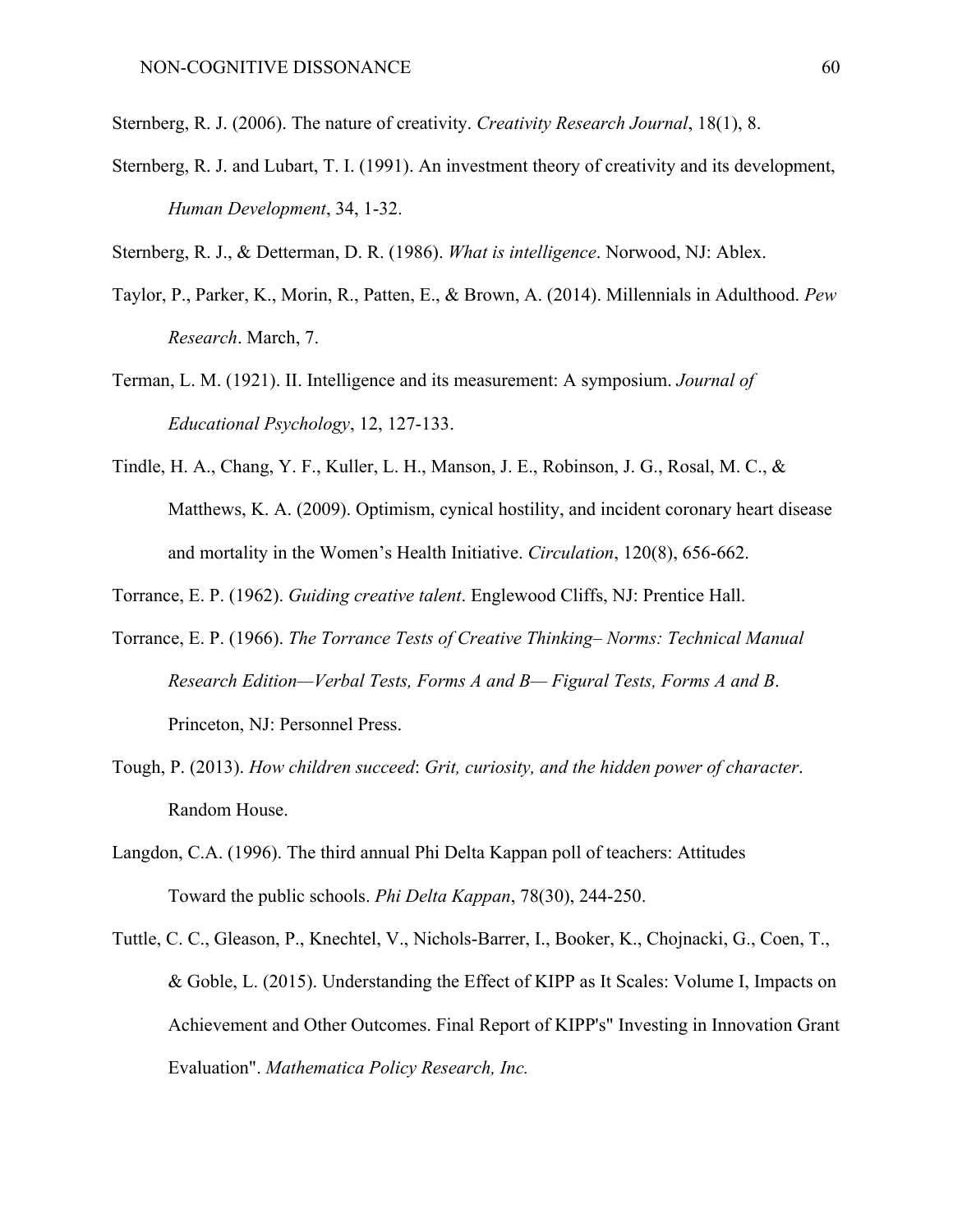Sternberg, R. J. (2006). The nature of creativity. *Creativity Research Journal*, 18(1), 8.

Sternberg, R. J. and Lubart, T. I. (1991). An investment theory of creativity and its development, *Human Development*, 34, 1-32.

Sternberg, R. J., & Detterman, D. R. (1986). *What is intelligence*. Norwood, NJ: Ablex.

Taylor, P., Parker, K., Morin, R., Patten, E., & Brown, A. (2014). Millennials in Adulthood. *Pew Research*. March, 7.

Terman, L. M. (1921). II. Intelligence and its measurement: A symposium. *Journal of Educational Psychology*, 12, 127-133.

Tindle, H. A., Chang, Y. F., Kuller, L. H., Manson, J. E., Robinson, J. G., Rosal, M. C., & Matthews, K. A. (2009). Optimism, cynical hostility, and incident coronary heart disease and mortality in the Women's Health Initiative. *Circulation*, 120(8), 656-662.

Torrance, E. P. (1962). *Guiding creative talent*. Englewood Cliffs, NJ: Prentice Hall.

Torrance, E. P. (1966). *The Torrance Tests of Creative Thinking– Norms: Technical Manual Research Edition—Verbal Tests, Forms A and B— Figural Tests, Forms A and B*. Princeton, NJ: Personnel Press.

Tough, P. (2013). *How children succeed*: *Grit, curiosity, and the hidden power of character*. Random House.

Langdon, C.A. (1996). The third annual Phi Delta Kappan poll of teachers: Attitudes Toward the public schools. *Phi Delta Kappan*, 78(30), 244-250.

Tuttle, C. C., Gleason, P., Knechtel, V., Nichols-Barrer, I., Booker, K., Chojnacki, G., Coen, T., & Goble, L. (2015). Understanding the Effect of KIPP as It Scales: Volume I, Impacts on Achievement and Other Outcomes. Final Report of KIPP's" Investing in Innovation Grant Evaluation". *Mathematica Policy Research, Inc.*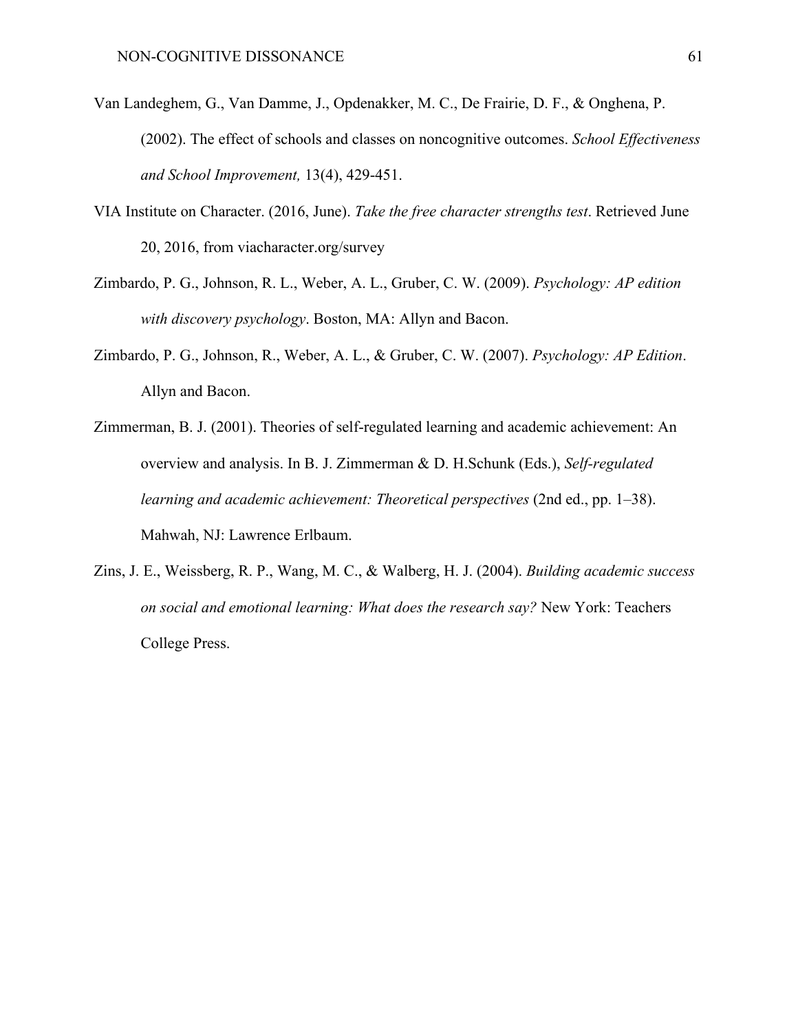Van Landeghem, G., Van Damme, J., Opdenakker, M. C., De Frairie, D. F., & Onghena, P. (2002). The effect of schools and classes on noncognitive outcomes. *School Effectiveness and School Improvement,* 13(4), 429-451.

VIA Institute on Character. (2016, June). *Take the free character strengths test*. Retrieved June 20, 2016, from viacharacter.org/survey

Zimbardo, P. G., Johnson, R. L., Weber, A. L., Gruber, C. W. (2009). *Psychology: AP edition with discovery psychology*. Boston, MA: Allyn and Bacon.

Zimbardo, P. G., Johnson, R., Weber, A. L., & Gruber, C. W. (2007). *Psychology: AP Edition*. Allyn and Bacon.

Zimmerman, B. J. (2001). Theories of self-regulated learning and academic achievement: An overview and analysis. In B. J. Zimmerman & D. H.Schunk (Eds.), *Self-regulated learning and academic achievement: Theoretical perspectives* (2nd ed., pp. 1–38). Mahwah, NJ: Lawrence Erlbaum.

Zins, J. E., Weissberg, R. P., Wang, M. C., & Walberg, H. J. (2004). *Building academic success on social and emotional learning: What does the research say?* New York: Teachers College Press.